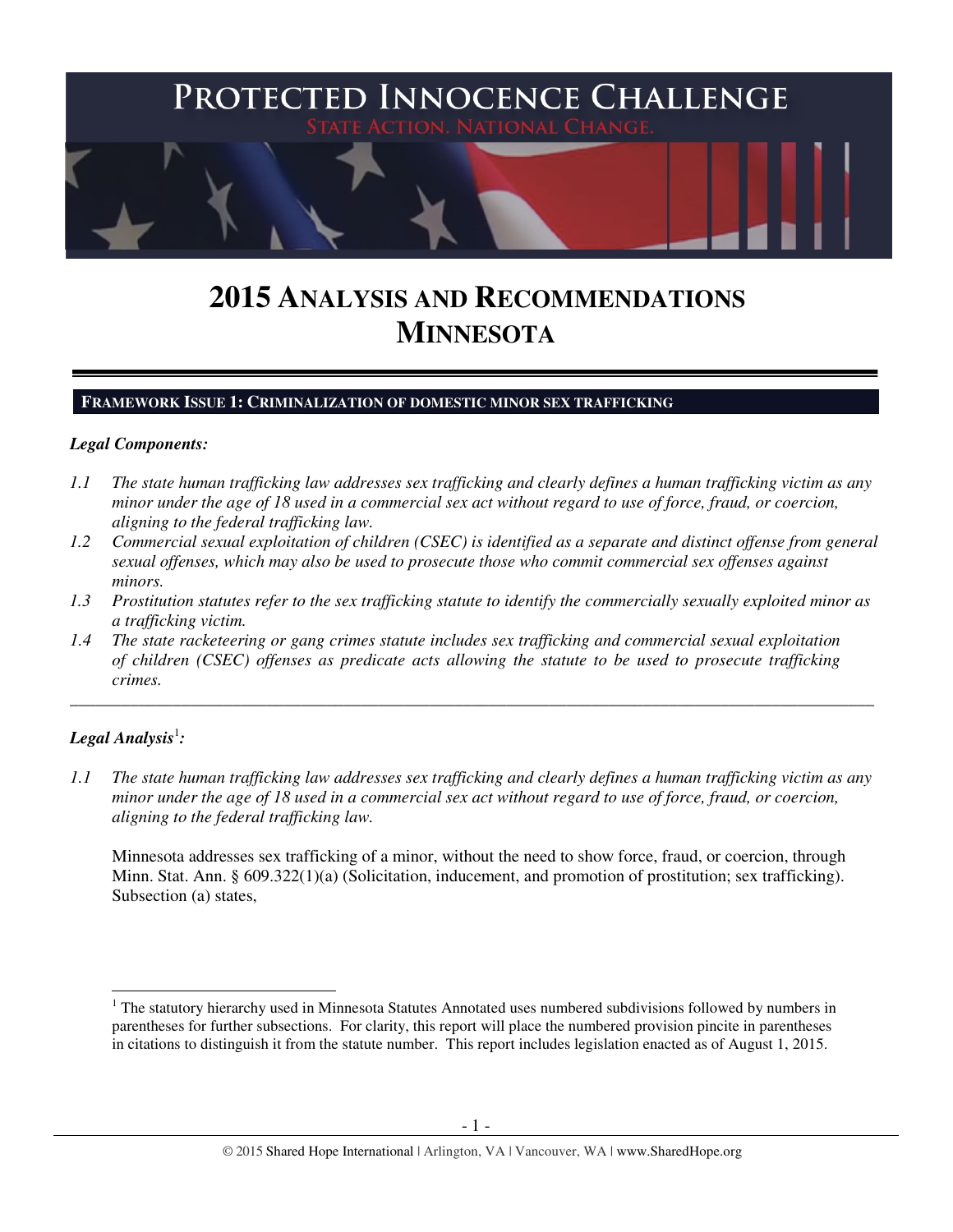# PROTECTED INNOCENCE CHALLENGE

STATE ACTION. NATIONAL CHANGE.

# 2015 ANALYSIS AND RECOMMENDATIONS MINNESOTA

## FRAMEWORK ISSUE 1: CRIMINALIZATION OF DOMESTIC MINOR SEX TRAFFICKING

***Legal Components:***

*1.1 The state human trafficking law addresses sex trafficking and clearly defines a human trafficking victim as any minor under the age of 18 used in a commercial sex act without regard to use of force, fraud, or coercion, aligning to the federal trafficking law.*

*1.2 Commercial sexual exploitation of children (CSEC) is identified as a separate and distinct offense from general sexual offenses, which may also be used to prosecute those who commit commercial sex offenses against minors.*

*1.3 Prostitution statutes refer to the sex trafficking statute to identify the commercially sexually exploited minor as a trafficking victim.*

*1.4 The state racketeering or gang crimes statute includes sex trafficking and commercial sexual exploitation of children (CSEC) offenses as predicate acts allowing the statute to be used to prosecute trafficking crimes.*

---

***Legal Analysis*[1]*:***

*1.1 The state human trafficking law addresses sex trafficking and clearly defines a human trafficking victim as any minor under the age of 18 used in a commercial sex act without regard to use of force, fraud, or coercion, aligning to the federal trafficking law.*

Minnesota addresses sex trafficking of a minor, without the need to show force, fraud, or coercion, through Minn. Stat. Ann. § 609.322(1)(a) (Solicitation, inducement, and promotion of prostitution; sex trafficking). Subsection (a) states,

---

[1] The statutory hierarchy used in Minnesota Statutes Annotated uses numbered subdivisions followed by numbers in parentheses for further subsections. For clarity, this report will place the numbered provision pincite in parentheses in citations to distinguish it from the statute number. This report includes legislation enacted as of August 1, 2015.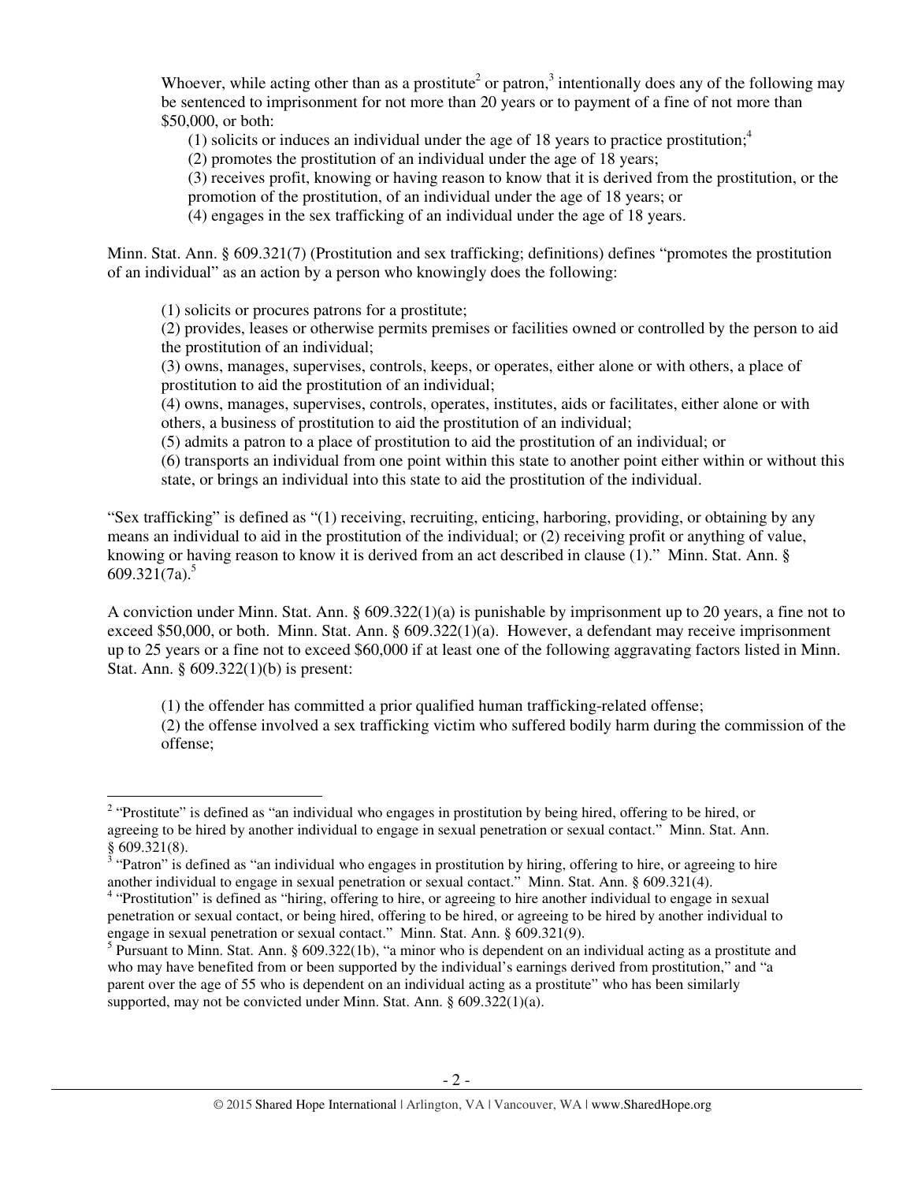Whoever, while acting other than as a prostitute[2] or patron,[3] intentionally does any of the following may be sentenced to imprisonment for not more than 20 years or to payment of a fine of not more than $50,000, or both:

(1) solicits or induces an individual under the age of 18 years to practice prostitution;[4]
(2) promotes the prostitution of an individual under the age of 18 years;
(3) receives profit, knowing or having reason to know that it is derived from the prostitution, or the promotion of the prostitution, of an individual under the age of 18 years; or
(4) engages in the sex trafficking of an individual under the age of 18 years.

Minn. Stat. Ann. § 609.321(7) (Prostitution and sex trafficking; definitions) defines "promotes the prostitution of an individual" as an action by a person who knowingly does the following:

(1) solicits or procures patrons for a prostitute;
(2) provides, leases or otherwise permits premises or facilities owned or controlled by the person to aid the prostitution of an individual;
(3) owns, manages, supervises, controls, keeps, or operates, either alone or with others, a place of prostitution to aid the prostitution of an individual;
(4) owns, manages, supervises, controls, operates, institutes, aids or facilitates, either alone or with others, a business of prostitution to aid the prostitution of an individual;
(5) admits a patron to a place of prostitution to aid the prostitution of an individual; or
(6) transports an individual from one point within this state to another point either within or without this state, or brings an individual into this state to aid the prostitution of the individual.

"Sex trafficking" is defined as "(1) receiving, recruiting, enticing, harboring, providing, or obtaining by any means an individual to aid in the prostitution of the individual; or (2) receiving profit or anything of value, knowing or having reason to know it is derived from an act described in clause (1)." Minn. Stat. Ann. § 609.321(7a).[5]

A conviction under Minn. Stat. Ann. § 609.322(1)(a) is punishable by imprisonment up to 20 years, a fine not to exceed $50,000, or both. Minn. Stat. Ann. § 609.322(1)(a). However, a defendant may receive imprisonment up to 25 years or a fine not to exceed $60,000 if at least one of the following aggravating factors listed in Minn. Stat. Ann. § 609.322(1)(b) is present:

(1) the offender has committed a prior qualified human trafficking-related offense;
(2) the offense involved a sex trafficking victim who suffered bodily harm during the commission of the offense;

---

[2] "Prostitute" is defined as "an individual who engages in prostitution by being hired, offering to be hired, or agreeing to be hired by another individual to engage in sexual penetration or sexual contact." Minn. Stat. Ann. § 609.321(8).

[3] "Patron" is defined as "an individual who engages in prostitution by hiring, offering to hire, or agreeing to hire another individual to engage in sexual penetration or sexual contact." Minn. Stat. Ann. § 609.321(4).

[4] "Prostitution" is defined as "hiring, offering to hire, or agreeing to hire another individual to engage in sexual penetration or sexual contact, or being hired, offering to be hired, or agreeing to be hired by another individual to engage in sexual penetration or sexual contact." Minn. Stat. Ann. § 609.321(9).

[5] Pursuant to Minn. Stat. Ann. § 609.322(1b), "a minor who is dependent on an individual acting as a prostitute and who may have benefited from or been supported by the individual's earnings derived from prostitution," and "a parent over the age of 55 who is dependent on an individual acting as a prostitute" who has been similarly supported, may not be convicted under Minn. Stat. Ann. § 609.322(1)(a).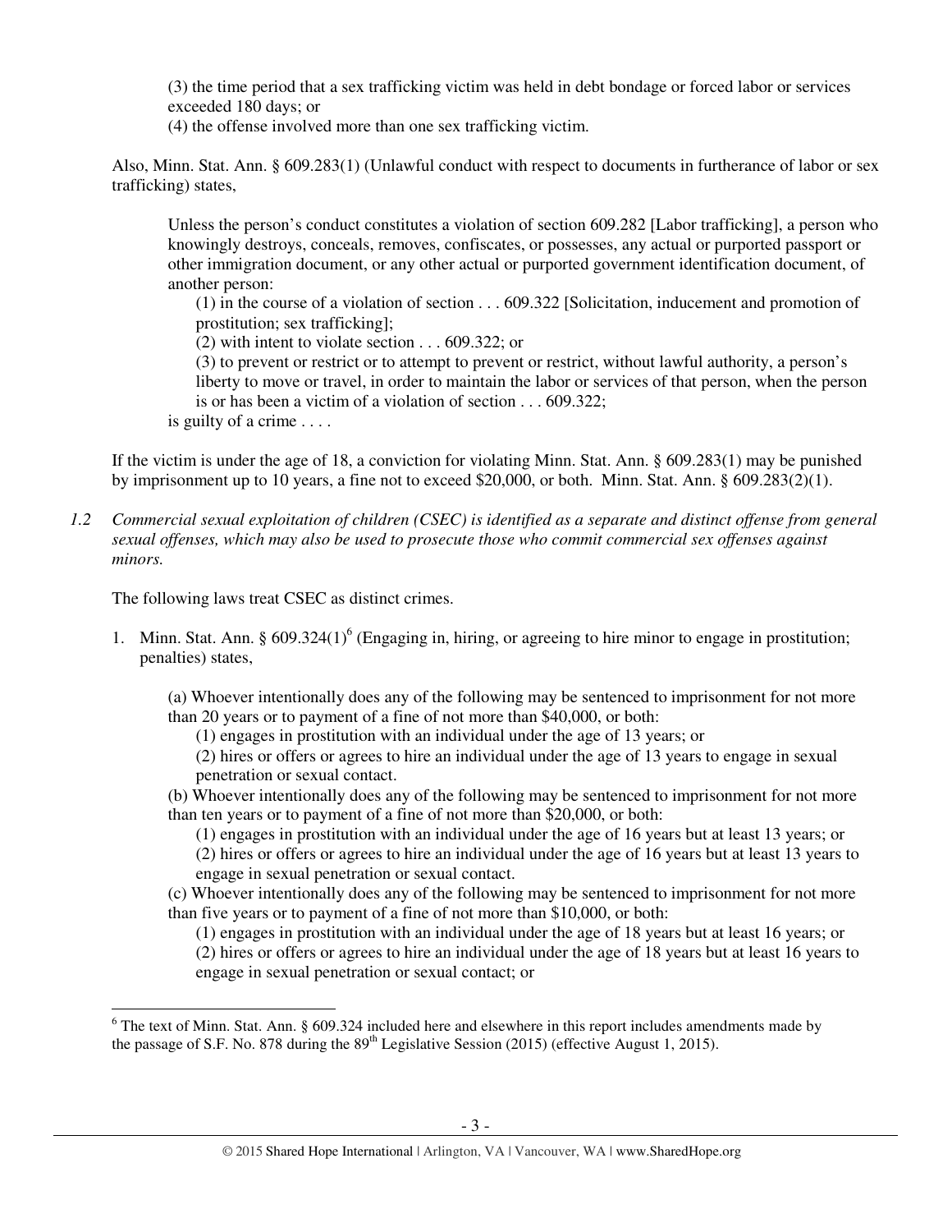(3) the time period that a sex trafficking victim was held in debt bondage or forced labor or services exceeded 180 days; or
(4) the offense involved more than one sex trafficking victim.

Also, Minn. Stat. Ann. § 609.283(1) (Unlawful conduct with respect to documents in furtherance of labor or sex trafficking) states,

> Unless the person's conduct constitutes a violation of section 609.282 [Labor trafficking], a person who knowingly destroys, conceals, removes, confiscates, or possesses, any actual or purported passport or other immigration document, or any other actual or purported government identification document, of another person:
>
> (1) in the course of a violation of section . . . 609.322 [Solicitation, inducement and promotion of prostitution; sex trafficking];
>
> (2) with intent to violate section . . . 609.322; or
>
> (3) to prevent or restrict or to attempt to prevent or restrict, without lawful authority, a person's liberty to move or travel, in order to maintain the labor or services of that person, when the person is or has been a victim of a violation of section . . . 609.322;
>
> is guilty of a crime . . . .

If the victim is under the age of 18, a conviction for violating Minn. Stat. Ann. § 609.283(1) may be punished by imprisonment up to 10 years, a fine not to exceed $20,000, or both. Minn. Stat. Ann. § 609.283(2)(1).

*1.2 Commercial sexual exploitation of children (CSEC) is identified as a separate and distinct offense from general sexual offenses, which may also be used to prosecute those who commit commercial sex offenses against minors.*

The following laws treat CSEC as distinct crimes.

1. Minn. Stat. Ann. § 609.324(1)[6] (Engaging in, hiring, or agreeing to hire minor to engage in prostitution; penalties) states,

   > (a) Whoever intentionally does any of the following may be sentenced to imprisonment for not more than 20 years or to payment of a fine of not more than $40,000, or both:
   >
   > (1) engages in prostitution with an individual under the age of 13 years; or
   >
   > (2) hires or offers or agrees to hire an individual under the age of 13 years to engage in sexual penetration or sexual contact.
   >
   > (b) Whoever intentionally does any of the following may be sentenced to imprisonment for not more than ten years or to payment of a fine of not more than $20,000, or both:
   >
   > (1) engages in prostitution with an individual under the age of 16 years but at least 13 years; or
   >
   > (2) hires or offers or agrees to hire an individual under the age of 16 years but at least 13 years to engage in sexual penetration or sexual contact.
   >
   > (c) Whoever intentionally does any of the following may be sentenced to imprisonment for not more than five years or to payment of a fine of not more than $10,000, or both:
   >
   > (1) engages in prostitution with an individual under the age of 18 years but at least 16 years; or
   >
   > (2) hires or offers or agrees to hire an individual under the age of 18 years but at least 16 years to engage in sexual penetration or sexual contact; or

[6] The text of Minn. Stat. Ann. § 609.324 included here and elsewhere in this report includes amendments made by the passage of S.F. No. 878 during the 89th Legislative Session (2015) (effective August 1, 2015).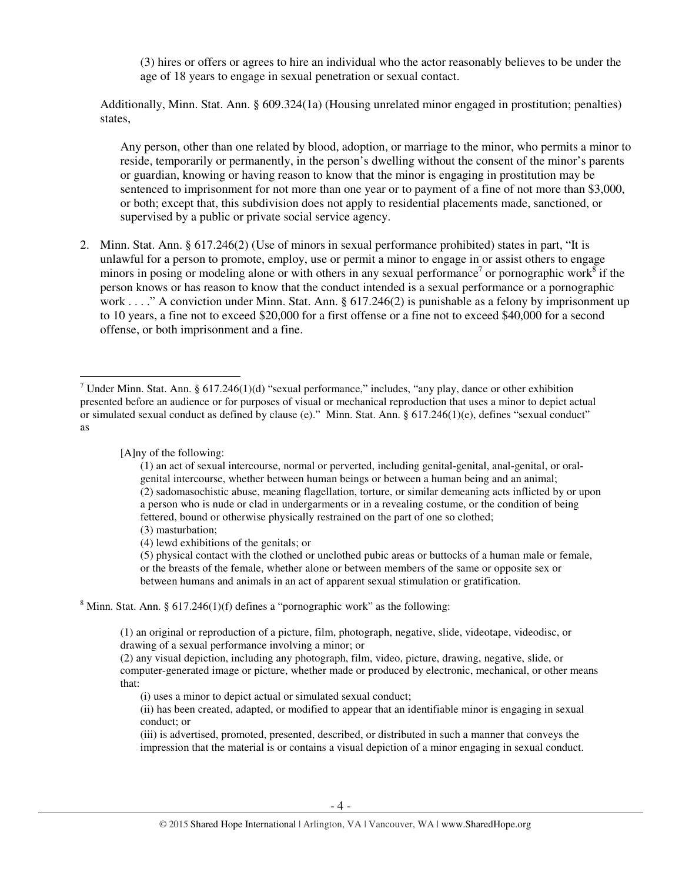(3) hires or offers or agrees to hire an individual who the actor reasonably believes to be under the age of 18 years to engage in sexual penetration or sexual contact.

Additionally, Minn. Stat. Ann. § 609.324(1a) (Housing unrelated minor engaged in prostitution; penalties) states,

> Any person, other than one related by blood, adoption, or marriage to the minor, who permits a minor to reside, temporarily or permanently, in the person's dwelling without the consent of the minor's parents or guardian, knowing or having reason to know that the minor is engaging in prostitution may be sentenced to imprisonment for not more than one year or to payment of a fine of not more than $3,000, or both; except that, this subdivision does not apply to residential placements made, sanctioned, or supervised by a public or private social service agency.

2. Minn. Stat. Ann. § 617.246(2) (Use of minors in sexual performance prohibited) states in part, "It is unlawful for a person to promote, employ, use or permit a minor to engage in or assist others to engage minors in posing or modeling alone or with others in any sexual performance[7] or pornographic work[8] if the person knows or has reason to know that the conduct intended is a sexual performance or a pornographic work . . . ." A conviction under Minn. Stat. Ann. § 617.246(2) is punishable as a felony by imprisonment up to 10 years, a fine not to exceed $20,000 for a first offense or a fine not to exceed $40,000 for a second offense, or both imprisonment and a fine.

---

[7] Under Minn. Stat. Ann. § 617.246(1)(d) "sexual performance," includes, "any play, dance or other exhibition presented before an audience or for purposes of visual or mechanical reproduction that uses a minor to depict actual or simulated sexual conduct as defined by clause (e)." Minn. Stat. Ann. § 617.246(1)(e), defines "sexual conduct" as

> [A]ny of the following:
>
> (1) an act of sexual intercourse, normal or perverted, including genital-genital, anal-genital, or oral-genital intercourse, whether between human beings or between a human being and an animal;
> (2) sadomasochistic abuse, meaning flagellation, torture, or similar demeaning acts inflicted by or upon a person who is nude or clad in undergarments or in a revealing costume, or the condition of being fettered, bound or otherwise physically restrained on the part of one so clothed;
> (3) masturbation;
> (4) lewd exhibitions of the genitals; or
> (5) physical contact with the clothed or unclothed pubic areas or buttocks of a human male or female, or the breasts of the female, whether alone or between members of the same or opposite sex or between humans and animals in an act of apparent sexual stimulation or gratification.

[8] Minn. Stat. Ann. § 617.246(1)(f) defines a "pornographic work" as the following:

> (1) an original or reproduction of a picture, film, photograph, negative, slide, videotape, videodisc, or drawing of a sexual performance involving a minor; or
> (2) any visual depiction, including any photograph, film, video, picture, drawing, negative, slide, or computer-generated image or picture, whether made or produced by electronic, mechanical, or other means that:
> (i) uses a minor to depict actual or simulated sexual conduct;
> (ii) has been created, adapted, or modified to appear that an identifiable minor is engaging in sexual conduct; or
> (iii) is advertised, promoted, presented, described, or distributed in such a manner that conveys the impression that the material is or contains a visual depiction of a minor engaging in sexual conduct.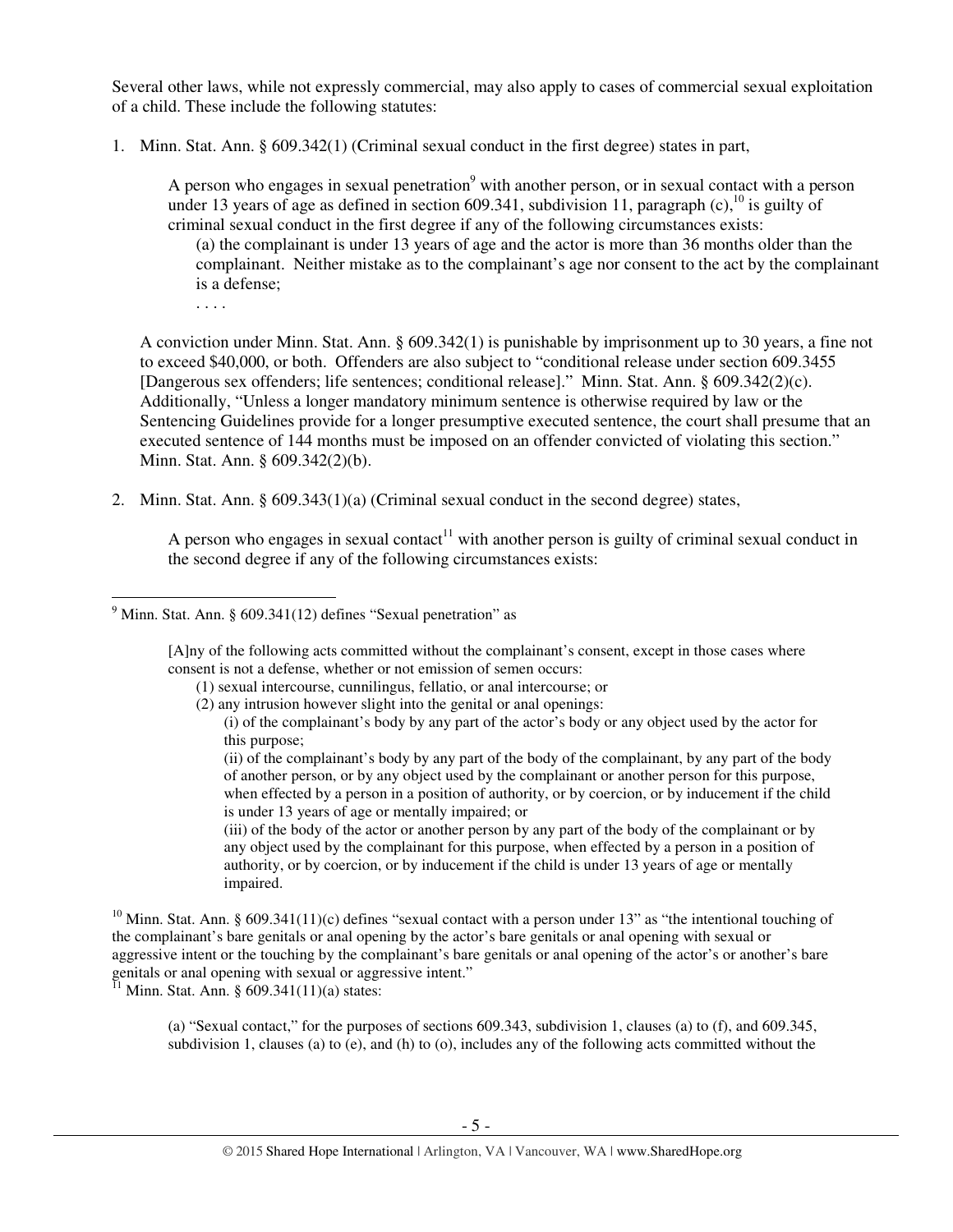Several other laws, while not expressly commercial, may also apply to cases of commercial sexual exploitation of a child. These include the following statutes:

1. Minn. Stat. Ann. § 609.342(1) (Criminal sexual conduct in the first degree) states in part,

   > A person who engages in sexual penetration[9] with another person, or in sexual contact with a person under 13 years of age as defined in section 609.341, subdivision 11, paragraph (c),[10] is guilty of criminal sexual conduct in the first degree if any of the following circumstances exists:
   >
   > (a) the complainant is under 13 years of age and the actor is more than 36 months older than the complainant. Neither mistake as to the complainant's age nor consent to the act by the complainant is a defense;
   >
   > . . . .

   A conviction under Minn. Stat. Ann. § 609.342(1) is punishable by imprisonment up to 30 years, a fine not to exceed $40,000, or both. Offenders are also subject to "conditional release under section 609.3455 [Dangerous sex offenders; life sentences; conditional release]." Minn. Stat. Ann. § 609.342(2)(c). Additionally, "Unless a longer mandatory minimum sentence is otherwise required by law or the Sentencing Guidelines provide for a longer presumptive executed sentence, the court shall presume that an executed sentence of 144 months must be imposed on an offender convicted of violating this section." Minn. Stat. Ann. § 609.342(2)(b).

2. Minn. Stat. Ann. § 609.343(1)(a) (Criminal sexual conduct in the second degree) states,

   > A person who engages in sexual contact[11] with another person is guilty of criminal sexual conduct in the second degree if any of the following circumstances exists:

---

[9] Minn. Stat. Ann. § 609.341(12) defines "Sexual penetration" as

> [A]ny of the following acts committed without the complainant's consent, except in those cases where consent is not a defense, whether or not emission of semen occurs:
>
> (1) sexual intercourse, cunnilingus, fellatio, or anal intercourse; or
>
> (2) any intrusion however slight into the genital or anal openings:
>
> (i) of the complainant's body by any part of the actor's body or any object used by the actor for this purpose;
>
> (ii) of the complainant's body by any part of the body of the complainant, by any part of the body of another person, or by any object used by the complainant or another person for this purpose, when effected by a person in a position of authority, or by coercion, or by inducement if the child is under 13 years of age or mentally impaired; or
>
> (iii) of the body of the actor or another person by any part of the body of the complainant or by any object used by the complainant for this purpose, when effected by a person in a position of authority, or by coercion, or by inducement if the child is under 13 years of age or mentally impaired.

[10] Minn. Stat. Ann. § 609.341(11)(c) defines "sexual contact with a person under 13" as "the intentional touching of the complainant's bare genitals or anal opening by the actor's bare genitals or anal opening with sexual or aggressive intent or the touching by the complainant's bare genitals or anal opening of the actor's or another's bare genitals or anal opening with sexual or aggressive intent."

[11] Minn. Stat. Ann. § 609.341(11)(a) states:

> (a) "Sexual contact," for the purposes of sections 609.343, subdivision 1, clauses (a) to (f), and 609.345, subdivision 1, clauses (a) to (e), and (h) to (o), includes any of the following acts committed without the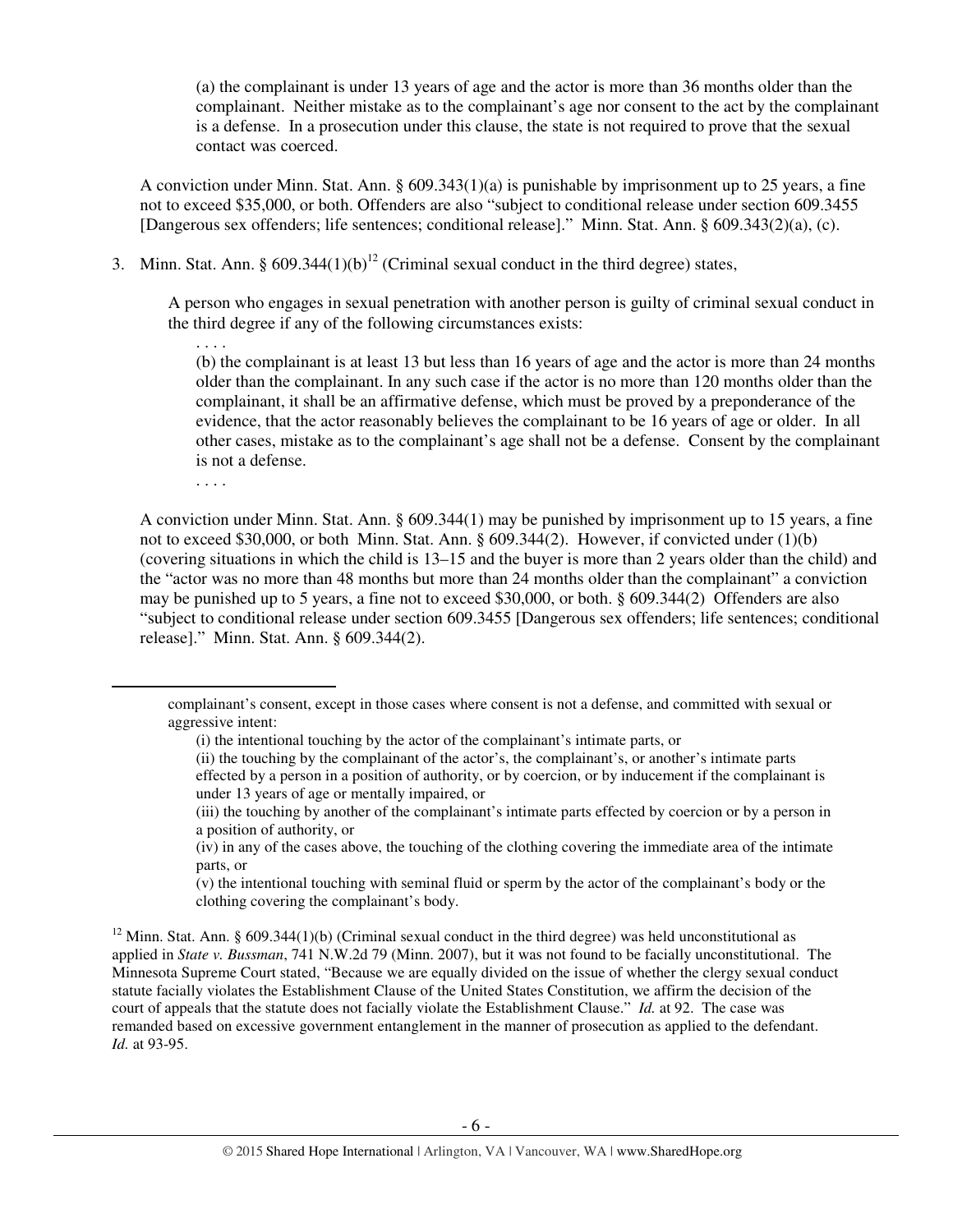(a) the complainant is under 13 years of age and the actor is more than 36 months older than the complainant. Neither mistake as to the complainant's age nor consent to the act by the complainant is a defense. In a prosecution under this clause, the state is not required to prove that the sexual contact was coerced.

A conviction under Minn. Stat. Ann. § 609.343(1)(a) is punishable by imprisonment up to 25 years, a fine not to exceed $35,000, or both. Offenders are also "subject to conditional release under section 609.3455 [Dangerous sex offenders; life sentences; conditional release]." Minn. Stat. Ann. § 609.343(2)(a), (c).

3. Minn. Stat. Ann. § 609.344(1)(b)[12] (Criminal sexual conduct in the third degree) states,

   A person who engages in sexual penetration with another person is guilty of criminal sexual conduct in the third degree if any of the following circumstances exists:

   . . . .

   (b) the complainant is at least 13 but less than 16 years of age and the actor is more than 24 months older than the complainant. In any such case if the actor is no more than 120 months older than the complainant, it shall be an affirmative defense, which must be proved by a preponderance of the evidence, that the actor reasonably believes the complainant to be 16 years of age or older. In all other cases, mistake as to the complainant's age shall not be a defense. Consent by the complainant is not a defense.

   . . . .

   A conviction under Minn. Stat. Ann. § 609.344(1) may be punished by imprisonment up to 15 years, a fine not to exceed $30,000, or both Minn. Stat. Ann. § 609.344(2). However, if convicted under (1)(b) (covering situations in which the child is 13–15 and the buyer is more than 2 years older than the child) and the "actor was no more than 48 months but more than 24 months older than the complainant" a conviction may be punished up to 5 years, a fine not to exceed $30,000, or both. § 609.344(2) Offenders are also "subject to conditional release under section 609.3455 [Dangerous sex offenders; life sentences; conditional release]." Minn. Stat. Ann. § 609.344(2).

---

complainant's consent, except in those cases where consent is not a defense, and committed with sexual or aggressive intent:

(i) the intentional touching by the actor of the complainant's intimate parts, or

(ii) the touching by the complainant of the actor's, the complainant's, or another's intimate parts effected by a person in a position of authority, or by coercion, or by inducement if the complainant is under 13 years of age or mentally impaired, or

(iii) the touching by another of the complainant's intimate parts effected by coercion or by a person in a position of authority, or

(iv) in any of the cases above, the touching of the clothing covering the immediate area of the intimate parts, or

(v) the intentional touching with seminal fluid or sperm by the actor of the complainant's body or the clothing covering the complainant's body.

[12] Minn. Stat. Ann. § 609.344(1)(b) (Criminal sexual conduct in the third degree) was held unconstitutional as applied in *State v. Bussman*, 741 N.W.2d 79 (Minn. 2007), but it was not found to be facially unconstitutional. The Minnesota Supreme Court stated, "Because we are equally divided on the issue of whether the clergy sexual conduct statute facially violates the Establishment Clause of the United States Constitution, we affirm the decision of the court of appeals that the statute does not facially violate the Establishment Clause." *Id.* at 92. The case was remanded based on excessive government entanglement in the manner of prosecution as applied to the defendant. *Id.* at 93-95.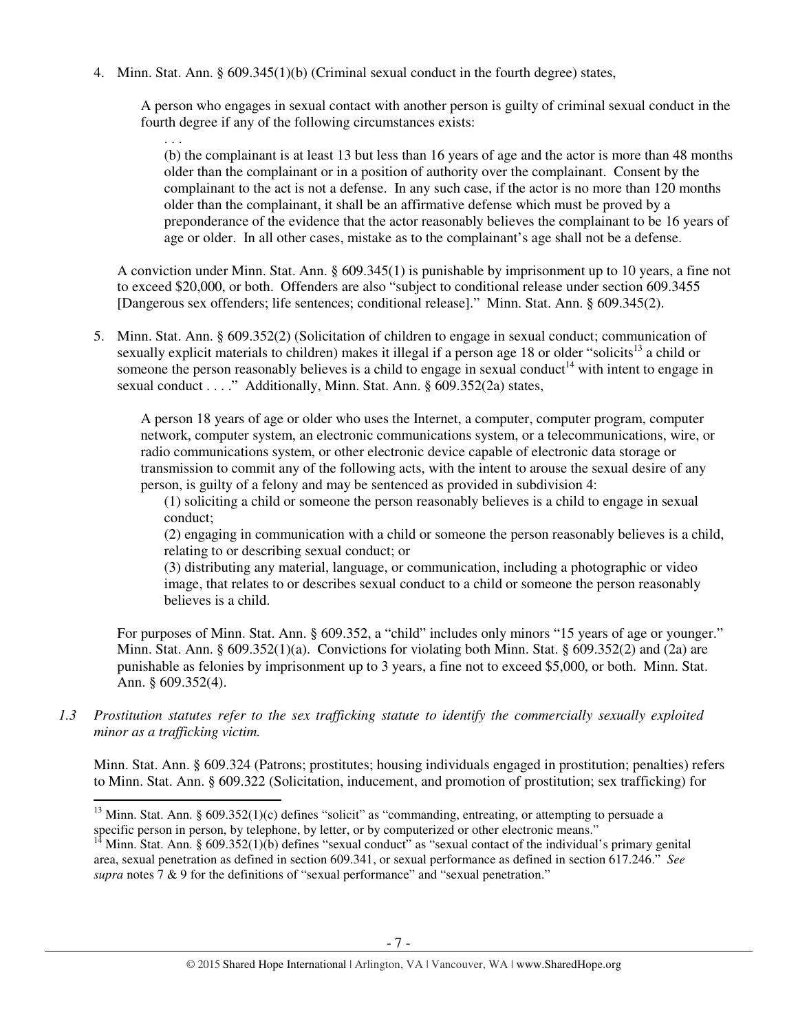4. Minn. Stat. Ann. § 609.345(1)(b) (Criminal sexual conduct in the fourth degree) states,

   > A person who engages in sexual contact with another person is guilty of criminal sexual conduct in the fourth degree if any of the following circumstances exists:
   >
   > > . . .
   > >
   > > (b) the complainant is at least 13 but less than 16 years of age and the actor is more than 48 months older than the complainant or in a position of authority over the complainant. Consent by the complainant to the act is not a defense. In any such case, if the actor is no more than 120 months older than the complainant, it shall be an affirmative defense which must be proved by a preponderance of the evidence that the actor reasonably believes the complainant to be 16 years of age or older. In all other cases, mistake as to the complainant's age shall not be a defense.

   A conviction under Minn. Stat. Ann. § 609.345(1) is punishable by imprisonment up to 10 years, a fine not to exceed $20,000, or both. Offenders are also "subject to conditional release under section 609.3455 [Dangerous sex offenders; life sentences; conditional release]." Minn. Stat. Ann. § 609.345(2).

5. Minn. Stat. Ann. § 609.352(2) (Solicitation of children to engage in sexual conduct; communication of sexually explicit materials to children) makes it illegal if a person age 18 or older "solicits[13] a child or someone the person reasonably believes is a child to engage in sexual conduct[14] with intent to engage in sexual conduct . . . ." Additionally, Minn. Stat. Ann. § 609.352(2a) states,

   > A person 18 years of age or older who uses the Internet, a computer, computer program, computer network, computer system, an electronic communications system, or a telecommunications, wire, or radio communications system, or other electronic device capable of electronic data storage or transmission to commit any of the following acts, with the intent to arouse the sexual desire of any person, is guilty of a felony and may be sentenced as provided in subdivision 4:
   >
   > > (1) soliciting a child or someone the person reasonably believes is a child to engage in sexual conduct;
   > >
   > > (2) engaging in communication with a child or someone the person reasonably believes is a child, relating to or describing sexual conduct; or
   > >
   > > (3) distributing any material, language, or communication, including a photographic or video image, that relates to or describes sexual conduct to a child or someone the person reasonably believes is a child.

   For purposes of Minn. Stat. Ann. § 609.352, a "child" includes only minors "15 years of age or younger." Minn. Stat. Ann. § 609.352(1)(a). Convictions for violating both Minn. Stat. § 609.352(2) and (2a) are punishable as felonies by imprisonment up to 3 years, a fine not to exceed $5,000, or both. Minn. Stat. Ann. § 609.352(4).

*1.3 Prostitution statutes refer to the sex trafficking statute to identify the commercially sexually exploited minor as a trafficking victim.*

Minn. Stat. Ann. § 609.324 (Patrons; prostitutes; housing individuals engaged in prostitution; penalties) refers to Minn. Stat. Ann. § 609.322 (Solicitation, inducement, and promotion of prostitution; sex trafficking) for

---

[13] Minn. Stat. Ann. § 609.352(1)(c) defines "solicit" as "commanding, entreating, or attempting to persuade a specific person in person, by telephone, by letter, or by computerized or other electronic means."

[14] Minn. Stat. Ann. § 609.352(1)(b) defines "sexual conduct" as "sexual contact of the individual's primary genital area, sexual penetration as defined in section 609.341, or sexual performance as defined in section 617.246." *See supra* notes 7 & 9 for the definitions of "sexual performance" and "sexual penetration."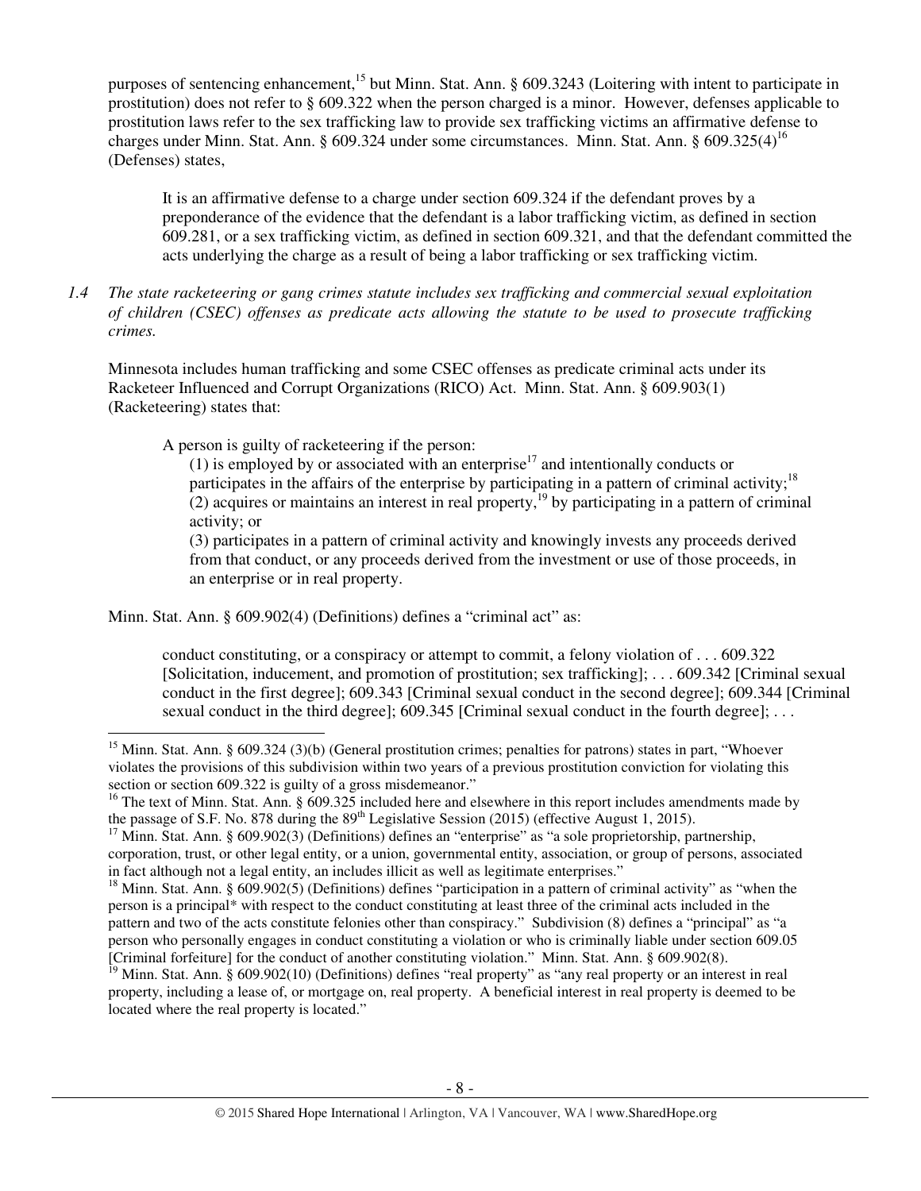purposes of sentencing enhancement,[15] but Minn. Stat. Ann. § 609.3243 (Loitering with intent to participate in prostitution) does not refer to § 609.322 when the person charged is a minor. However, defenses applicable to prostitution laws refer to the sex trafficking law to provide sex trafficking victims an affirmative defense to charges under Minn. Stat. Ann. § 609.324 under some circumstances. Minn. Stat. Ann. § 609.325(4)[16] (Defenses) states,

> It is an affirmative defense to a charge under section 609.324 if the defendant proves by a preponderance of the evidence that the defendant is a labor trafficking victim, as defined in section 609.281, or a sex trafficking victim, as defined in section 609.321, and that the defendant committed the acts underlying the charge as a result of being a labor trafficking or sex trafficking victim.

*1.4 The state racketeering or gang crimes statute includes sex trafficking and commercial sexual exploitation of children (CSEC) offenses as predicate acts allowing the statute to be used to prosecute trafficking crimes.*

Minnesota includes human trafficking and some CSEC offenses as predicate criminal acts under its Racketeer Influenced and Corrupt Organizations (RICO) Act. Minn. Stat. Ann. § 609.903(1) (Racketeering) states that:

> A person is guilty of racketeering if the person:
>
> (1) is employed by or associated with an enterprise[17] and intentionally conducts or participates in the affairs of the enterprise by participating in a pattern of criminal activity;[18]
> (2) acquires or maintains an interest in real property,[19] by participating in a pattern of criminal activity; or
> (3) participates in a pattern of criminal activity and knowingly invests any proceeds derived from that conduct, or any proceeds derived from the investment or use of those proceeds, in an enterprise or in real property.

Minn. Stat. Ann. § 609.902(4) (Definitions) defines a "criminal act" as:

> conduct constituting, or a conspiracy or attempt to commit, a felony violation of . . . 609.322 [Solicitation, inducement, and promotion of prostitution; sex trafficking]; . . . 609.342 [Criminal sexual conduct in the first degree]; 609.343 [Criminal sexual conduct in the second degree]; 609.344 [Criminal sexual conduct in the third degree]; 609.345 [Criminal sexual conduct in the fourth degree]; . . .

---

[15] Minn. Stat. Ann. § 609.324 (3)(b) (General prostitution crimes; penalties for patrons) states in part, "Whoever violates the provisions of this subdivision within two years of a previous prostitution conviction for violating this section or section 609.322 is guilty of a gross misdemeanor."

[16] The text of Minn. Stat. Ann. § 609.325 included here and elsewhere in this report includes amendments made by the passage of S.F. No. 878 during the 89th Legislative Session (2015) (effective August 1, 2015).

[17] Minn. Stat. Ann. § 609.902(3) (Definitions) defines an "enterprise" as "a sole proprietorship, partnership, corporation, trust, or other legal entity, or a union, governmental entity, association, or group of persons, associated in fact although not a legal entity, an includes illicit as well as legitimate enterprises."

[18] Minn. Stat. Ann. § 609.902(5) (Definitions) defines "participation in a pattern of criminal activity" as "when the person is a principal* with respect to the conduct constituting at least three of the criminal acts included in the pattern and two of the acts constitute felonies other than conspiracy." Subdivision (8) defines a "principal" as "a person who personally engages in conduct constituting a violation or who is criminally liable under section 609.05 [Criminal forfeiture] for the conduct of another constituting violation." Minn. Stat. Ann. § 609.902(8).

[19] Minn. Stat. Ann. § 609.902(10) (Definitions) defines "real property" as "any real property or an interest in real property, including a lease of, or mortgage on, real property. A beneficial interest in real property is deemed to be located where the real property is located."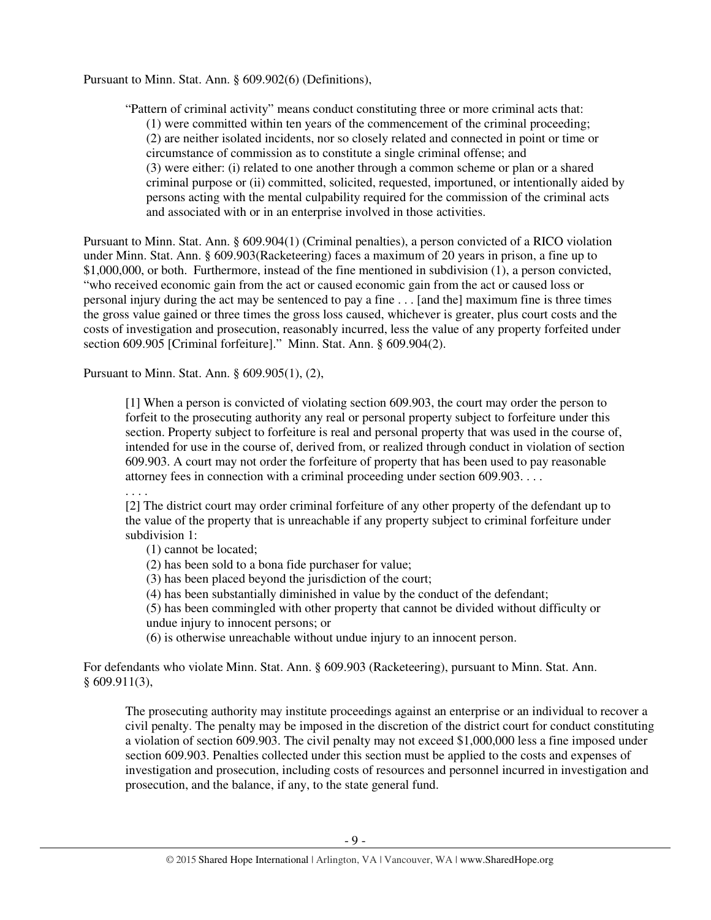Pursuant to Minn. Stat. Ann. § 609.902(6) (Definitions),

> "Pattern of criminal activity" means conduct constituting three or more criminal acts that:
> (1) were committed within ten years of the commencement of the criminal proceeding;
> (2) are neither isolated incidents, nor so closely related and connected in point or time or circumstance of commission as to constitute a single criminal offense; and
> (3) were either: (i) related to one another through a common scheme or plan or a shared criminal purpose or (ii) committed, solicited, requested, importuned, or intentionally aided by persons acting with the mental culpability required for the commission of the criminal acts and associated with or in an enterprise involved in those activities.

Pursuant to Minn. Stat. Ann. § 609.904(1) (Criminal penalties), a person convicted of a RICO violation under Minn. Stat. Ann. § 609.903(Racketeering) faces a maximum of 20 years in prison, a fine up to $1,000,000, or both. Furthermore, instead of the fine mentioned in subdivision (1), a person convicted, "who received economic gain from the act or caused economic gain from the act or caused loss or personal injury during the act may be sentenced to pay a fine . . . [and the] maximum fine is three times the gross value gained or three times the gross loss caused, whichever is greater, plus court costs and the costs of investigation and prosecution, reasonably incurred, less the value of any property forfeited under section 609.905 [Criminal forfeiture]." Minn. Stat. Ann. § 609.904(2).

Pursuant to Minn. Stat. Ann. § 609.905(1), (2),

> [1] When a person is convicted of violating section 609.903, the court may order the person to forfeit to the prosecuting authority any real or personal property subject to forfeiture under this section. Property subject to forfeiture is real and personal property that was used in the course of, intended for use in the course of, derived from, or realized through conduct in violation of section 609.903. A court may not order the forfeiture of property that has been used to pay reasonable attorney fees in connection with a criminal proceeding under section 609.903. . . .
> . . . .
> [2] The district court may order criminal forfeiture of any other property of the defendant up to the value of the property that is unreachable if any property subject to criminal forfeiture under subdivision 1:
> (1) cannot be located;
> (2) has been sold to a bona fide purchaser for value;
> (3) has been placed beyond the jurisdiction of the court;
> (4) has been substantially diminished in value by the conduct of the defendant;
> (5) has been commingled with other property that cannot be divided without difficulty or undue injury to innocent persons; or
> (6) is otherwise unreachable without undue injury to an innocent person.

For defendants who violate Minn. Stat. Ann. § 609.903 (Racketeering), pursuant to Minn. Stat. Ann. § 609.911(3),

> The prosecuting authority may institute proceedings against an enterprise or an individual to recover a civil penalty. The penalty may be imposed in the discretion of the district court for conduct constituting a violation of section 609.903. The civil penalty may not exceed $1,000,000 less a fine imposed under section 609.903. Penalties collected under this section must be applied to the costs and expenses of investigation and prosecution, including costs of resources and personnel incurred in investigation and prosecution, and the balance, if any, to the state general fund.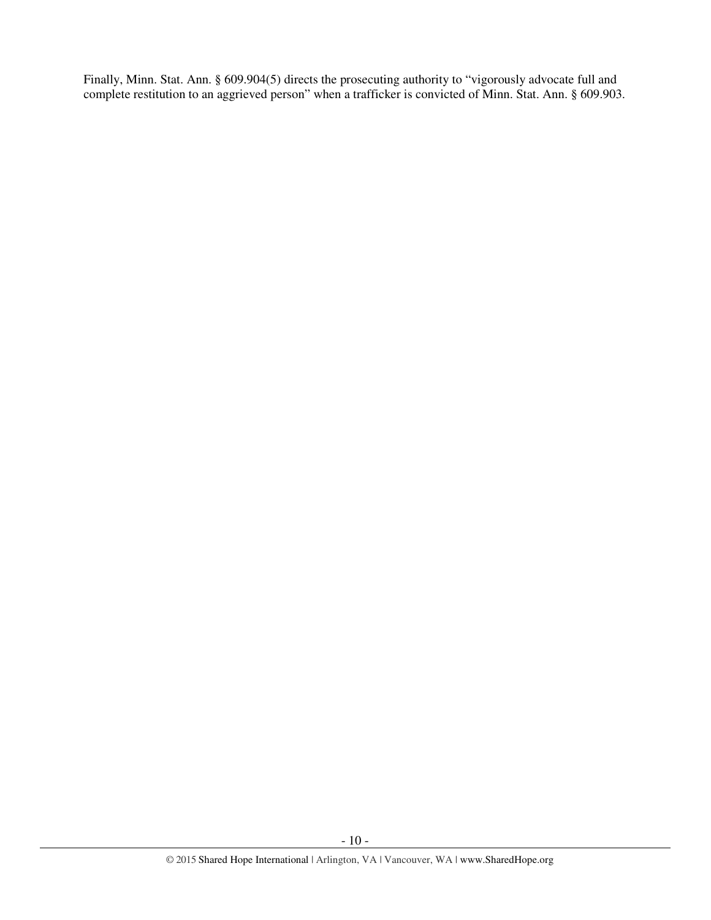Finally, Minn. Stat. Ann. § 609.904(5) directs the prosecuting authority to "vigorously advocate full and complete restitution to an aggrieved person" when a trafficker is convicted of Minn. Stat. Ann. § 609.903.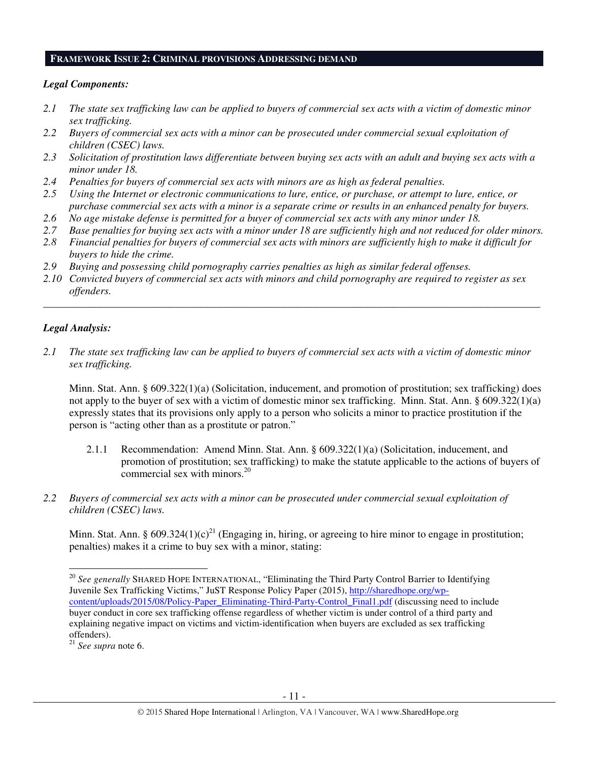## FRAMEWORK ISSUE 2: CRIMINAL PROVISIONS ADDRESSING DEMAND

### *Legal Components:*

*2.1 The state sex trafficking law can be applied to buyers of commercial sex acts with a victim of domestic minor sex trafficking.*
*2.2 Buyers of commercial sex acts with a minor can be prosecuted under commercial sexual exploitation of children (CSEC) laws.*
*2.3 Solicitation of prostitution laws differentiate between buying sex acts with an adult and buying sex acts with a minor under 18.*
*2.4 Penalties for buyers of commercial sex acts with minors are as high as federal penalties.*
*2.5 Using the Internet or electronic communications to lure, entice, or purchase, or attempt to lure, entice, or purchase commercial sex acts with a minor is a separate crime or results in an enhanced penalty for buyers.*
*2.6 No age mistake defense is permitted for a buyer of commercial sex acts with any minor under 18.*
*2.7 Base penalties for buying sex acts with a minor under 18 are sufficiently high and not reduced for older minors.*
*2.8 Financial penalties for buyers of commercial sex acts with minors are sufficiently high to make it difficult for buyers to hide the crime.*
*2.9 Buying and possessing child pornography carries penalties as high as similar federal offenses.*
*2.10 Convicted buyers of commercial sex acts with minors and child pornography are required to register as sex offenders.*

---

### *Legal Analysis:*

*2.1 The state sex trafficking law can be applied to buyers of commercial sex acts with a victim of domestic minor sex trafficking.*

Minn. Stat. Ann. § 609.322(1)(a) (Solicitation, inducement, and promotion of prostitution; sex trafficking) does not apply to the buyer of sex with a victim of domestic minor sex trafficking. Minn. Stat. Ann. § 609.322(1)(a) expressly states that its provisions only apply to a person who solicits a minor to practice prostitution if the person is "acting other than as a prostitute or patron."

2.1.1 Recommendation: Amend Minn. Stat. Ann. § 609.322(1)(a) (Solicitation, inducement, and promotion of prostitution; sex trafficking) to make the statute applicable to the actions of buyers of commercial sex with minors.[20]

*2.2 Buyers of commercial sex acts with a minor can be prosecuted under commercial sexual exploitation of children (CSEC) laws.*

Minn. Stat. Ann. § 609.324(1)(c)[21] (Engaging in, hiring, or agreeing to hire minor to engage in prostitution; penalties) makes it a crime to buy sex with a minor, stating:

---

[20] *See generally* SHARED HOPE INTERNATIONAL, "Eliminating the Third Party Control Barrier to Identifying Juvenile Sex Trafficking Victims," JuST Response Policy Paper (2015), http://sharedhope.org/wp-content/uploads/2015/08/Policy-Paper_Eliminating-Third-Party-Control_Final1.pdf (discussing need to include buyer conduct in core sex trafficking offense regardless of whether victim is under control of a third party and explaining negative impact on victims and victim-identification when buyers are excluded as sex trafficking offenders).

[21] *See supra* note 6.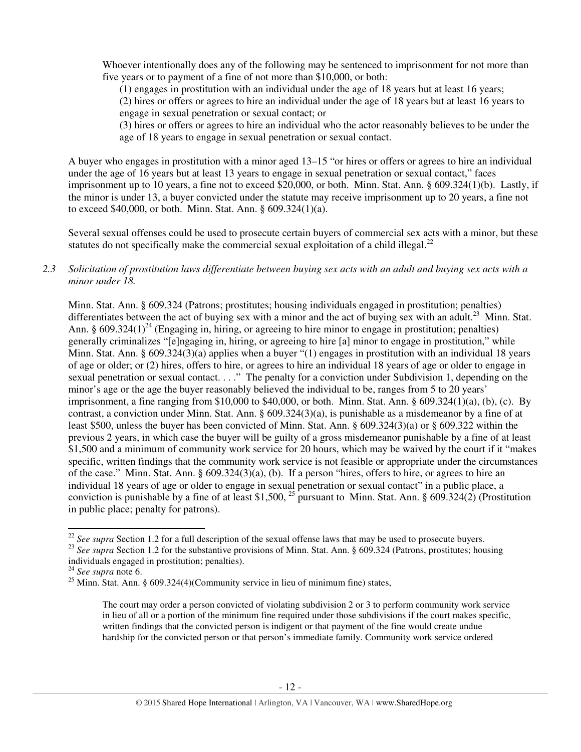> Whoever intentionally does any of the following may be sentenced to imprisonment for not more than five years or to payment of a fine of not more than $10,000, or both:
>
> (1) engages in prostitution with an individual under the age of 18 years but at least 16 years;
>
> (2) hires or offers or agrees to hire an individual under the age of 18 years but at least 16 years to engage in sexual penetration or sexual contact; or
>
> (3) hires or offers or agrees to hire an individual who the actor reasonably believes to be under the age of 18 years to engage in sexual penetration or sexual contact.

A buyer who engages in prostitution with a minor aged 13–15 "or hires or offers or agrees to hire an individual under the age of 16 years but at least 13 years to engage in sexual penetration or sexual contact," faces imprisonment up to 10 years, a fine not to exceed $20,000, or both. Minn. Stat. Ann. § 609.324(1)(b). Lastly, if the minor is under 13, a buyer convicted under the statute may receive imprisonment up to 20 years, a fine not to exceed $40,000, or both. Minn. Stat. Ann. § 609.324(1)(a).

Several sexual offenses could be used to prosecute certain buyers of commercial sex acts with a minor, but these statutes do not specifically make the commercial sexual exploitation of a child illegal.[22]

*2.3 Solicitation of prostitution laws differentiate between buying sex acts with an adult and buying sex acts with a minor under 18.*

Minn. Stat. Ann. § 609.324 (Patrons; prostitutes; housing individuals engaged in prostitution; penalties) differentiates between the act of buying sex with a minor and the act of buying sex with an adult.[23] Minn. Stat. Ann. § 609.324(1)[24] (Engaging in, hiring, or agreeing to hire minor to engage in prostitution; penalties) generally criminalizes "[e]ngaging in, hiring, or agreeing to hire [a] minor to engage in prostitution," while Minn. Stat. Ann. § 609.324(3)(a) applies when a buyer "(1) engages in prostitution with an individual 18 years of age or older; or (2) hires, offers to hire, or agrees to hire an individual 18 years of age or older to engage in sexual penetration or sexual contact. . . ." The penalty for a conviction under Subdivision 1, depending on the minor's age or the age the buyer reasonably believed the individual to be, ranges from 5 to 20 years' imprisonment, a fine ranging from $10,000 to $40,000, or both. Minn. Stat. Ann. § 609.324(1)(a), (b), (c). By contrast, a conviction under Minn. Stat. Ann. § 609.324(3)(a), is punishable as a misdemeanor by a fine of at least $500, unless the buyer has been convicted of Minn. Stat. Ann. § 609.324(3)(a) or § 609.322 within the previous 2 years, in which case the buyer will be guilty of a gross misdemeanor punishable by a fine of at least $1,500 and a minimum of community work service for 20 hours, which may be waived by the court if it "makes specific, written findings that the community work service is not feasible or appropriate under the circumstances of the case." Minn. Stat. Ann. § 609.324(3)(a), (b). If a person "hires, offers to hire, or agrees to hire an individual 18 years of age or older to engage in sexual penetration or sexual contact" in a public place, a conviction is punishable by a fine of at least $1,500, [25] pursuant to Minn. Stat. Ann. § 609.324(2) (Prostitution in public place; penalty for patrons).

---

[22] *See supra* Section 1.2 for a full description of the sexual offense laws that may be used to prosecute buyers.

[23] *See supra* Section 1.2 for the substantive provisions of Minn. Stat. Ann. § 609.324 (Patrons, prostitutes; housing individuals engaged in prostitution; penalties).

[24] *See supra* note 6.

[25] Minn. Stat. Ann. § 609.324(4)(Community service in lieu of minimum fine) states,

> The court may order a person convicted of violating subdivision 2 or 3 to perform community work service in lieu of all or a portion of the minimum fine required under those subdivisions if the court makes specific, written findings that the convicted person is indigent or that payment of the fine would create undue hardship for the convicted person or that person's immediate family. Community work service ordered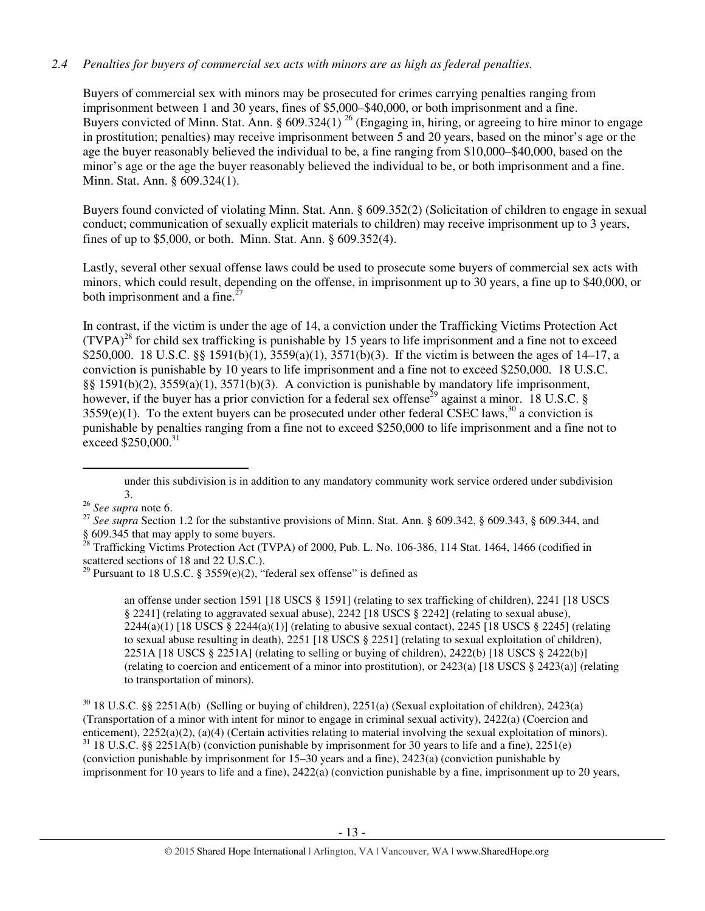*2.4 Penalties for buyers of commercial sex acts with minors are as high as federal penalties.*

Buyers of commercial sex with minors may be prosecuted for crimes carrying penalties ranging from imprisonment between 1 and 30 years, fines of $5,000–$40,000, or both imprisonment and a fine. Buyers convicted of Minn. Stat. Ann. § 609.324(1) [26] (Engaging in, hiring, or agreeing to hire minor to engage in prostitution; penalties) may receive imprisonment between 5 and 20 years, based on the minor's age or the age the buyer reasonably believed the individual to be, a fine ranging from $10,000–$40,000, based on the minor's age or the age the buyer reasonably believed the individual to be, or both imprisonment and a fine. Minn. Stat. Ann. § 609.324(1).

Buyers found convicted of violating Minn. Stat. Ann. § 609.352(2) (Solicitation of children to engage in sexual conduct; communication of sexually explicit materials to children) may receive imprisonment up to 3 years, fines of up to $5,000, or both. Minn. Stat. Ann. § 609.352(4).

Lastly, several other sexual offense laws could be used to prosecute some buyers of commercial sex acts with minors, which could result, depending on the offense, in imprisonment up to 30 years, a fine up to $40,000, or both imprisonment and a fine.[27]

In contrast, if the victim is under the age of 14, a conviction under the Trafficking Victims Protection Act (TVPA)[28] for child sex trafficking is punishable by 15 years to life imprisonment and a fine not to exceed $250,000. 18 U.S.C. §§ 1591(b)(1), 3559(a)(1), 3571(b)(3). If the victim is between the ages of 14–17, a conviction is punishable by 10 years to life imprisonment and a fine not to exceed $250,000. 18 U.S.C. §§ 1591(b)(2), 3559(a)(1), 3571(b)(3). A conviction is punishable by mandatory life imprisonment, however, if the buyer has a prior conviction for a federal sex offense[29] against a minor. 18 U.S.C. § 3559(e)(1). To the extent buyers can be prosecuted under other federal CSEC laws,[30] a conviction is punishable by penalties ranging from a fine not to exceed $250,000 to life imprisonment and a fine not to exceed $250,000.[31]

---

under this subdivision is in addition to any mandatory community work service ordered under subdivision 3.

[26] *See supra* note 6.

[27] *See supra* Section 1.2 for the substantive provisions of Minn. Stat. Ann. § 609.342, § 609.343, § 609.344, and § 609.345 that may apply to some buyers.

[28] Trafficking Victims Protection Act (TVPA) of 2000, Pub. L. No. 106-386, 114 Stat. 1464, 1466 (codified in scattered sections of 18 and 22 U.S.C.).

[29] Pursuant to 18 U.S.C. § 3559(e)(2), "federal sex offense" is defined as

> an offense under section 1591 [18 USCS § 1591] (relating to sex trafficking of children), 2241 [18 USCS § 2241] (relating to aggravated sexual abuse), 2242 [18 USCS § 2242] (relating to sexual abuse), 2244(a)(1) [18 USCS § 2244(a)(1)] (relating to abusive sexual contact), 2245 [18 USCS § 2245] (relating to sexual abuse resulting in death), 2251 [18 USCS § 2251] (relating to sexual exploitation of children), 2251A [18 USCS § 2251A] (relating to selling or buying of children), 2422(b) [18 USCS § 2422(b)] (relating to coercion and enticement of a minor into prostitution), or 2423(a) [18 USCS § 2423(a)] (relating to transportation of minors).

[30] 18 U.S.C. §§ 2251A(b) (Selling or buying of children), 2251(a) (Sexual exploitation of children), 2423(a) (Transportation of a minor with intent for minor to engage in criminal sexual activity), 2422(a) (Coercion and enticement), 2252(a)(2), (a)(4) (Certain activities relating to material involving the sexual exploitation of minors).

[31] 18 U.S.C. §§ 2251A(b) (conviction punishable by imprisonment for 30 years to life and a fine), 2251(e) (conviction punishable by imprisonment for 15–30 years and a fine), 2423(a) (conviction punishable by imprisonment for 10 years to life and a fine), 2422(a) (conviction punishable by a fine, imprisonment up to 20 years,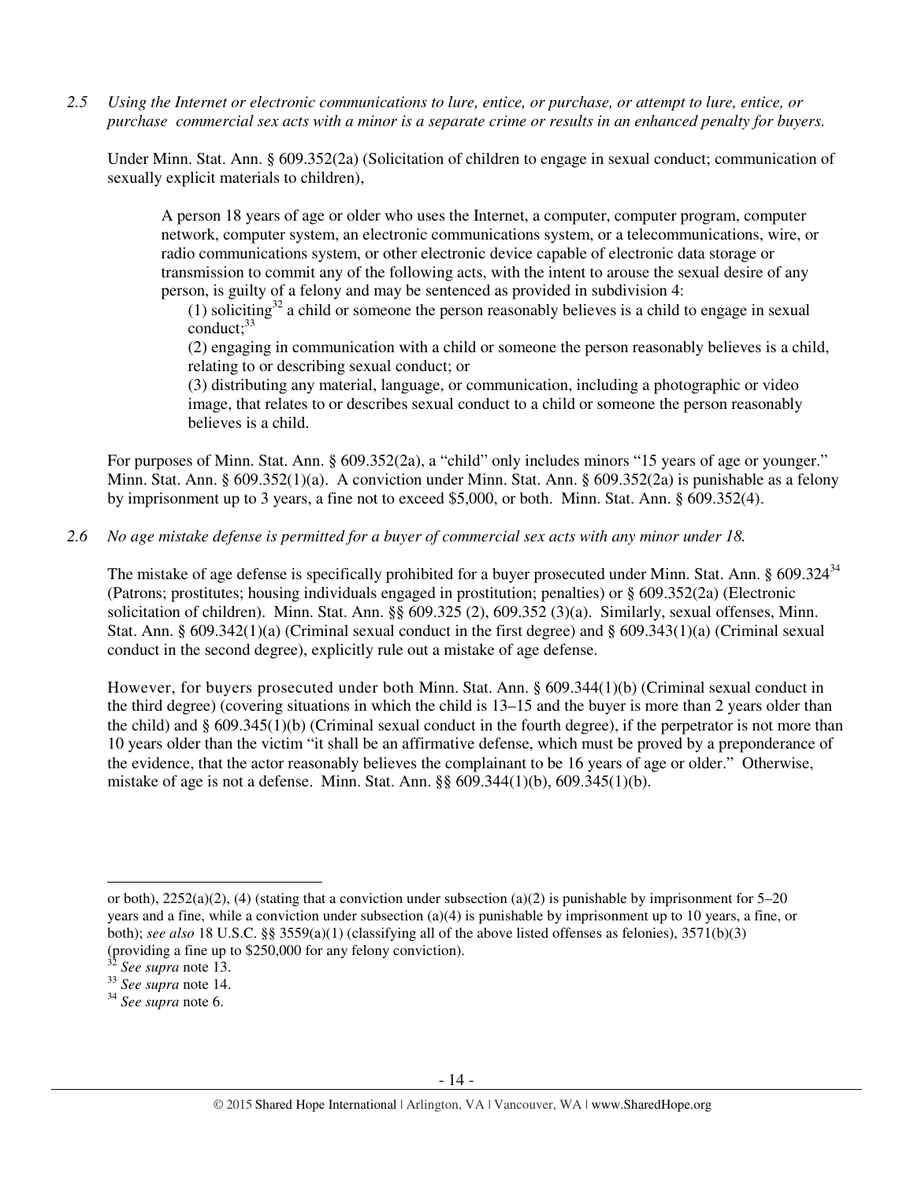*2.5 Using the Internet or electronic communications to lure, entice, or purchase, or attempt to lure, entice, or purchase commercial sex acts with a minor is a separate crime or results in an enhanced penalty for buyers.*

Under Minn. Stat. Ann. § 609.352(2a) (Solicitation of children to engage in sexual conduct; communication of sexually explicit materials to children),

> A person 18 years of age or older who uses the Internet, a computer, computer program, computer network, computer system, an electronic communications system, or a telecommunications, wire, or radio communications system, or other electronic device capable of electronic data storage or transmission to commit any of the following acts, with the intent to arouse the sexual desire of any person, is guilty of a felony and may be sentenced as provided in subdivision 4:
>
> (1) soliciting[32] a child or someone the person reasonably believes is a child to engage in sexual conduct;[33]
>
> (2) engaging in communication with a child or someone the person reasonably believes is a child, relating to or describing sexual conduct; or
>
> (3) distributing any material, language, or communication, including a photographic or video image, that relates to or describes sexual conduct to a child or someone the person reasonably believes is a child.

For purposes of Minn. Stat. Ann. § 609.352(2a), a "child" only includes minors "15 years of age or younger." Minn. Stat. Ann. § 609.352(1)(a). A conviction under Minn. Stat. Ann. § 609.352(2a) is punishable as a felony by imprisonment up to 3 years, a fine not to exceed $5,000, or both. Minn. Stat. Ann. § 609.352(4).

*2.6 No age mistake defense is permitted for a buyer of commercial sex acts with any minor under 18.*

The mistake of age defense is specifically prohibited for a buyer prosecuted under Minn. Stat. Ann. § 609.324[34] (Patrons; prostitutes; housing individuals engaged in prostitution; penalties) or § 609.352(2a) (Electronic solicitation of children). Minn. Stat. Ann. §§ 609.325 (2), 609.352 (3)(a). Similarly, sexual offenses, Minn. Stat. Ann. § 609.342(1)(a) (Criminal sexual conduct in the first degree) and § 609.343(1)(a) (Criminal sexual conduct in the second degree), explicitly rule out a mistake of age defense.

However, for buyers prosecuted under both Minn. Stat. Ann. § 609.344(1)(b) (Criminal sexual conduct in the third degree) (covering situations in which the child is 13–15 and the buyer is more than 2 years older than the child) and § 609.345(1)(b) (Criminal sexual conduct in the fourth degree), if the perpetrator is not more than 10 years older than the victim "it shall be an affirmative defense, which must be proved by a preponderance of the evidence, that the actor reasonably believes the complainant to be 16 years of age or older." Otherwise, mistake of age is not a defense. Minn. Stat. Ann. §§ 609.344(1)(b), 609.345(1)(b).

---

or both), 2252(a)(2), (4) (stating that a conviction under subsection (a)(2) is punishable by imprisonment for 5–20 years and a fine, while a conviction under subsection (a)(4) is punishable by imprisonment up to 10 years, a fine, or both); *see also* 18 U.S.C. §§ 3559(a)(1) (classifying all of the above listed offenses as felonies), 3571(b)(3) (providing a fine up to $250,000 for any felony conviction).

[32] *See supra* note 13.

[33] *See supra* note 14.

[34] *See supra* note 6.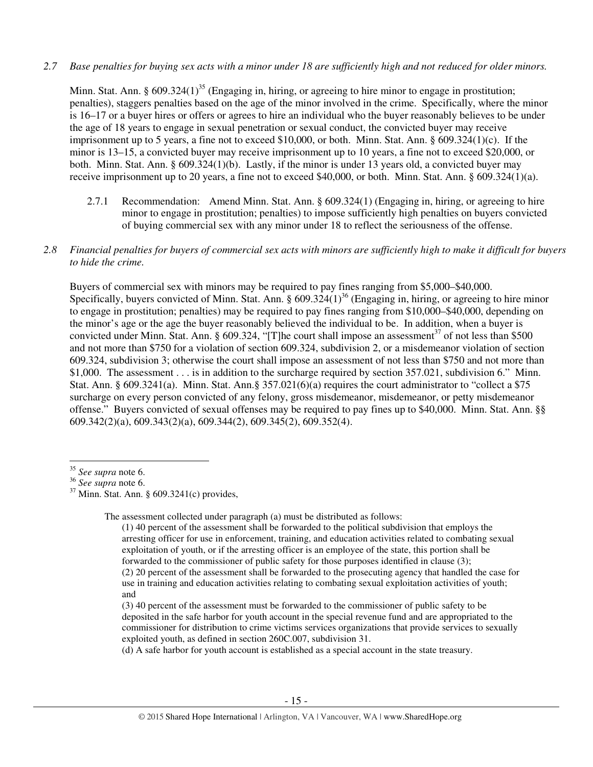*2.7 Base penalties for buying sex acts with a minor under 18 are sufficiently high and not reduced for older minors.*

Minn. Stat. Ann. § 609.324(1)[35] (Engaging in, hiring, or agreeing to hire minor to engage in prostitution; penalties), staggers penalties based on the age of the minor involved in the crime. Specifically, where the minor is 16–17 or a buyer hires or offers or agrees to hire an individual who the buyer reasonably believes to be under the age of 18 years to engage in sexual penetration or sexual conduct, the convicted buyer may receive imprisonment up to 5 years, a fine not to exceed $10,000, or both. Minn. Stat. Ann. § 609.324(1)(c). If the minor is 13–15, a convicted buyer may receive imprisonment up to 10 years, a fine not to exceed $20,000, or both. Minn. Stat. Ann. § 609.324(1)(b). Lastly, if the minor is under 13 years old, a convicted buyer may receive imprisonment up to 20 years, a fine not to exceed $40,000, or both. Minn. Stat. Ann. § 609.324(1)(a).

2.7.1 Recommendation: Amend Minn. Stat. Ann. § 609.324(1) (Engaging in, hiring, or agreeing to hire minor to engage in prostitution; penalties) to impose sufficiently high penalties on buyers convicted of buying commercial sex with any minor under 18 to reflect the seriousness of the offense.

*2.8 Financial penalties for buyers of commercial sex acts with minors are sufficiently high to make it difficult for buyers to hide the crime.*

Buyers of commercial sex with minors may be required to pay fines ranging from $5,000–$40,000. Specifically, buyers convicted of Minn. Stat. Ann. § 609.324(1)[36] (Engaging in, hiring, or agreeing to hire minor to engage in prostitution; penalties) may be required to pay fines ranging from $10,000–$40,000, depending on the minor's age or the age the buyer reasonably believed the individual to be. In addition, when a buyer is convicted under Minn. Stat. Ann. § 609.324, "[T]he court shall impose an assessment[37] of not less than $500 and not more than $750 for a violation of section 609.324, subdivision 2, or a misdemeanor violation of section 609.324, subdivision 3; otherwise the court shall impose an assessment of not less than $750 and not more than $1,000. The assessment . . . is in addition to the surcharge required by section 357.021, subdivision 6." Minn. Stat. Ann. § 609.3241(a). Minn. Stat. Ann.§ 357.021(6)(a) requires the court administrator to "collect a $75 surcharge on every person convicted of any felony, gross misdemeanor, misdemeanor, or petty misdemeanor offense." Buyers convicted of sexual offenses may be required to pay fines up to $40,000. Minn. Stat. Ann. §§ 609.342(2)(a), 609.343(2)(a), 609.344(2), 609.345(2), 609.352(4).

---

[35] *See supra* note 6.

[36] *See supra* note 6.

[37] Minn. Stat. Ann. § 609.3241(c) provides,

> The assessment collected under paragraph (a) must be distributed as follows:
>
> (1) 40 percent of the assessment shall be forwarded to the political subdivision that employs the arresting officer for use in enforcement, training, and education activities related to combating sexual exploitation of youth, or if the arresting officer is an employee of the state, this portion shall be forwarded to the commissioner of public safety for those purposes identified in clause (3);
>
> (2) 20 percent of the assessment shall be forwarded to the prosecuting agency that handled the case for use in training and education activities relating to combating sexual exploitation activities of youth; and
>
> (3) 40 percent of the assessment must be forwarded to the commissioner of public safety to be deposited in the safe harbor for youth account in the special revenue fund and are appropriated to the commissioner for distribution to crime victims services organizations that provide services to sexually exploited youth, as defined in section 260C.007, subdivision 31.
>
> (d) A safe harbor for youth account is established as a special account in the state treasury.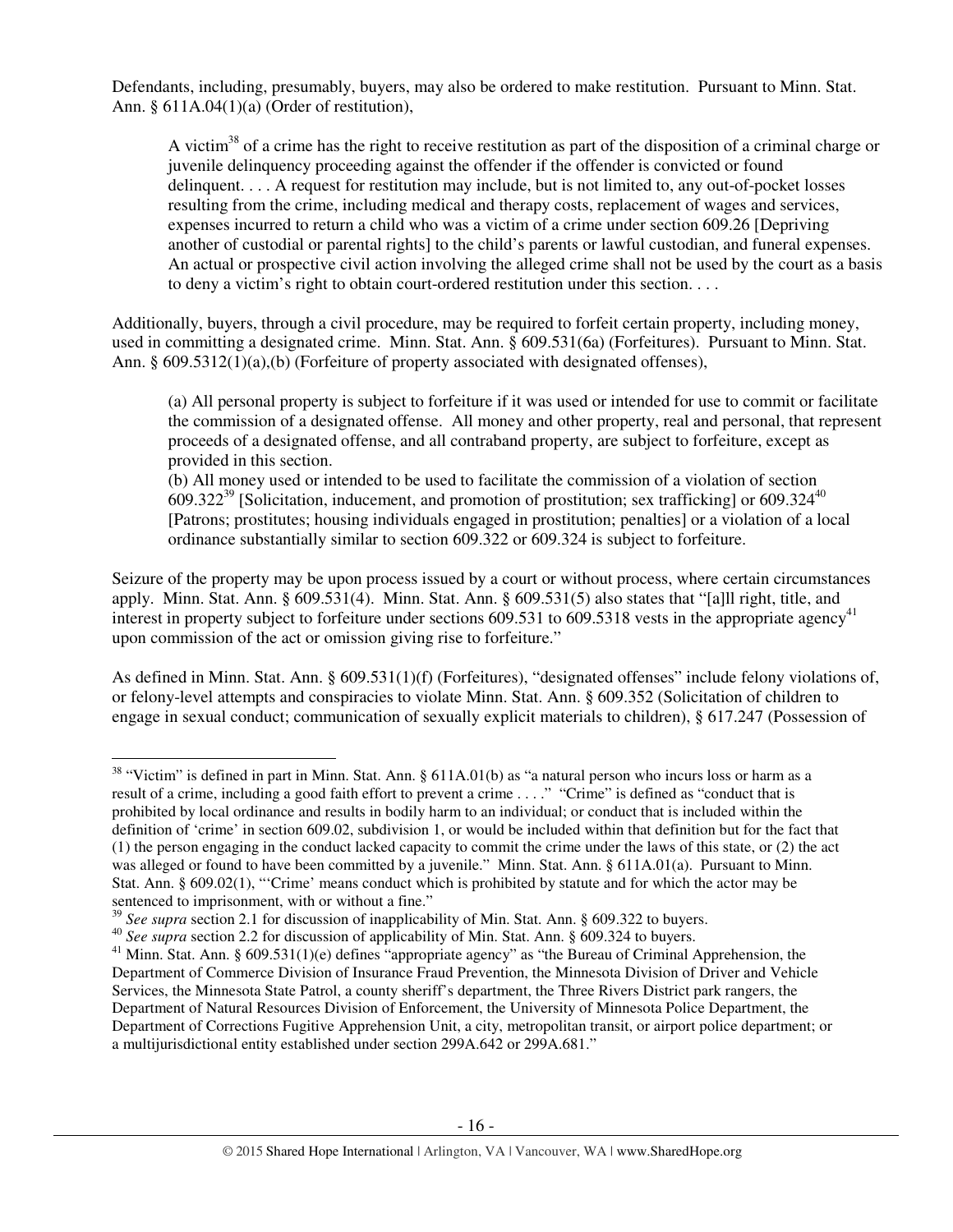Defendants, including, presumably, buyers, may also be ordered to make restitution. Pursuant to Minn. Stat. Ann. § 611A.04(1)(a) (Order of restitution),

> A victim[38] of a crime has the right to receive restitution as part of the disposition of a criminal charge or juvenile delinquency proceeding against the offender if the offender is convicted or found delinquent. . . . A request for restitution may include, but is not limited to, any out-of-pocket losses resulting from the crime, including medical and therapy costs, replacement of wages and services, expenses incurred to return a child who was a victim of a crime under section 609.26 [Depriving another of custodial or parental rights] to the child's parents or lawful custodian, and funeral expenses. An actual or prospective civil action involving the alleged crime shall not be used by the court as a basis to deny a victim's right to obtain court-ordered restitution under this section. . . .

Additionally, buyers, through a civil procedure, may be required to forfeit certain property, including money, used in committing a designated crime. Minn. Stat. Ann. § 609.531(6a) (Forfeitures). Pursuant to Minn. Stat. Ann. § 609.5312(1)(a),(b) (Forfeiture of property associated with designated offenses),

> (a) All personal property is subject to forfeiture if it was used or intended for use to commit or facilitate the commission of a designated offense. All money and other property, real and personal, that represent proceeds of a designated offense, and all contraband property, are subject to forfeiture, except as provided in this section.
> (b) All money used or intended to be used to facilitate the commission of a violation of section 609.322[39] [Solicitation, inducement, and promotion of prostitution; sex trafficking] or 609.324[40] [Patrons; prostitutes; housing individuals engaged in prostitution; penalties] or a violation of a local ordinance substantially similar to section 609.322 or 609.324 is subject to forfeiture.

Seizure of the property may be upon process issued by a court or without process, where certain circumstances apply. Minn. Stat. Ann. § 609.531(4). Minn. Stat. Ann. § 609.531(5) also states that "[a]ll right, title, and interest in property subject to forfeiture under sections 609.531 to 609.5318 vests in the appropriate agency[41] upon commission of the act or omission giving rise to forfeiture."

As defined in Minn. Stat. Ann. § 609.531(1)(f) (Forfeitures), "designated offenses" include felony violations of, or felony-level attempts and conspiracies to violate Minn. Stat. Ann. § 609.352 (Solicitation of children to engage in sexual conduct; communication of sexually explicit materials to children), § 617.247 (Possession of

---

[38] "Victim" is defined in part in Minn. Stat. Ann. § 611A.01(b) as "a natural person who incurs loss or harm as a result of a crime, including a good faith effort to prevent a crime . . . ." "Crime" is defined as "conduct that is prohibited by local ordinance and results in bodily harm to an individual; or conduct that is included within the definition of 'crime' in section 609.02, subdivision 1, or would be included within that definition but for the fact that (1) the person engaging in the conduct lacked capacity to commit the crime under the laws of this state, or (2) the act was alleged or found to have been committed by a juvenile." Minn. Stat. Ann. § 611A.01(a). Pursuant to Minn. Stat. Ann. § 609.02(1), "'Crime' means conduct which is prohibited by statute and for which the actor may be sentenced to imprisonment, with or without a fine."

[39] *See supra* section 2.1 for discussion of inapplicability of Min. Stat. Ann. § 609.322 to buyers.

[40] *See supra* section 2.2 for discussion of applicability of Min. Stat. Ann. § 609.324 to buyers.

[41] Minn. Stat. Ann. § 609.531(1)(e) defines "appropriate agency" as "the Bureau of Criminal Apprehension, the Department of Commerce Division of Insurance Fraud Prevention, the Minnesota Division of Driver and Vehicle Services, the Minnesota State Patrol, a county sheriff's department, the Three Rivers District park rangers, the Department of Natural Resources Division of Enforcement, the University of Minnesota Police Department, the Department of Corrections Fugitive Apprehension Unit, a city, metropolitan transit, or airport police department; or a multijurisdictional entity established under section 299A.642 or 299A.681."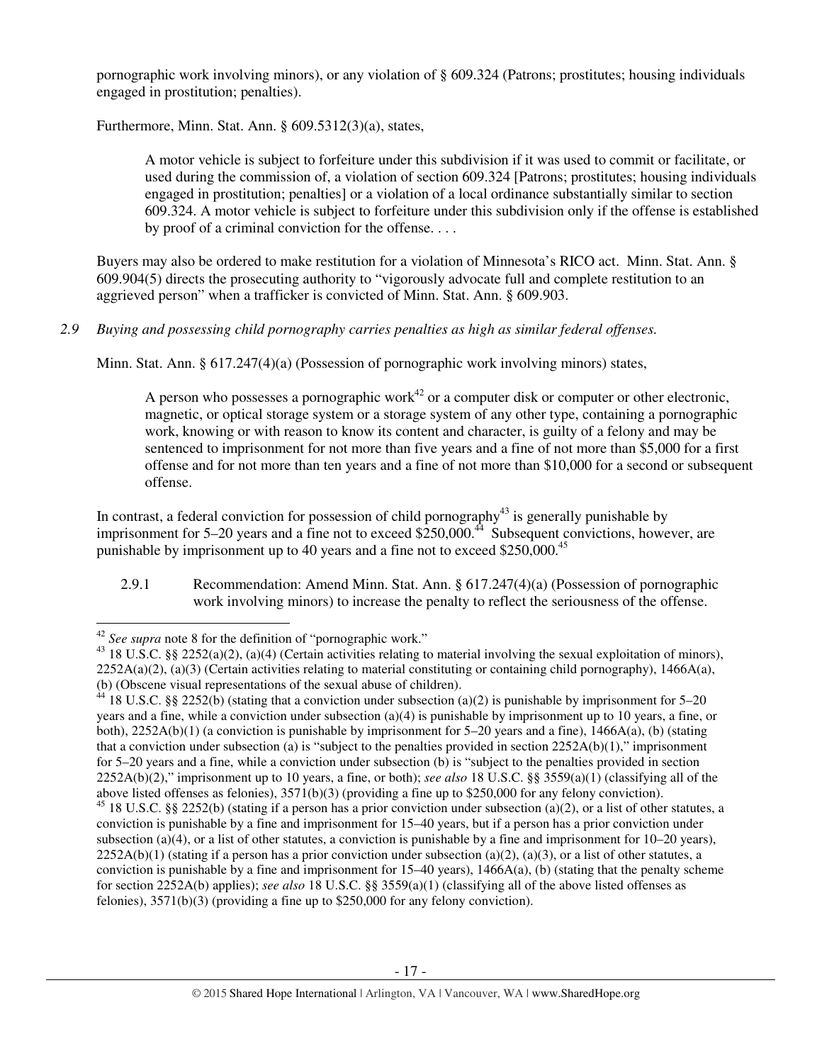pornographic work involving minors), or any violation of § 609.324 (Patrons; prostitutes; housing individuals engaged in prostitution; penalties).

Furthermore, Minn. Stat. Ann. § 609.5312(3)(a), states,

> A motor vehicle is subject to forfeiture under this subdivision if it was used to commit or facilitate, or used during the commission of, a violation of section 609.324 [Patrons; prostitutes; housing individuals engaged in prostitution; penalties] or a violation of a local ordinance substantially similar to section 609.324. A motor vehicle is subject to forfeiture under this subdivision only if the offense is established by proof of a criminal conviction for the offense. . . .

Buyers may also be ordered to make restitution for a violation of Minnesota's RICO act. Minn. Stat. Ann. § 609.904(5) directs the prosecuting authority to "vigorously advocate full and complete restitution to an aggrieved person" when a trafficker is convicted of Minn. Stat. Ann. § 609.903.

*2.9 Buying and possessing child pornography carries penalties as high as similar federal offenses.*

Minn. Stat. Ann. § 617.247(4)(a) (Possession of pornographic work involving minors) states,

> A person who possesses a pornographic work[42] or a computer disk or computer or other electronic, magnetic, or optical storage system or a storage system of any other type, containing a pornographic work, knowing or with reason to know its content and character, is guilty of a felony and may be sentenced to imprisonment for not more than five years and a fine of not more than $5,000 for a first offense and for not more than ten years and a fine of not more than $10,000 for a second or subsequent offense.

In contrast, a federal conviction for possession of child pornography[43] is generally punishable by imprisonment for 5–20 years and a fine not to exceed $250,000.[44] Subsequent convictions, however, are punishable by imprisonment up to 40 years and a fine not to exceed $250,000.[45]

2.9.1 Recommendation: Amend Minn. Stat. Ann. § 617.247(4)(a) (Possession of pornographic work involving minors) to increase the penalty to reflect the seriousness of the offense.

---

[42] *See supra* note 8 for the definition of "pornographic work."

[43] 18 U.S.C. §§ 2252(a)(2), (a)(4) (Certain activities relating to material involving the sexual exploitation of minors), 2252A(a)(2), (a)(3) (Certain activities relating to material constituting or containing child pornography), 1466A(a), (b) (Obscene visual representations of the sexual abuse of children).

[44] 18 U.S.C. §§ 2252(b) (stating that a conviction under subsection (a)(2) is punishable by imprisonment for 5–20 years and a fine, while a conviction under subsection (a)(4) is punishable by imprisonment up to 10 years, a fine, or both), 2252A(b)(1) (a conviction is punishable by imprisonment for 5–20 years and a fine), 1466A(a), (b) (stating that a conviction under subsection (a) is "subject to the penalties provided in section 2252A(b)(1)," imprisonment for 5–20 years and a fine, while a conviction under subsection (b) is "subject to the penalties provided in section 2252A(b)(2)," imprisonment up to 10 years, a fine, or both); *see also* 18 U.S.C. §§ 3559(a)(1) (classifying all of the above listed offenses as felonies), 3571(b)(3) (providing a fine up to $250,000 for any felony conviction).

[45] 18 U.S.C. §§ 2252(b) (stating if a person has a prior conviction under subsection (a)(2), or a list of other statutes, a conviction is punishable by a fine and imprisonment for 15–40 years, but if a person has a prior conviction under subsection (a)(4), or a list of other statutes, a conviction is punishable by a fine and imprisonment for 10–20 years), 2252A(b)(1) (stating if a person has a prior conviction under subsection (a)(2), (a)(3), or a list of other statutes, a conviction is punishable by a fine and imprisonment for 15–40 years), 1466A(a), (b) (stating that the penalty scheme for section 2252A(b) applies); *see also* 18 U.S.C. §§ 3559(a)(1) (classifying all of the above listed offenses as felonies), 3571(b)(3) (providing a fine up to $250,000 for any felony conviction).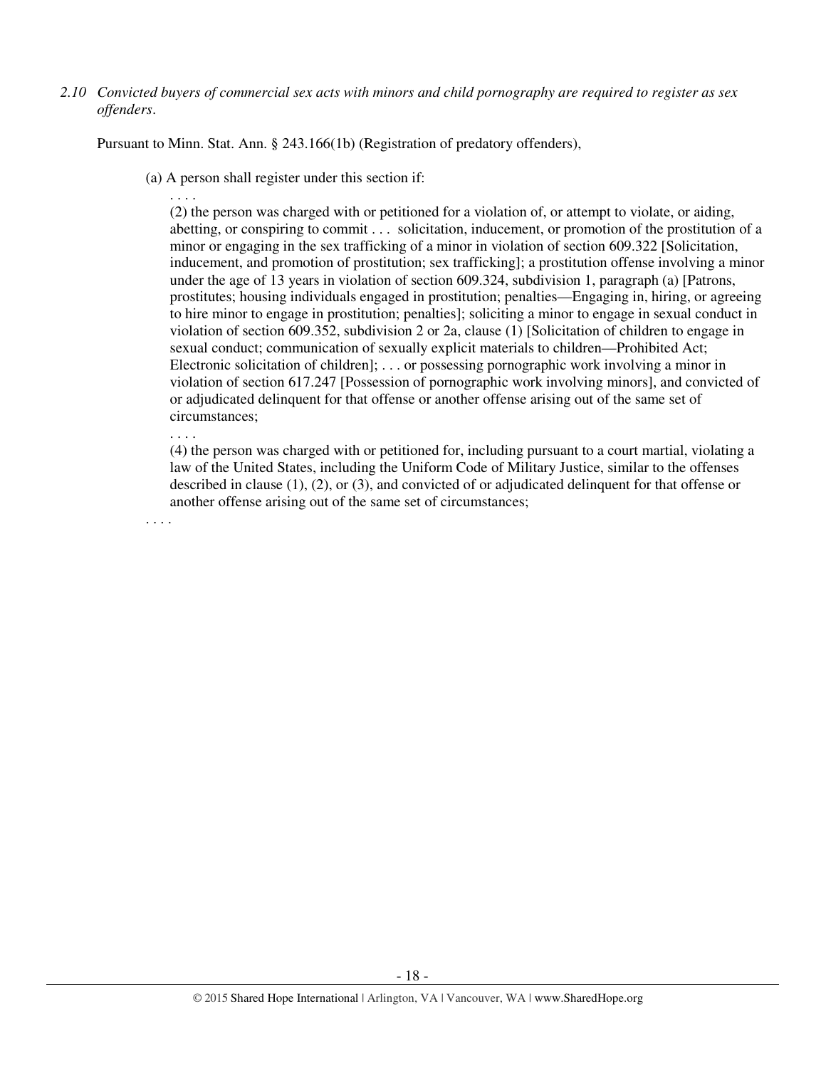*2.10 Convicted buyers of commercial sex acts with minors and child pornography are required to register as sex offenders.*

Pursuant to Minn. Stat. Ann. § 243.166(1b) (Registration of predatory offenders),

> (a) A person shall register under this section if:
>
> > . . . .
> >
> > (2) the person was charged with or petitioned for a violation of, or attempt to violate, or aiding, abetting, or conspiring to commit . . . solicitation, inducement, or promotion of the prostitution of a minor or engaging in the sex trafficking of a minor in violation of section 609.322 [Solicitation, inducement, and promotion of prostitution; sex trafficking]; a prostitution offense involving a minor under the age of 13 years in violation of section 609.324, subdivision 1, paragraph (a) [Patrons, prostitutes; housing individuals engaged in prostitution; penalties—Engaging in, hiring, or agreeing to hire minor to engage in prostitution; penalties]; soliciting a minor to engage in sexual conduct in violation of section 609.352, subdivision 2 or 2a, clause (1) [Solicitation of children to engage in sexual conduct; communication of sexually explicit materials to children—Prohibited Act; Electronic solicitation of children]; . . . or possessing pornographic work involving a minor in violation of section 617.247 [Possession of pornographic work involving minors], and convicted of or adjudicated delinquent for that offense or another offense arising out of the same set of circumstances;
> >
> > . . . .
> >
> > (4) the person was charged with or petitioned for, including pursuant to a court martial, violating a law of the United States, including the Uniform Code of Military Justice, similar to the offenses described in clause (1), (2), or (3), and convicted of or adjudicated delinquent for that offense or another offense arising out of the same set of circumstances;
>
> . . . .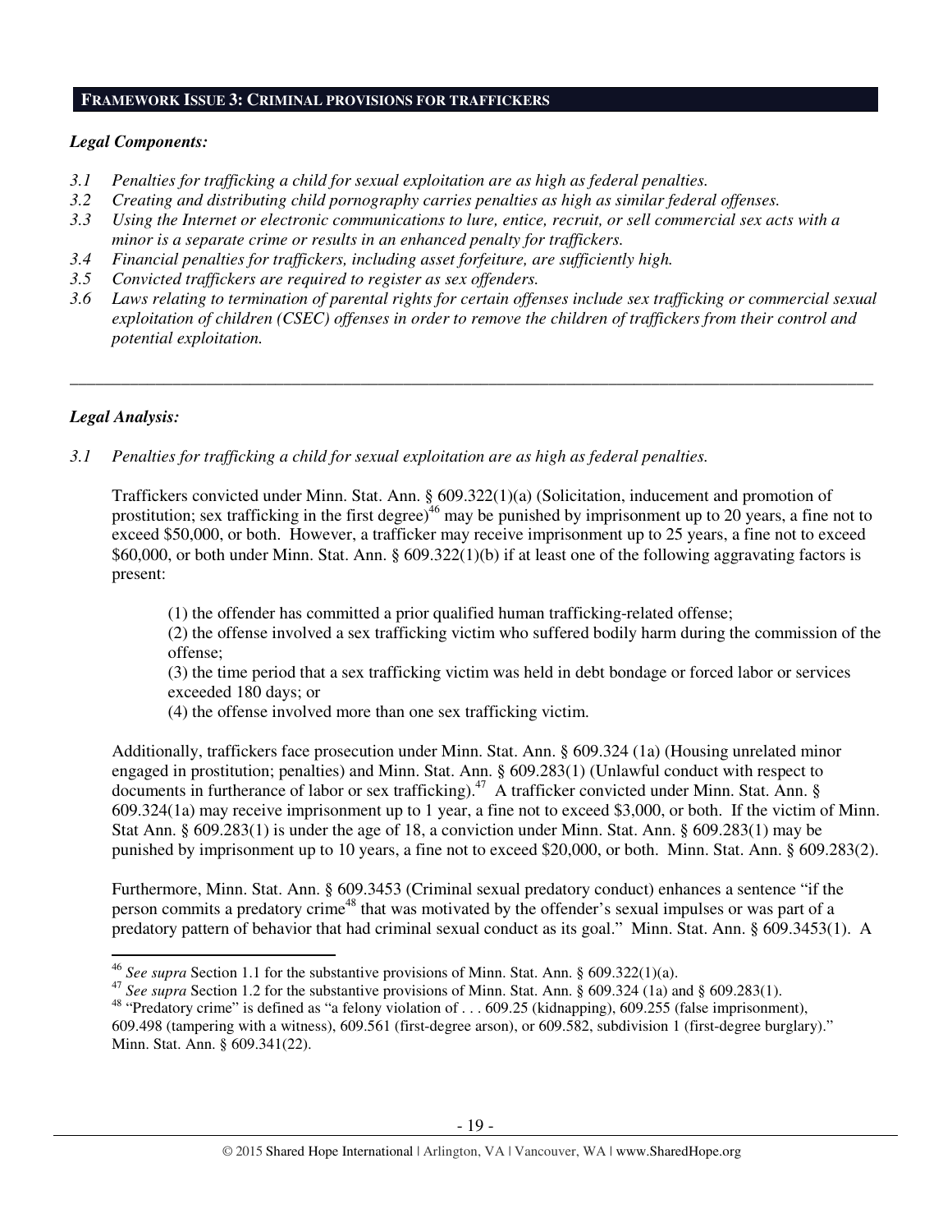## FRAMEWORK ISSUE 3: CRIMINAL PROVISIONS FOR TRAFFICKERS

***Legal Components:***

*3.1 Penalties for trafficking a child for sexual exploitation are as high as federal penalties.*
*3.2 Creating and distributing child pornography carries penalties as high as similar federal offenses.*
*3.3 Using the Internet or electronic communications to lure, entice, recruit, or sell commercial sex acts with a minor is a separate crime or results in an enhanced penalty for traffickers.*
*3.4 Financial penalties for traffickers, including asset forfeiture, are sufficiently high.*
*3.5 Convicted traffickers are required to register as sex offenders.*
*3.6 Laws relating to termination of parental rights for certain offenses include sex trafficking or commercial sexual exploitation of children (CSEC) offenses in order to remove the children of traffickers from their control and potential exploitation.*

---

***Legal Analysis:***

*3.1 Penalties for trafficking a child for sexual exploitation are as high as federal penalties.*

Traffickers convicted under Minn. Stat. Ann. § 609.322(1)(a) (Solicitation, inducement and promotion of prostitution; sex trafficking in the first degree)[46] may be punished by imprisonment up to 20 years, a fine not to exceed $50,000, or both. However, a trafficker may receive imprisonment up to 25 years, a fine not to exceed $60,000, or both under Minn. Stat. Ann. § 609.322(1)(b) if at least one of the following aggravating factors is present:

> (1) the offender has committed a prior qualified human trafficking-related offense;
> (2) the offense involved a sex trafficking victim who suffered bodily harm during the commission of the offense;
> (3) the time period that a sex trafficking victim was held in debt bondage or forced labor or services exceeded 180 days; or
> (4) the offense involved more than one sex trafficking victim.

Additionally, traffickers face prosecution under Minn. Stat. Ann. § 609.324 (1a) (Housing unrelated minor engaged in prostitution; penalties) and Minn. Stat. Ann. § 609.283(1) (Unlawful conduct with respect to documents in furtherance of labor or sex trafficking).[47] A trafficker convicted under Minn. Stat. Ann. § 609.324(1a) may receive imprisonment up to 1 year, a fine not to exceed $3,000, or both. If the victim of Minn. Stat Ann. § 609.283(1) is under the age of 18, a conviction under Minn. Stat. Ann. § 609.283(1) may be punished by imprisonment up to 10 years, a fine not to exceed $20,000, or both. Minn. Stat. Ann. § 609.283(2).

Furthermore, Minn. Stat. Ann. § 609.3453 (Criminal sexual predatory conduct) enhances a sentence "if the person commits a predatory crime[48] that was motivated by the offender's sexual impulses or was part of a predatory pattern of behavior that had criminal sexual conduct as its goal." Minn. Stat. Ann. § 609.3453(1). A

---

[46] *See supra* Section 1.1 for the substantive provisions of Minn. Stat. Ann. § 609.322(1)(a).

[47] *See supra* Section 1.2 for the substantive provisions of Minn. Stat. Ann. § 609.324 (1a) and § 609.283(1).

[48] "Predatory crime" is defined as "a felony violation of . . . 609.25 (kidnapping), 609.255 (false imprisonment), 609.498 (tampering with a witness), 609.561 (first-degree arson), or 609.582, subdivision 1 (first-degree burglary)." Minn. Stat. Ann. § 609.341(22).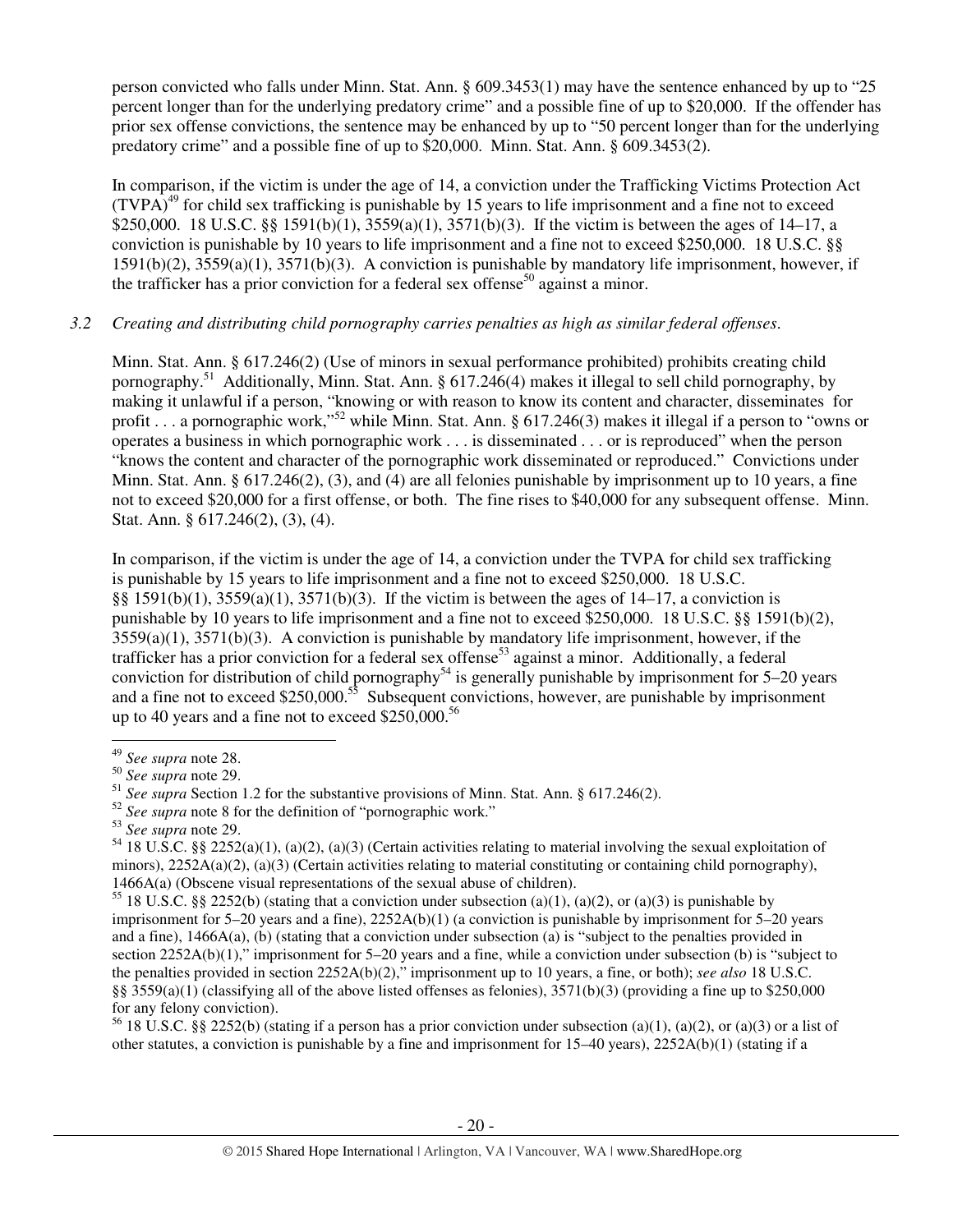person convicted who falls under Minn. Stat. Ann. § 609.3453(1) may have the sentence enhanced by up to "25 percent longer than for the underlying predatory crime" and a possible fine of up to $20,000. If the offender has prior sex offense convictions, the sentence may be enhanced by up to "50 percent longer than for the underlying predatory crime" and a possible fine of up to $20,000. Minn. Stat. Ann. § 609.3453(2).

In comparison, if the victim is under the age of 14, a conviction under the Trafficking Victims Protection Act (TVPA)[49] for child sex trafficking is punishable by 15 years to life imprisonment and a fine not to exceed $250,000. 18 U.S.C. §§ 1591(b)(1), 3559(a)(1), 3571(b)(3). If the victim is between the ages of 14–17, a conviction is punishable by 10 years to life imprisonment and a fine not to exceed $250,000. 18 U.S.C. §§ 1591(b)(2), 3559(a)(1), 3571(b)(3). A conviction is punishable by mandatory life imprisonment, however, if the trafficker has a prior conviction for a federal sex offense[50] against a minor.

*3.2 Creating and distributing child pornography carries penalties as high as similar federal offenses.*

Minn. Stat. Ann. § 617.246(2) (Use of minors in sexual performance prohibited) prohibits creating child pornography.[51] Additionally, Minn. Stat. Ann. § 617.246(4) makes it illegal to sell child pornography, by making it unlawful if a person, "knowing or with reason to know its content and character, disseminates for profit . . . a pornographic work,"[52] while Minn. Stat. Ann. § 617.246(3) makes it illegal if a person to "owns or operates a business in which pornographic work . . . is disseminated . . . or is reproduced" when the person "knows the content and character of the pornographic work disseminated or reproduced." Convictions under Minn. Stat. Ann. § 617.246(2), (3), and (4) are all felonies punishable by imprisonment up to 10 years, a fine not to exceed $20,000 for a first offense, or both. The fine rises to $40,000 for any subsequent offense. Minn. Stat. Ann. § 617.246(2), (3), (4).

In comparison, if the victim is under the age of 14, a conviction under the TVPA for child sex trafficking is punishable by 15 years to life imprisonment and a fine not to exceed $250,000. 18 U.S.C. §§ 1591(b)(1), 3559(a)(1), 3571(b)(3). If the victim is between the ages of 14–17, a conviction is punishable by 10 years to life imprisonment and a fine not to exceed $250,000. 18 U.S.C. §§ 1591(b)(2), 3559(a)(1), 3571(b)(3). A conviction is punishable by mandatory life imprisonment, however, if the trafficker has a prior conviction for a federal sex offense[53] against a minor. Additionally, a federal conviction for distribution of child pornography[54] is generally punishable by imprisonment for 5–20 years and a fine not to exceed $250,000.[55] Subsequent convictions, however, are punishable by imprisonment up to 40 years and a fine not to exceed $250,000.[56]

---

[49] *See supra* note 28.

[50] *See supra* note 29.

[51] *See supra* Section 1.2 for the substantive provisions of Minn. Stat. Ann. § 617.246(2).

[52] *See supra* note 8 for the definition of "pornographic work."

[53] *See supra* note 29.

[54] 18 U.S.C. §§ 2252(a)(1), (a)(2), (a)(3) (Certain activities relating to material involving the sexual exploitation of minors), 2252A(a)(2), (a)(3) (Certain activities relating to material constituting or containing child pornography), 1466A(a) (Obscene visual representations of the sexual abuse of children).

[55] 18 U.S.C. §§ 2252(b) (stating that a conviction under subsection (a)(1), (a)(2), or (a)(3) is punishable by imprisonment for 5–20 years and a fine), 2252A(b)(1) (a conviction is punishable by imprisonment for 5–20 years and a fine), 1466A(a), (b) (stating that a conviction under subsection (a) is "subject to the penalties provided in section 2252A(b)(1)," imprisonment for 5–20 years and a fine, while a conviction under subsection (b) is "subject to the penalties provided in section 2252A(b)(2)," imprisonment up to 10 years, a fine, or both); *see also* 18 U.S.C. §§ 3559(a)(1) (classifying all of the above listed offenses as felonies), 3571(b)(3) (providing a fine up to $250,000 for any felony conviction).

[56] 18 U.S.C. §§ 2252(b) (stating if a person has a prior conviction under subsection (a)(1), (a)(2), or (a)(3) or a list of other statutes, a conviction is punishable by a fine and imprisonment for 15–40 years), 2252A(b)(1) (stating if a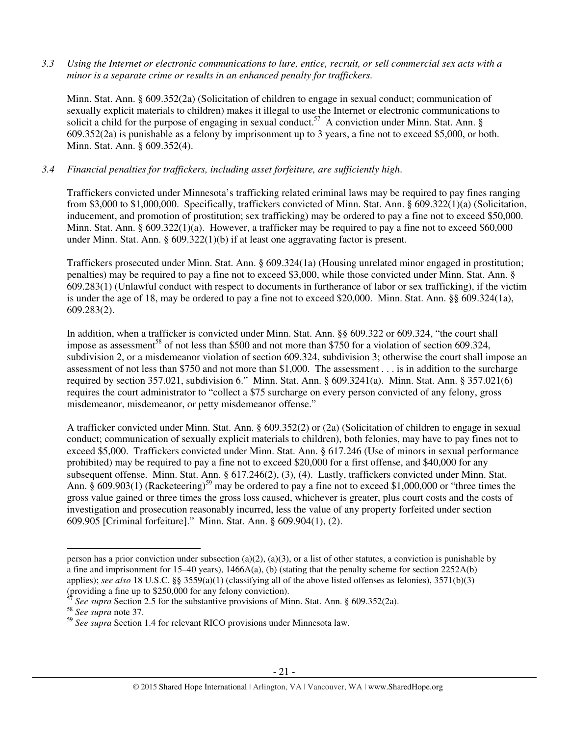*3.3 Using the Internet or electronic communications to lure, entice, recruit, or sell commercial sex acts with a minor is a separate crime or results in an enhanced penalty for traffickers.*

Minn. Stat. Ann. § 609.352(2a) (Solicitation of children to engage in sexual conduct; communication of sexually explicit materials to children) makes it illegal to use the Internet or electronic communications to solicit a child for the purpose of engaging in sexual conduct.[57] A conviction under Minn. Stat. Ann. § 609.352(2a) is punishable as a felony by imprisonment up to 3 years, a fine not to exceed $5,000, or both. Minn. Stat. Ann. § 609.352(4).

*3.4 Financial penalties for traffickers, including asset forfeiture, are sufficiently high.*

Traffickers convicted under Minnesota's trafficking related criminal laws may be required to pay fines ranging from $3,000 to $1,000,000. Specifically, traffickers convicted of Minn. Stat. Ann. § 609.322(1)(a) (Solicitation, inducement, and promotion of prostitution; sex trafficking) may be ordered to pay a fine not to exceed $50,000. Minn. Stat. Ann. § 609.322(1)(a). However, a trafficker may be required to pay a fine not to exceed $60,000 under Minn. Stat. Ann. § 609.322(1)(b) if at least one aggravating factor is present.

Traffickers prosecuted under Minn. Stat. Ann. § 609.324(1a) (Housing unrelated minor engaged in prostitution; penalties) may be required to pay a fine not to exceed $3,000, while those convicted under Minn. Stat. Ann. § 609.283(1) (Unlawful conduct with respect to documents in furtherance of labor or sex trafficking), if the victim is under the age of 18, may be ordered to pay a fine not to exceed $20,000. Minn. Stat. Ann. §§ 609.324(1a), 609.283(2).

In addition, when a trafficker is convicted under Minn. Stat. Ann. §§ 609.322 or 609.324, "the court shall impose as assessment[58] of not less than $500 and not more than $750 for a violation of section 609.324, subdivision 2, or a misdemeanor violation of section 609.324, subdivision 3; otherwise the court shall impose an assessment of not less than $750 and not more than $1,000. The assessment . . . is in addition to the surcharge required by section 357.021, subdivision 6." Minn. Stat. Ann. § 609.3241(a). Minn. Stat. Ann. § 357.021(6) requires the court administrator to "collect a $75 surcharge on every person convicted of any felony, gross misdemeanor, misdemeanor, or petty misdemeanor offense."

A trafficker convicted under Minn. Stat. Ann. § 609.352(2) or (2a) (Solicitation of children to engage in sexual conduct; communication of sexually explicit materials to children), both felonies, may have to pay fines not to exceed $5,000. Traffickers convicted under Minn. Stat. Ann. § 617.246 (Use of minors in sexual performance prohibited) may be required to pay a fine not to exceed $20,000 for a first offense, and $40,000 for any subsequent offense. Minn. Stat. Ann. § 617.246(2), (3), (4). Lastly, traffickers convicted under Minn. Stat. Ann. § 609.903(1) (Racketeering)[59] may be ordered to pay a fine not to exceed $1,000,000 or "three times the gross value gained or three times the gross loss caused, whichever is greater, plus court costs and the costs of investigation and prosecution reasonably incurred, less the value of any property forfeited under section 609.905 [Criminal forfeiture]." Minn. Stat. Ann. § 609.904(1), (2).

---

person has a prior conviction under subsection (a)(2), (a)(3), or a list of other statutes, a conviction is punishable by a fine and imprisonment for 15–40 years), 1466A(a), (b) (stating that the penalty scheme for section 2252A(b) applies); *see also* 18 U.S.C. §§ 3559(a)(1) (classifying all of the above listed offenses as felonies), 3571(b)(3) (providing a fine up to $250,000 for any felony conviction).

[57] *See supra* Section 2.5 for the substantive provisions of Minn. Stat. Ann. § 609.352(2a).

[58] *See supra* note 37.

[59] *See supra* Section 1.4 for relevant RICO provisions under Minnesota law.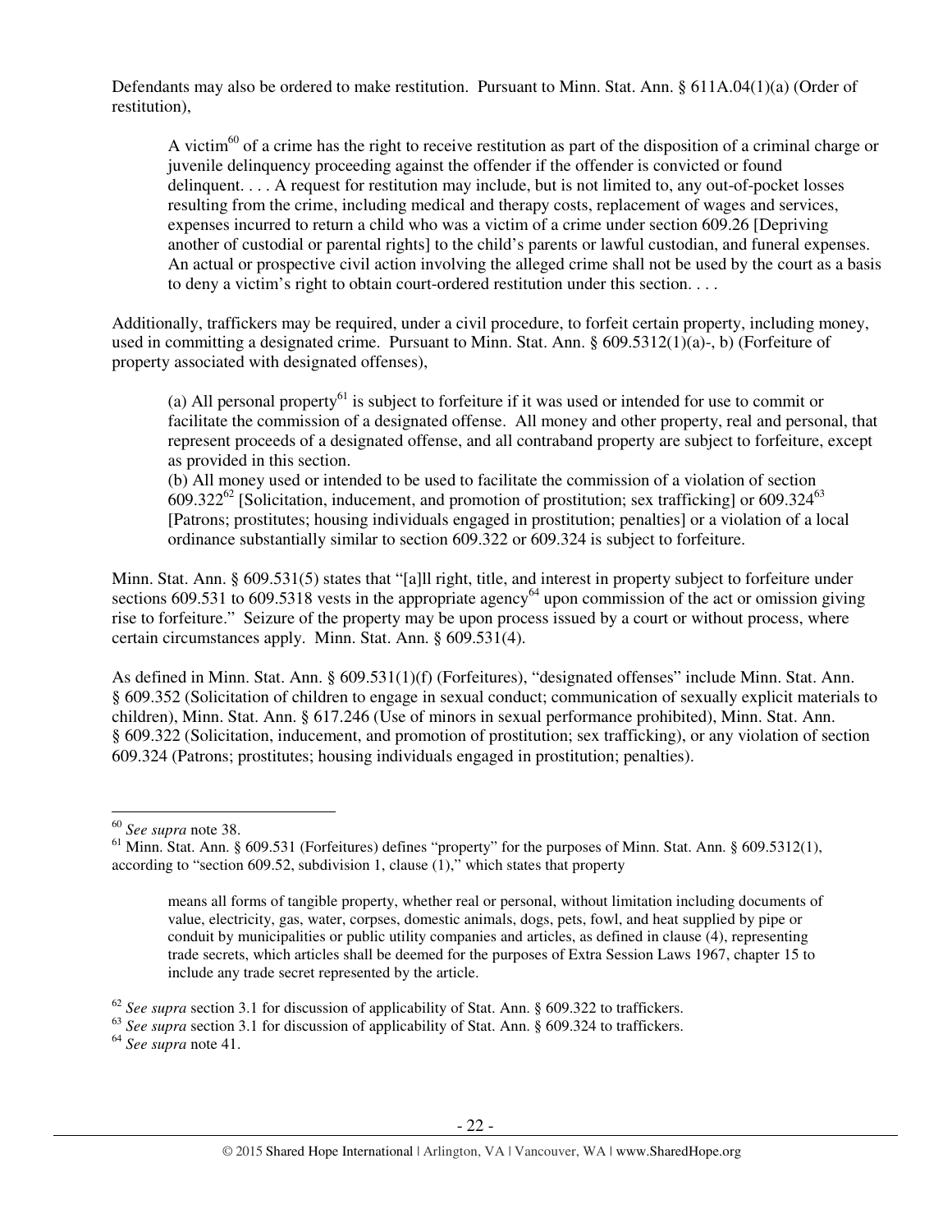Defendants may also be ordered to make restitution. Pursuant to Minn. Stat. Ann. § 611A.04(1)(a) (Order of restitution),

> A victim[60] of a crime has the right to receive restitution as part of the disposition of a criminal charge or juvenile delinquency proceeding against the offender if the offender is convicted or found delinquent. . . . A request for restitution may include, but is not limited to, any out-of-pocket losses resulting from the crime, including medical and therapy costs, replacement of wages and services, expenses incurred to return a child who was a victim of a crime under section 609.26 [Depriving another of custodial or parental rights] to the child's parents or lawful custodian, and funeral expenses. An actual or prospective civil action involving the alleged crime shall not be used by the court as a basis to deny a victim's right to obtain court-ordered restitution under this section. . . .

Additionally, traffickers may be required, under a civil procedure, to forfeit certain property, including money, used in committing a designated crime. Pursuant to Minn. Stat. Ann. § 609.5312(1)(a)-, b) (Forfeiture of property associated with designated offenses),

> (a) All personal property[61] is subject to forfeiture if it was used or intended for use to commit or facilitate the commission of a designated offense. All money and other property, real and personal, that represent proceeds of a designated offense, and all contraband property are subject to forfeiture, except as provided in this section.
> (b) All money used or intended to be used to facilitate the commission of a violation of section 609.322[62] [Solicitation, inducement, and promotion of prostitution; sex trafficking] or 609.324[63] [Patrons; prostitutes; housing individuals engaged in prostitution; penalties] or a violation of a local ordinance substantially similar to section 609.322 or 609.324 is subject to forfeiture.

Minn. Stat. Ann. § 609.531(5) states that "[a]ll right, title, and interest in property subject to forfeiture under sections 609.531 to 609.5318 vests in the appropriate agency[64] upon commission of the act or omission giving rise to forfeiture." Seizure of the property may be upon process issued by a court or without process, where certain circumstances apply. Minn. Stat. Ann. § 609.531(4).

As defined in Minn. Stat. Ann. § 609.531(1)(f) (Forfeitures), "designated offenses" include Minn. Stat. Ann. § 609.352 (Solicitation of children to engage in sexual conduct; communication of sexually explicit materials to children), Minn. Stat. Ann. § 617.246 (Use of minors in sexual performance prohibited), Minn. Stat. Ann. § 609.322 (Solicitation, inducement, and promotion of prostitution; sex trafficking), or any violation of section 609.324 (Patrons; prostitutes; housing individuals engaged in prostitution; penalties).

---

[60] *See supra* note 38.

[61] Minn. Stat. Ann. § 609.531 (Forfeitures) defines "property" for the purposes of Minn. Stat. Ann. § 609.5312(1), according to "section 609.52, subdivision 1, clause (1)," which states that property

> means all forms of tangible property, whether real or personal, without limitation including documents of value, electricity, gas, water, corpses, domestic animals, dogs, pets, fowl, and heat supplied by pipe or conduit by municipalities or public utility companies and articles, as defined in clause (4), representing trade secrets, which articles shall be deemed for the purposes of Extra Session Laws 1967, chapter 15 to include any trade secret represented by the article.

[62] *See supra* section 3.1 for discussion of applicability of Stat. Ann. § 609.322 to traffickers.

[63] *See supra* section 3.1 for discussion of applicability of Stat. Ann. § 609.324 to traffickers.

[64] *See supra* note 41.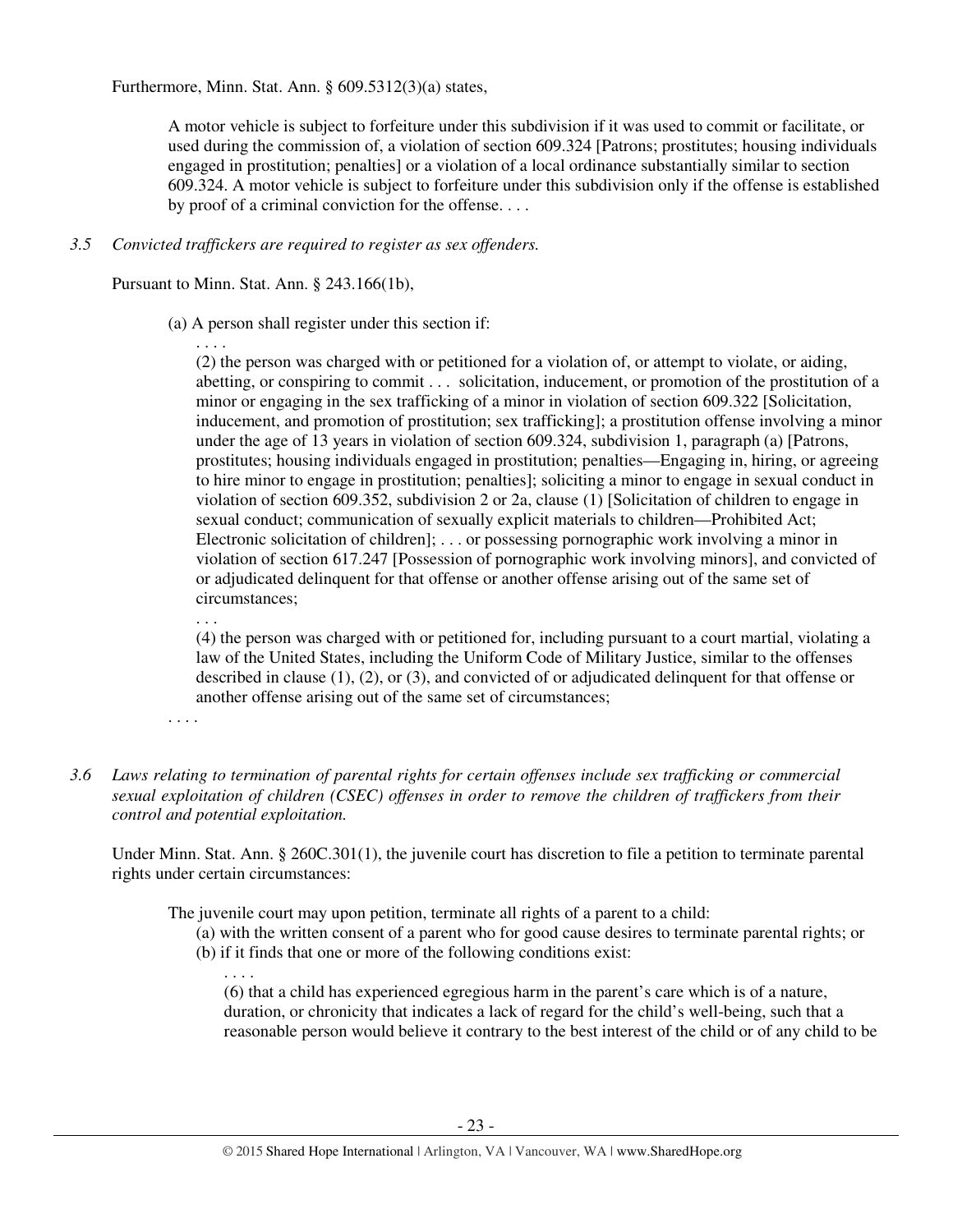Furthermore, Minn. Stat. Ann. § 609.5312(3)(a) states,

> A motor vehicle is subject to forfeiture under this subdivision if it was used to commit or facilitate, or used during the commission of, a violation of section 609.324 [Patrons; prostitutes; housing individuals engaged in prostitution; penalties] or a violation of a local ordinance substantially similar to section 609.324. A motor vehicle is subject to forfeiture under this subdivision only if the offense is established by proof of a criminal conviction for the offense. . . .

*3.5 Convicted traffickers are required to register as sex offenders.*

Pursuant to Minn. Stat. Ann. § 243.166(1b),

> (a) A person shall register under this section if:
>
> . . . .
>
> (2) the person was charged with or petitioned for a violation of, or attempt to violate, or aiding, abetting, or conspiring to commit . . . solicitation, inducement, or promotion of the prostitution of a minor or engaging in the sex trafficking of a minor in violation of section 609.322 [Solicitation, inducement, and promotion of prostitution; sex trafficking]; a prostitution offense involving a minor under the age of 13 years in violation of section 609.324, subdivision 1, paragraph (a) [Patrons, prostitutes; housing individuals engaged in prostitution; penalties—Engaging in, hiring, or agreeing to hire minor to engage in prostitution; penalties]; soliciting a minor to engage in sexual conduct in violation of section 609.352, subdivision 2 or 2a, clause (1) [Solicitation of children to engage in sexual conduct; communication of sexually explicit materials to children—Prohibited Act; Electronic solicitation of children]; . . . or possessing pornographic work involving a minor in violation of section 617.247 [Possession of pornographic work involving minors], and convicted of or adjudicated delinquent for that offense or another offense arising out of the same set of circumstances;
>
> . . .
>
> (4) the person was charged with or petitioned for, including pursuant to a court martial, violating a law of the United States, including the Uniform Code of Military Justice, similar to the offenses described in clause (1), (2), or (3), and convicted of or adjudicated delinquent for that offense or another offense arising out of the same set of circumstances;
>
> . . . .

*3.6 Laws relating to termination of parental rights for certain offenses include sex trafficking or commercial sexual exploitation of children (CSEC) offenses in order to remove the children of traffickers from their control and potential exploitation.*

Under Minn. Stat. Ann. § 260C.301(1), the juvenile court has discretion to file a petition to terminate parental rights under certain circumstances:

> The juvenile court may upon petition, terminate all rights of a parent to a child:
>
> (a) with the written consent of a parent who for good cause desires to terminate parental rights; or
>
> (b) if it finds that one or more of the following conditions exist:
>
> . . . .
>
> (6) that a child has experienced egregious harm in the parent's care which is of a nature, duration, or chronicity that indicates a lack of regard for the child's well-being, such that a reasonable person would believe it contrary to the best interest of the child or of any child to be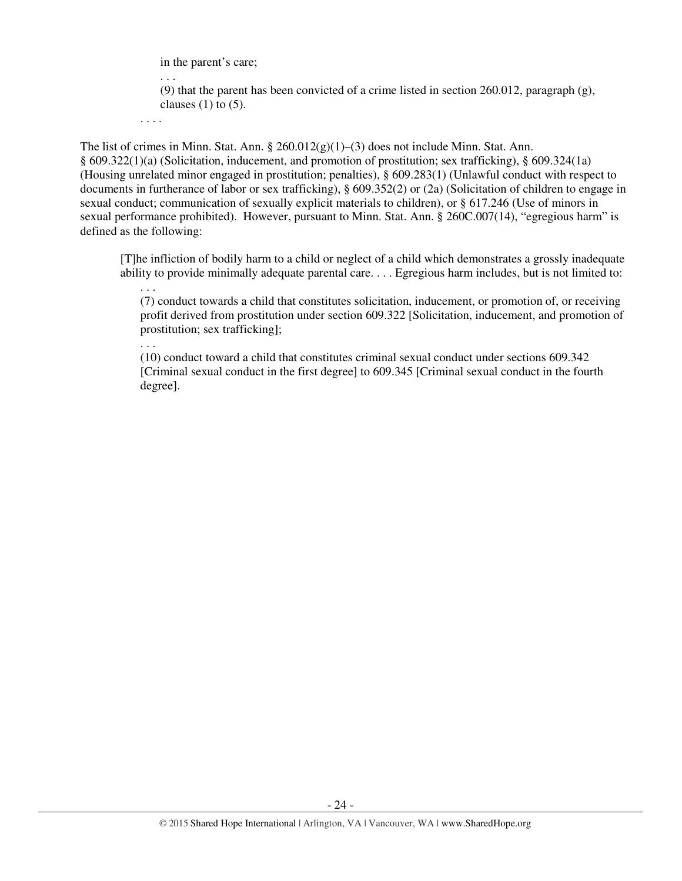> in the parent's care;
>
> . . .
>
> (9) that the parent has been convicted of a crime listed in section 260.012, paragraph (g), clauses (1) to (5).
>
> . . . .

The list of crimes in Minn. Stat. Ann. § 260.012(g)(1)–(3) does not include Minn. Stat. Ann. § 609.322(1)(a) (Solicitation, inducement, and promotion of prostitution; sex trafficking), § 609.324(1a) (Housing unrelated minor engaged in prostitution; penalties), § 609.283(1) (Unlawful conduct with respect to documents in furtherance of labor or sex trafficking), § 609.352(2) or (2a) (Solicitation of children to engage in sexual conduct; communication of sexually explicit materials to children), or § 617.246 (Use of minors in sexual performance prohibited). However, pursuant to Minn. Stat. Ann. § 260C.007(14), "egregious harm" is defined as the following:

> [T]he infliction of bodily harm to a child or neglect of a child which demonstrates a grossly inadequate ability to provide minimally adequate parental care. . . . Egregious harm includes, but is not limited to:
>
> . . .
>
> (7) conduct towards a child that constitutes solicitation, inducement, or promotion of, or receiving profit derived from prostitution under section 609.322 [Solicitation, inducement, and promotion of prostitution; sex trafficking];
>
> . . .
>
> (10) conduct toward a child that constitutes criminal sexual conduct under sections 609.342 [Criminal sexual conduct in the first degree] to 609.345 [Criminal sexual conduct in the fourth degree].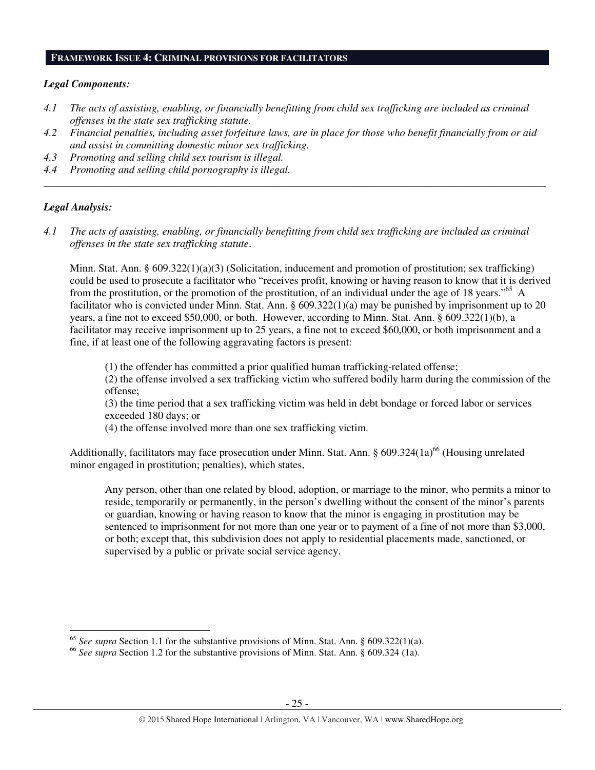## FRAMEWORK ISSUE 4: CRIMINAL PROVISIONS FOR FACILITATORS

***Legal Components:***

*4.1 The acts of assisting, enabling, or financially benefitting from child sex trafficking are included as criminal offenses in the state sex trafficking statute.*

*4.2 Financial penalties, including asset forfeiture laws, are in place for those who benefit financially from or aid and assist in committing domestic minor sex trafficking.*

*4.3 Promoting and selling child sex tourism is illegal.*

*4.4 Promoting and selling child pornography is illegal.*

---

***Legal Analysis:***

*4.1 The acts of assisting, enabling, or financially benefitting from child sex trafficking are included as criminal offenses in the state sex trafficking statute.*

Minn. Stat. Ann. § 609.322(1)(a)(3) (Solicitation, inducement and promotion of prostitution; sex trafficking) could be used to prosecute a facilitator who "receives profit, knowing or having reason to know that it is derived from the prostitution, or the promotion of the prostitution, of an individual under the age of 18 years."[65] A facilitator who is convicted under Minn. Stat. Ann. § 609.322(1)(a) may be punished by imprisonment up to 20 years, a fine not to exceed $50,000, or both. However, according to Minn. Stat. Ann. § 609.322(1)(b), a facilitator may receive imprisonment up to 25 years, a fine not to exceed $60,000, or both imprisonment and a fine, if at least one of the following aggravating factors is present:

> (1) the offender has committed a prior qualified human trafficking-related offense;
> (2) the offense involved a sex trafficking victim who suffered bodily harm during the commission of the offense;
> (3) the time period that a sex trafficking victim was held in debt bondage or forced labor or services exceeded 180 days; or
> (4) the offense involved more than one sex trafficking victim.

Additionally, facilitators may face prosecution under Minn. Stat. Ann. § 609.324(1a)[66] (Housing unrelated minor engaged in prostitution; penalties), which states,

> Any person, other than one related by blood, adoption, or marriage to the minor, who permits a minor to reside, temporarily or permanently, in the person's dwelling without the consent of the minor's parents or guardian, knowing or having reason to know that the minor is engaging in prostitution may be sentenced to imprisonment for not more than one year or to payment of a fine of not more than $3,000, or both; except that, this subdivision does not apply to residential placements made, sanctioned, or supervised by a public or private social service agency.

---

[65] *See supra* Section 1.1 for the substantive provisions of Minn. Stat. Ann. § 609.322(1)(a).

[66] *See supra* Section 1.2 for the substantive provisions of Minn. Stat. Ann. § 609.324 (1a).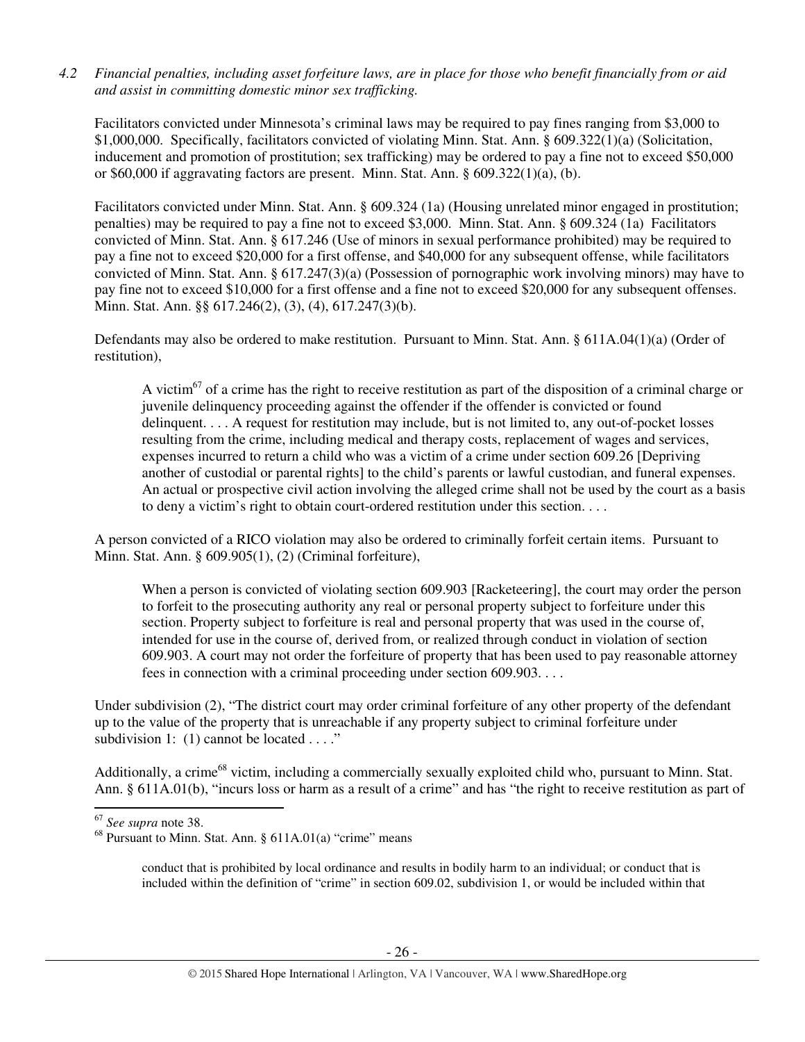*4.2 Financial penalties, including asset forfeiture laws, are in place for those who benefit financially from or aid and assist in committing domestic minor sex trafficking.*

Facilitators convicted under Minnesota's criminal laws may be required to pay fines ranging from $3,000 to $1,000,000. Specifically, facilitators convicted of violating Minn. Stat. Ann. § 609.322(1)(a) (Solicitation, inducement and promotion of prostitution; sex trafficking) may be ordered to pay a fine not to exceed $50,000 or $60,000 if aggravating factors are present. Minn. Stat. Ann. § 609.322(1)(a), (b).

Facilitators convicted under Minn. Stat. Ann. § 609.324 (1a) (Housing unrelated minor engaged in prostitution; penalties) may be required to pay a fine not to exceed $3,000. Minn. Stat. Ann. § 609.324 (1a) Facilitators convicted of Minn. Stat. Ann. § 617.246 (Use of minors in sexual performance prohibited) may be required to pay a fine not to exceed $20,000 for a first offense, and $40,000 for any subsequent offense, while facilitators convicted of Minn. Stat. Ann. § 617.247(3)(a) (Possession of pornographic work involving minors) may have to pay fine not to exceed $10,000 for a first offense and a fine not to exceed $20,000 for any subsequent offenses. Minn. Stat. Ann. §§ 617.246(2), (3), (4), 617.247(3)(b).

Defendants may also be ordered to make restitution. Pursuant to Minn. Stat. Ann. § 611A.04(1)(a) (Order of restitution),

> A victim[67] of a crime has the right to receive restitution as part of the disposition of a criminal charge or juvenile delinquency proceeding against the offender if the offender is convicted or found delinquent. . . . A request for restitution may include, but is not limited to, any out-of-pocket losses resulting from the crime, including medical and therapy costs, replacement of wages and services, expenses incurred to return a child who was a victim of a crime under section 609.26 [Depriving another of custodial or parental rights] to the child's parents or lawful custodian, and funeral expenses. An actual or prospective civil action involving the alleged crime shall not be used by the court as a basis to deny a victim's right to obtain court-ordered restitution under this section. . . .

A person convicted of a RICO violation may also be ordered to criminally forfeit certain items. Pursuant to Minn. Stat. Ann. § 609.905(1), (2) (Criminal forfeiture),

> When a person is convicted of violating section 609.903 [Racketeering], the court may order the person to forfeit to the prosecuting authority any real or personal property subject to forfeiture under this section. Property subject to forfeiture is real and personal property that was used in the course of, intended for use in the course of, derived from, or realized through conduct in violation of section 609.903. A court may not order the forfeiture of property that has been used to pay reasonable attorney fees in connection with a criminal proceeding under section 609.903. . . .

Under subdivision (2), "The district court may order criminal forfeiture of any other property of the defendant up to the value of the property that is unreachable if any property subject to criminal forfeiture under subdivision 1: (1) cannot be located . . . ."

Additionally, a crime[68] victim, including a commercially sexually exploited child who, pursuant to Minn. Stat. Ann. § 611A.01(b), "incurs loss or harm as a result of a crime" and has "the right to receive restitution as part of

---

[67] *See supra* note 38.

[68] Pursuant to Minn. Stat. Ann. § 611A.01(a) "crime" means

> conduct that is prohibited by local ordinance and results in bodily harm to an individual; or conduct that is included within the definition of "crime" in section 609.02, subdivision 1, or would be included within that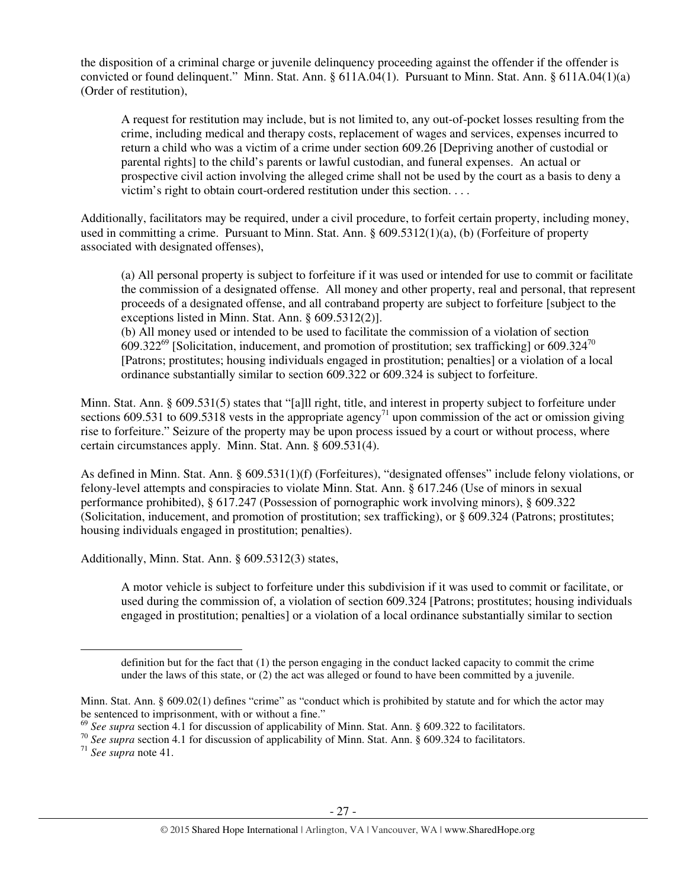the disposition of a criminal charge or juvenile delinquency proceeding against the offender if the offender is convicted or found delinquent." Minn. Stat. Ann. § 611A.04(1). Pursuant to Minn. Stat. Ann. § 611A.04(1)(a) (Order of restitution),

> A request for restitution may include, but is not limited to, any out-of-pocket losses resulting from the crime, including medical and therapy costs, replacement of wages and services, expenses incurred to return a child who was a victim of a crime under section 609.26 [Depriving another of custodial or parental rights] to the child's parents or lawful custodian, and funeral expenses. An actual or prospective civil action involving the alleged crime shall not be used by the court as a basis to deny a victim's right to obtain court-ordered restitution under this section. . . .

Additionally, facilitators may be required, under a civil procedure, to forfeit certain property, including money, used in committing a crime. Pursuant to Minn. Stat. Ann. § 609.5312(1)(a), (b) (Forfeiture of property associated with designated offenses),

> (a) All personal property is subject to forfeiture if it was used or intended for use to commit or facilitate the commission of a designated offense. All money and other property, real and personal, that represent proceeds of a designated offense, and all contraband property are subject to forfeiture [subject to the exceptions listed in Minn. Stat. Ann. § 609.5312(2)].
> (b) All money used or intended to be used to facilitate the commission of a violation of section 609.322[69] [Solicitation, inducement, and promotion of prostitution; sex trafficking] or 609.324[70] [Patrons; prostitutes; housing individuals engaged in prostitution; penalties] or a violation of a local ordinance substantially similar to section 609.322 or 609.324 is subject to forfeiture.

Minn. Stat. Ann. § 609.531(5) states that "[a]ll right, title, and interest in property subject to forfeiture under sections 609.531 to 609.5318 vests in the appropriate agency[71] upon commission of the act or omission giving rise to forfeiture." Seizure of the property may be upon process issued by a court or without process, where certain circumstances apply. Minn. Stat. Ann. § 609.531(4).

As defined in Minn. Stat. Ann. § 609.531(1)(f) (Forfeitures), "designated offenses" include felony violations, or felony-level attempts and conspiracies to violate Minn. Stat. Ann. § 617.246 (Use of minors in sexual performance prohibited), § 617.247 (Possession of pornographic work involving minors), § 609.322 (Solicitation, inducement, and promotion of prostitution; sex trafficking), or § 609.324 (Patrons; prostitutes; housing individuals engaged in prostitution; penalties).

Additionally, Minn. Stat. Ann. § 609.5312(3) states,

> A motor vehicle is subject to forfeiture under this subdivision if it was used to commit or facilitate, or used during the commission of, a violation of section 609.324 [Patrons; prostitutes; housing individuals engaged in prostitution; penalties] or a violation of a local ordinance substantially similar to section

---

definition but for the fact that (1) the person engaging in the conduct lacked capacity to commit the crime under the laws of this state, or (2) the act was alleged or found to have been committed by a juvenile.

Minn. Stat. Ann. § 609.02(1) defines "crime" as "conduct which is prohibited by statute and for which the actor may be sentenced to imprisonment, with or without a fine."

[69] *See supra* section 4.1 for discussion of applicability of Minn. Stat. Ann. § 609.322 to facilitators.

[70] *See supra* section 4.1 for discussion of applicability of Minn. Stat. Ann. § 609.324 to facilitators.

[71] *See supra* note 41.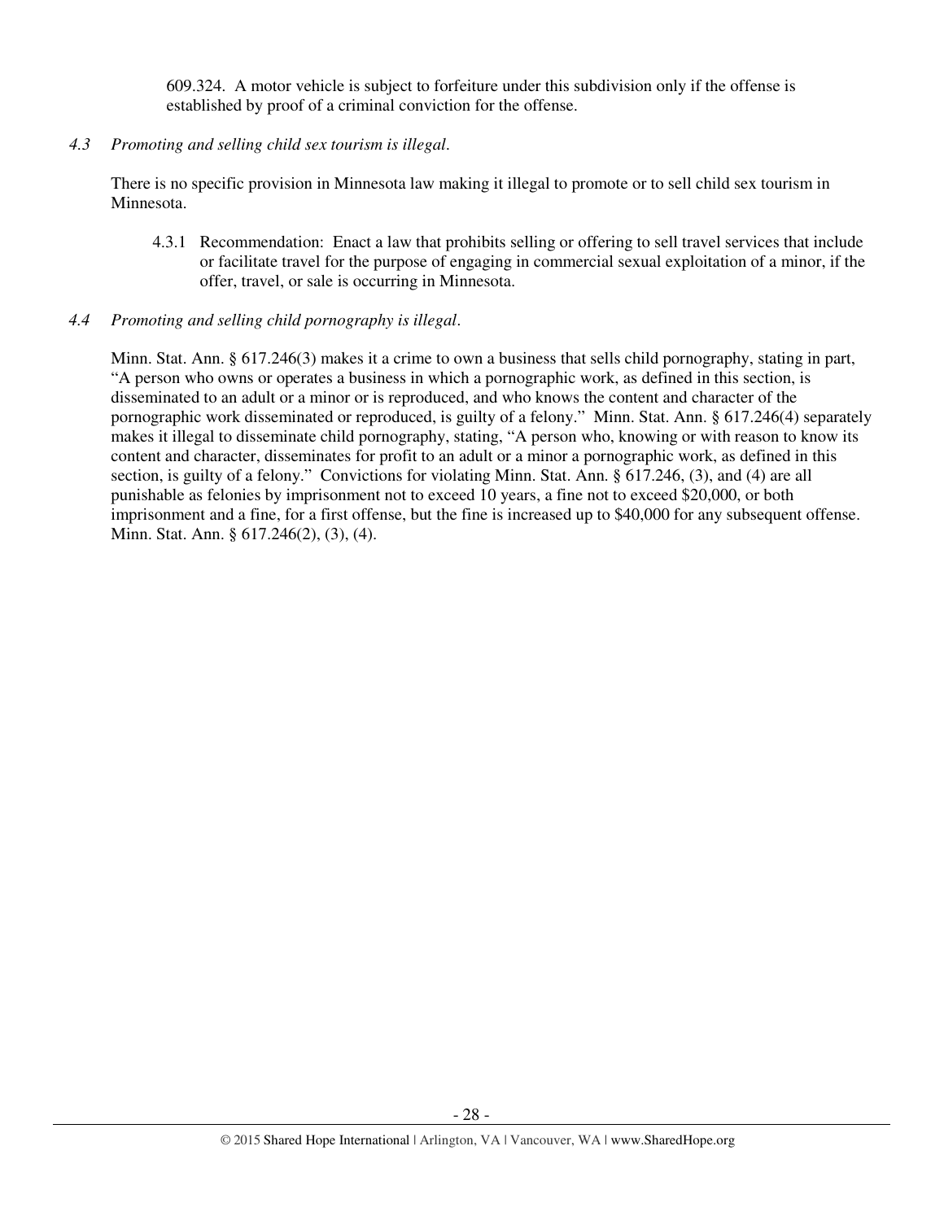609.324. A motor vehicle is subject to forfeiture under this subdivision only if the offense is established by proof of a criminal conviction for the offense.

*4.3 Promoting and selling child sex tourism is illegal.*

There is no specific provision in Minnesota law making it illegal to promote or to sell child sex tourism in Minnesota.

4.3.1 Recommendation: Enact a law that prohibits selling or offering to sell travel services that include or facilitate travel for the purpose of engaging in commercial sexual exploitation of a minor, if the offer, travel, or sale is occurring in Minnesota.

*4.4 Promoting and selling child pornography is illegal.*

Minn. Stat. Ann. § 617.246(3) makes it a crime to own a business that sells child pornography, stating in part, "A person who owns or operates a business in which a pornographic work, as defined in this section, is disseminated to an adult or a minor or is reproduced, and who knows the content and character of the pornographic work disseminated or reproduced, is guilty of a felony." Minn. Stat. Ann. § 617.246(4) separately makes it illegal to disseminate child pornography, stating, "A person who, knowing or with reason to know its content and character, disseminates for profit to an adult or a minor a pornographic work, as defined in this section, is guilty of a felony." Convictions for violating Minn. Stat. Ann. § 617.246, (3), and (4) are all punishable as felonies by imprisonment not to exceed 10 years, a fine not to exceed $20,000, or both imprisonment and a fine, for a first offense, but the fine is increased up to $40,000 for any subsequent offense. Minn. Stat. Ann. § 617.246(2), (3), (4).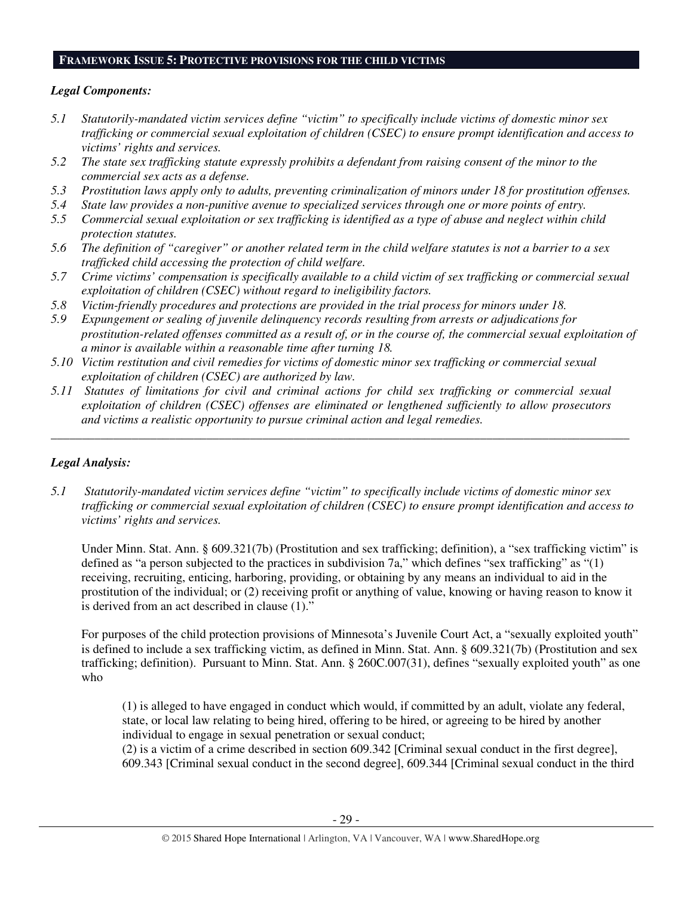## FRAMEWORK ISSUE 5: PROTECTIVE PROVISIONS FOR THE CHILD VICTIMS

***Legal Components:***

*5.1 Statutorily-mandated victim services define "victim" to specifically include victims of domestic minor sex trafficking or commercial sexual exploitation of children (CSEC) to ensure prompt identification and access to victims' rights and services.*

*5.2 The state sex trafficking statute expressly prohibits a defendant from raising consent of the minor to the commercial sex acts as a defense.*

*5.3 Prostitution laws apply only to adults, preventing criminalization of minors under 18 for prostitution offenses.*

*5.4 State law provides a non-punitive avenue to specialized services through one or more points of entry.*

*5.5 Commercial sexual exploitation or sex trafficking is identified as a type of abuse and neglect within child protection statutes.*

*5.6 The definition of "caregiver" or another related term in the child welfare statutes is not a barrier to a sex trafficked child accessing the protection of child welfare.*

*5.7 Crime victims' compensation is specifically available to a child victim of sex trafficking or commercial sexual exploitation of children (CSEC) without regard to ineligibility factors.*

*5.8 Victim-friendly procedures and protections are provided in the trial process for minors under 18.*

*5.9 Expungement or sealing of juvenile delinquency records resulting from arrests or adjudications for prostitution-related offenses committed as a result of, or in the course of, the commercial sexual exploitation of a minor is available within a reasonable time after turning 18.*

*5.10 Victim restitution and civil remedies for victims of domestic minor sex trafficking or commercial sexual exploitation of children (CSEC) are authorized by law.*

*5.11 Statutes of limitations for civil and criminal actions for child sex trafficking or commercial sexual exploitation of children (CSEC) offenses are eliminated or lengthened sufficiently to allow prosecutors and victims a realistic opportunity to pursue criminal action and legal remedies.*

---

***Legal Analysis:***

*5.1 Statutorily-mandated victim services define "victim" to specifically include victims of domestic minor sex trafficking or commercial sexual exploitation of children (CSEC) to ensure prompt identification and access to victims' rights and services.*

Under Minn. Stat. Ann. § 609.321(7b) (Prostitution and sex trafficking; definition), a "sex trafficking victim" is defined as "a person subjected to the practices in subdivision 7a," which defines "sex trafficking" as "(1) receiving, recruiting, enticing, harboring, providing, or obtaining by any means an individual to aid in the prostitution of the individual; or (2) receiving profit or anything of value, knowing or having reason to know it is derived from an act described in clause (1)."

For purposes of the child protection provisions of Minnesota's Juvenile Court Act, a "sexually exploited youth" is defined to include a sex trafficking victim, as defined in Minn. Stat. Ann. § 609.321(7b) (Prostitution and sex trafficking; definition). Pursuant to Minn. Stat. Ann. § 260C.007(31), defines "sexually exploited youth" as one who

> (1) is alleged to have engaged in conduct which would, if committed by an adult, violate any federal, state, or local law relating to being hired, offering to be hired, or agreeing to be hired by another individual to engage in sexual penetration or sexual conduct;
>
> (2) is a victim of a crime described in section 609.342 [Criminal sexual conduct in the first degree], 609.343 [Criminal sexual conduct in the second degree], 609.344 [Criminal sexual conduct in the third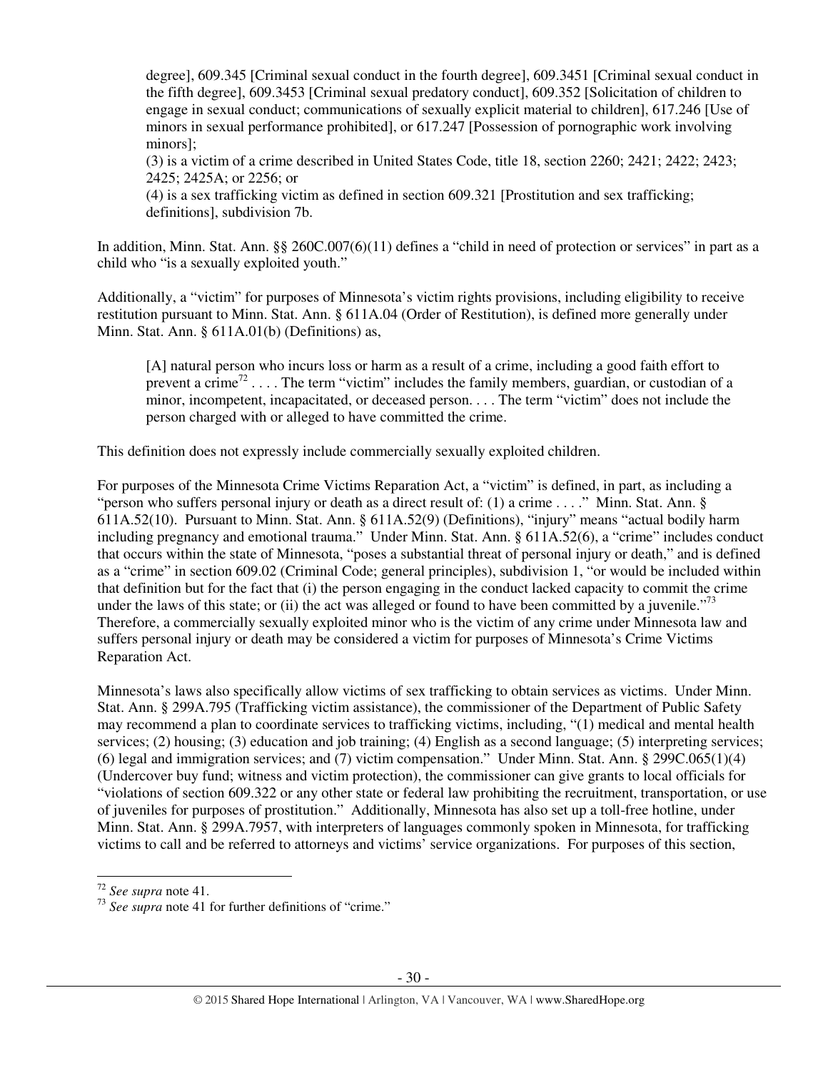> degree], 609.345 [Criminal sexual conduct in the fourth degree], 609.3451 [Criminal sexual conduct in the fifth degree], 609.3453 [Criminal sexual predatory conduct], 609.352 [Solicitation of children to engage in sexual conduct; communications of sexually explicit material to children], 617.246 [Use of minors in sexual performance prohibited], or 617.247 [Possession of pornographic work involving minors];
> (3) is a victim of a crime described in United States Code, title 18, section 2260; 2421; 2422; 2423; 2425; 2425A; or 2256; or
> (4) is a sex trafficking victim as defined in section 609.321 [Prostitution and sex trafficking; definitions], subdivision 7b.

In addition, Minn. Stat. Ann. §§ 260C.007(6)(11) defines a "child in need of protection or services" in part as a child who "is a sexually exploited youth."

Additionally, a "victim" for purposes of Minnesota's victim rights provisions, including eligibility to receive restitution pursuant to Minn. Stat. Ann. § 611A.04 (Order of Restitution), is defined more generally under Minn. Stat. Ann. § 611A.01(b) (Definitions) as,

> [A] natural person who incurs loss or harm as a result of a crime, including a good faith effort to prevent a crime[72] . . . . The term "victim" includes the family members, guardian, or custodian of a minor, incompetent, incapacitated, or deceased person. . . . The term "victim" does not include the person charged with or alleged to have committed the crime.

This definition does not expressly include commercially sexually exploited children.

For purposes of the Minnesota Crime Victims Reparation Act, a "victim" is defined, in part, as including a "person who suffers personal injury or death as a direct result of: (1) a crime . . . ." Minn. Stat. Ann. § 611A.52(10). Pursuant to Minn. Stat. Ann. § 611A.52(9) (Definitions), "injury" means "actual bodily harm including pregnancy and emotional trauma." Under Minn. Stat. Ann. § 611A.52(6), a "crime" includes conduct that occurs within the state of Minnesota, "poses a substantial threat of personal injury or death," and is defined as a "crime" in section 609.02 (Criminal Code; general principles), subdivision 1, "or would be included within that definition but for the fact that (i) the person engaging in the conduct lacked capacity to commit the crime under the laws of this state; or (ii) the act was alleged or found to have been committed by a juvenile."[73] Therefore, a commercially sexually exploited minor who is the victim of any crime under Minnesota law and suffers personal injury or death may be considered a victim for purposes of Minnesota's Crime Victims Reparation Act.

Minnesota's laws also specifically allow victims of sex trafficking to obtain services as victims. Under Minn. Stat. Ann. § 299A.795 (Trafficking victim assistance), the commissioner of the Department of Public Safety may recommend a plan to coordinate services to trafficking victims, including, "(1) medical and mental health services; (2) housing; (3) education and job training; (4) English as a second language; (5) interpreting services; (6) legal and immigration services; and (7) victim compensation." Under Minn. Stat. Ann. § 299C.065(1)(4) (Undercover buy fund; witness and victim protection), the commissioner can give grants to local officials for "violations of section 609.322 or any other state or federal law prohibiting the recruitment, transportation, or use of juveniles for purposes of prostitution." Additionally, Minnesota has also set up a toll-free hotline, under Minn. Stat. Ann. § 299A.7957, with interpreters of languages commonly spoken in Minnesota, for trafficking victims to call and be referred to attorneys and victims' service organizations. For purposes of this section,

---

[72] *See supra* note 41.
[73] *See supra* note 41 for further definitions of "crime."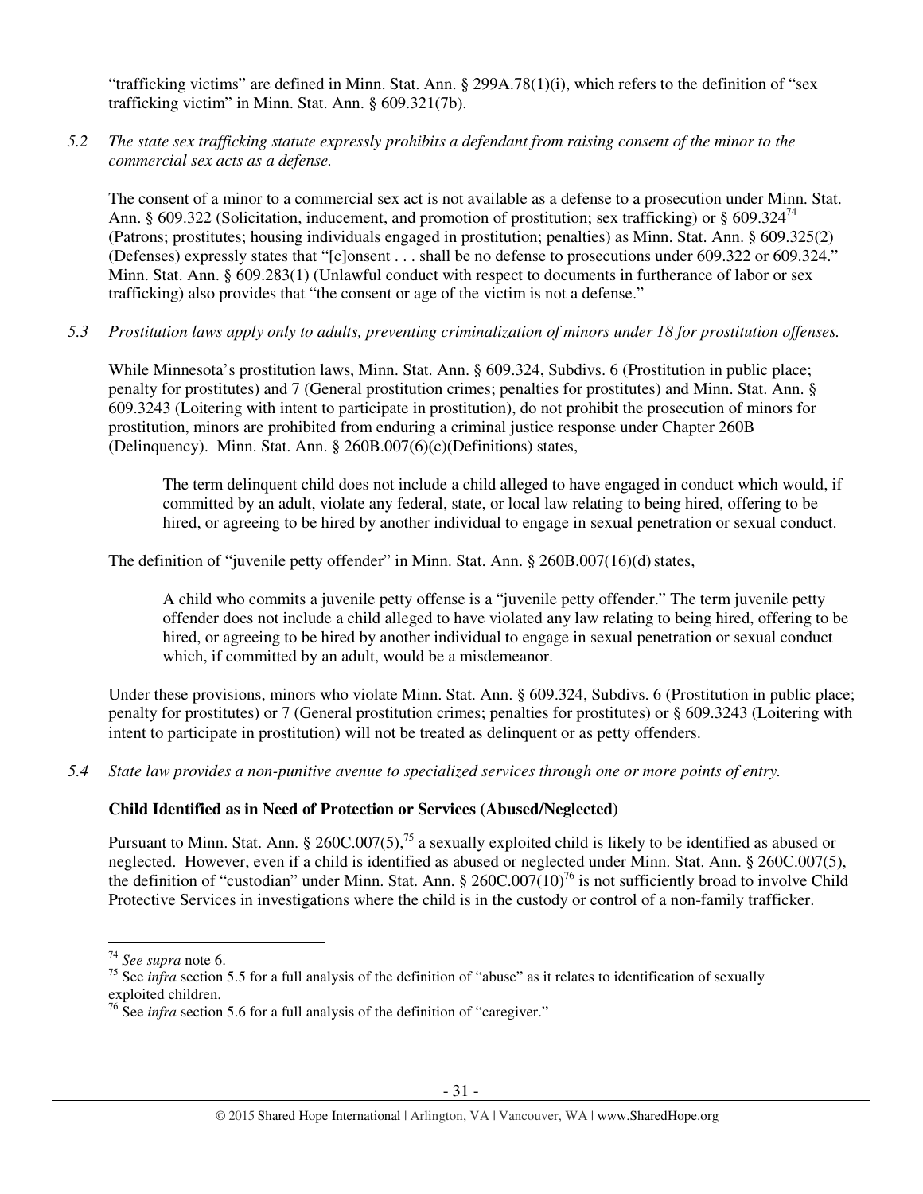"trafficking victims" are defined in Minn. Stat. Ann. § 299A.78(1)(i), which refers to the definition of "sex trafficking victim" in Minn. Stat. Ann. § 609.321(7b).

*5.2 The state sex trafficking statute expressly prohibits a defendant from raising consent of the minor to the commercial sex acts as a defense.*

The consent of a minor to a commercial sex act is not available as a defense to a prosecution under Minn. Stat. Ann. § 609.322 (Solicitation, inducement, and promotion of prostitution; sex trafficking) or § 609.324[74] (Patrons; prostitutes; housing individuals engaged in prostitution; penalties) as Minn. Stat. Ann. § 609.325(2) (Defenses) expressly states that "[c]onsent . . . shall be no defense to prosecutions under 609.322 or 609.324." Minn. Stat. Ann. § 609.283(1) (Unlawful conduct with respect to documents in furtherance of labor or sex trafficking) also provides that "the consent or age of the victim is not a defense."

*5.3 Prostitution laws apply only to adults, preventing criminalization of minors under 18 for prostitution offenses.*

While Minnesota's prostitution laws, Minn. Stat. Ann. § 609.324, Subdivs. 6 (Prostitution in public place; penalty for prostitutes) and 7 (General prostitution crimes; penalties for prostitutes) and Minn. Stat. Ann. § 609.3243 (Loitering with intent to participate in prostitution), do not prohibit the prosecution of minors for prostitution, minors are prohibited from enduring a criminal justice response under Chapter 260B (Delinquency). Minn. Stat. Ann. § 260B.007(6)(c)(Definitions) states,

> The term delinquent child does not include a child alleged to have engaged in conduct which would, if committed by an adult, violate any federal, state, or local law relating to being hired, offering to be hired, or agreeing to be hired by another individual to engage in sexual penetration or sexual conduct.

The definition of "juvenile petty offender" in Minn. Stat. Ann. § 260B.007(16)(d) states,

> A child who commits a juvenile petty offense is a "juvenile petty offender." The term juvenile petty offender does not include a child alleged to have violated any law relating to being hired, offering to be hired, or agreeing to be hired by another individual to engage in sexual penetration or sexual conduct which, if committed by an adult, would be a misdemeanor.

Under these provisions, minors who violate Minn. Stat. Ann. § 609.324, Subdivs. 6 (Prostitution in public place; penalty for prostitutes) or 7 (General prostitution crimes; penalties for prostitutes) or § 609.3243 (Loitering with intent to participate in prostitution) will not be treated as delinquent or as petty offenders.

*5.4 State law provides a non-punitive avenue to specialized services through one or more points of entry.*

**Child Identified as in Need of Protection or Services (Abused/Neglected)**

Pursuant to Minn. Stat. Ann. § 260C.007(5),[75] a sexually exploited child is likely to be identified as abused or neglected. However, even if a child is identified as abused or neglected under Minn. Stat. Ann. § 260C.007(5), the definition of "custodian" under Minn. Stat. Ann. § 260C.007(10)[76] is not sufficiently broad to involve Child Protective Services in investigations where the child is in the custody or control of a non-family trafficker.

---

[74] *See supra* note 6.

[75] See *infra* section 5.5 for a full analysis of the definition of "abuse" as it relates to identification of sexually exploited children.

[76] See *infra* section 5.6 for a full analysis of the definition of "caregiver."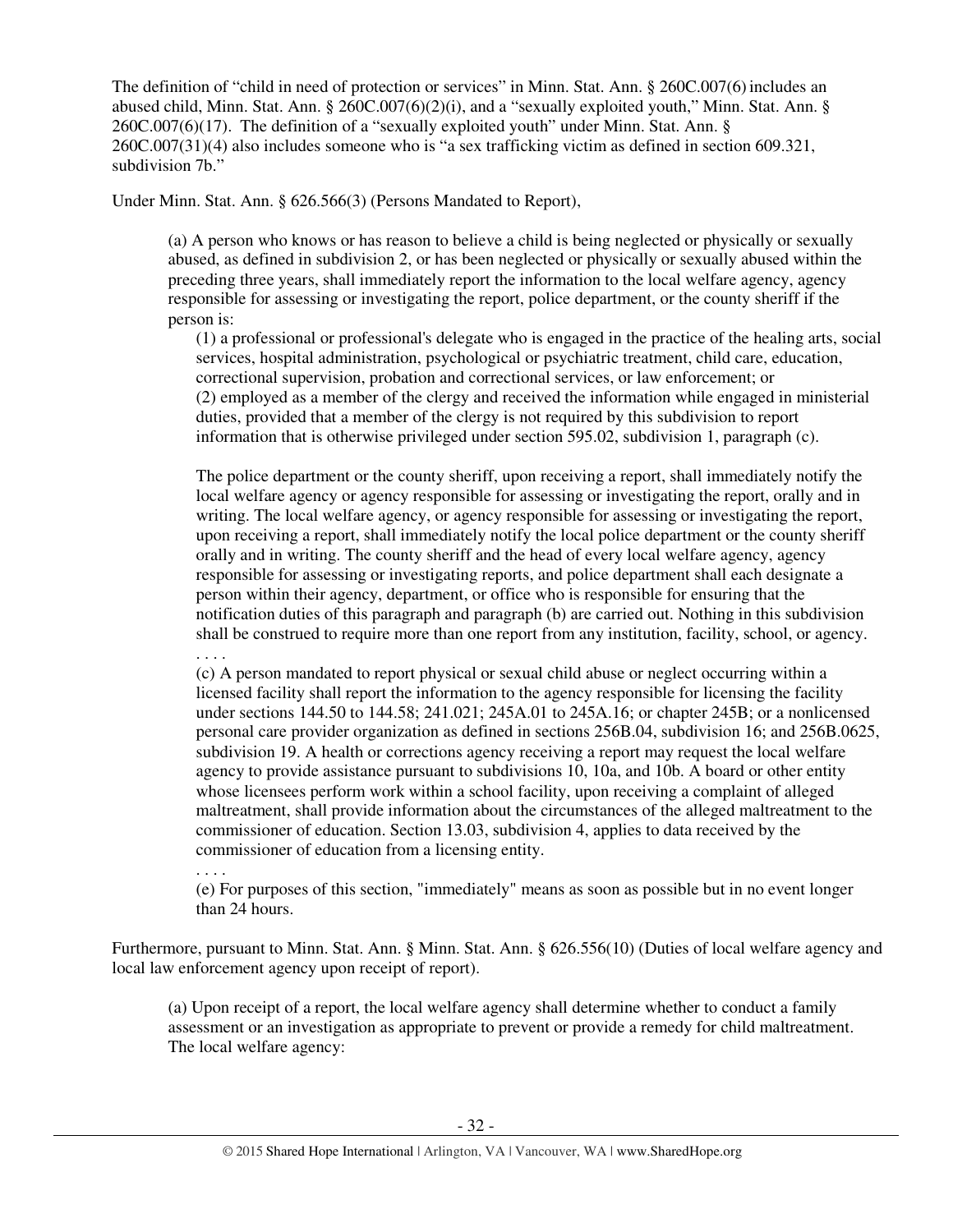The definition of "child in need of protection or services" in Minn. Stat. Ann. § 260C.007(6) includes an abused child, Minn. Stat. Ann. § 260C.007(6)(2)(i), and a "sexually exploited youth," Minn. Stat. Ann. § 260C.007(6)(17). The definition of a "sexually exploited youth" under Minn. Stat. Ann. § 260C.007(31)(4) also includes someone who is "a sex trafficking victim as defined in section 609.321, subdivision 7b."

Under Minn. Stat. Ann. § 626.566(3) (Persons Mandated to Report),

> (a) A person who knows or has reason to believe a child is being neglected or physically or sexually abused, as defined in subdivision 2, or has been neglected or physically or sexually abused within the preceding three years, shall immediately report the information to the local welfare agency, agency responsible for assessing or investigating the report, police department, or the county sheriff if the person is:
>
> (1) a professional or professional's delegate who is engaged in the practice of the healing arts, social services, hospital administration, psychological or psychiatric treatment, child care, education, correctional supervision, probation and correctional services, or law enforcement; or
> (2) employed as a member of the clergy and received the information while engaged in ministerial duties, provided that a member of the clergy is not required by this subdivision to report information that is otherwise privileged under section 595.02, subdivision 1, paragraph (c).
>
> The police department or the county sheriff, upon receiving a report, shall immediately notify the local welfare agency or agency responsible for assessing or investigating the report, orally and in writing. The local welfare agency, or agency responsible for assessing or investigating the report, upon receiving a report, shall immediately notify the local police department or the county sheriff orally and in writing. The county sheriff and the head of every local welfare agency, agency responsible for assessing or investigating reports, and police department shall each designate a person within their agency, department, or office who is responsible for ensuring that the notification duties of this paragraph and paragraph (b) are carried out. Nothing in this subdivision shall be construed to require more than one report from any institution, facility, school, or agency.
> . . . .
> (c) A person mandated to report physical or sexual child abuse or neglect occurring within a licensed facility shall report the information to the agency responsible for licensing the facility under sections 144.50 to 144.58; 241.021; 245A.01 to 245A.16; or chapter 245B; or a nonlicensed personal care provider organization as defined in sections 256B.04, subdivision 16; and 256B.0625, subdivision 19. A health or corrections agency receiving a report may request the local welfare agency to provide assistance pursuant to subdivisions 10, 10a, and 10b. A board or other entity whose licensees perform work within a school facility, upon receiving a complaint of alleged maltreatment, shall provide information about the circumstances of the alleged maltreatment to the commissioner of education. Section 13.03, subdivision 4, applies to data received by the commissioner of education from a licensing entity.
> . . . .
> (e) For purposes of this section, "immediately" means as soon as possible but in no event longer than 24 hours.

Furthermore, pursuant to Minn. Stat. Ann. § Minn. Stat. Ann. § 626.556(10) (Duties of local welfare agency and local law enforcement agency upon receipt of report).

> (a) Upon receipt of a report, the local welfare agency shall determine whether to conduct a family assessment or an investigation as appropriate to prevent or provide a remedy for child maltreatment. The local welfare agency: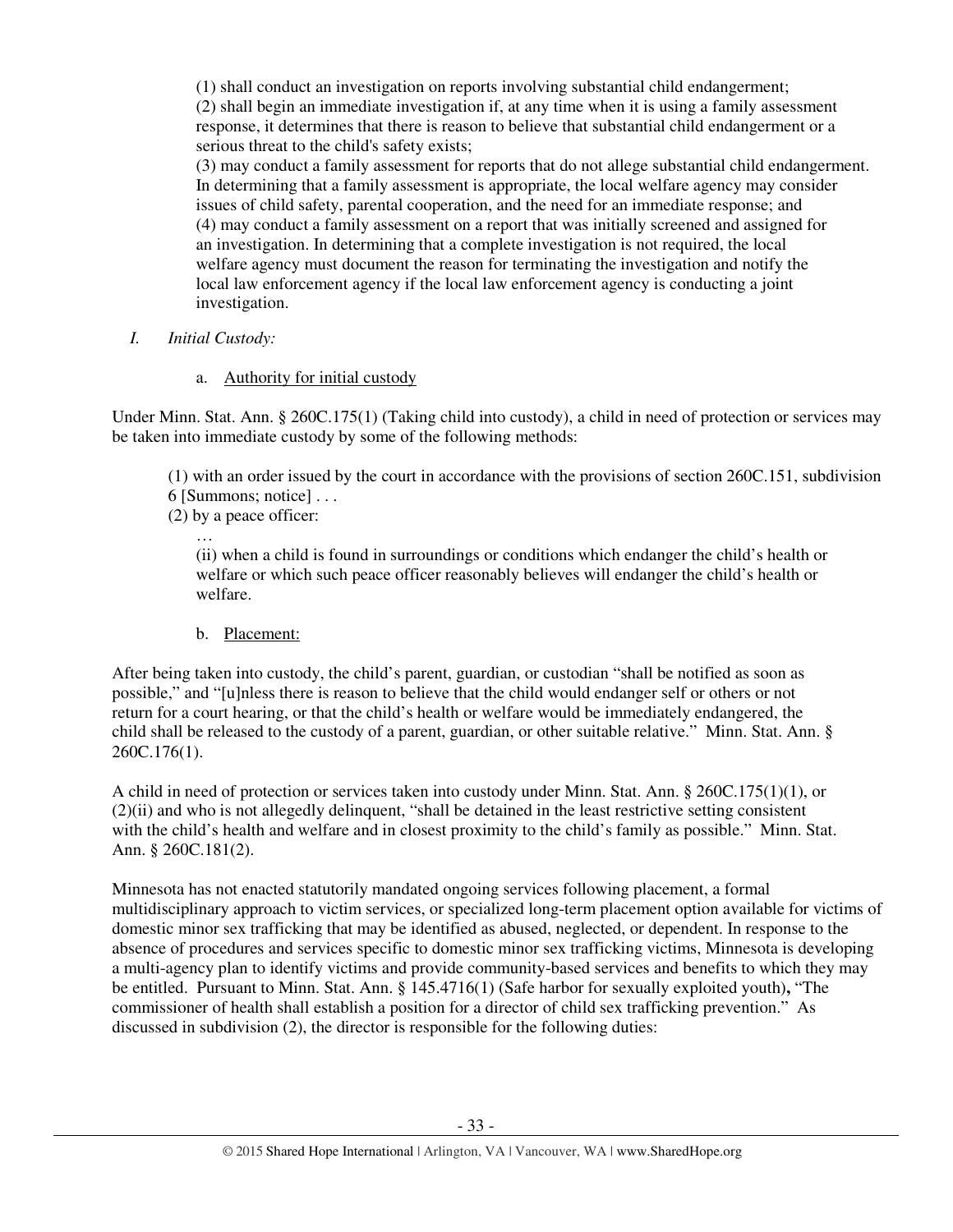(1) shall conduct an investigation on reports involving substantial child endangerment;
(2) shall begin an immediate investigation if, at any time when it is using a family assessment response, it determines that there is reason to believe that substantial child endangerment or a serious threat to the child's safety exists;
(3) may conduct a family assessment for reports that do not allege substantial child endangerment. In determining that a family assessment is appropriate, the local welfare agency may consider issues of child safety, parental cooperation, and the need for an immediate response; and
(4) may conduct a family assessment on a report that was initially screened and assigned for an investigation. In determining that a complete investigation is not required, the local welfare agency must document the reason for terminating the investigation and notify the local law enforcement agency if the local law enforcement agency is conducting a joint investigation.

*I. Initial Custody:*

a. Authority for initial custody

Under Minn. Stat. Ann. § 260C.175(1) (Taking child into custody), a child in need of protection or services may be taken into immediate custody by some of the following methods:

> (1) with an order issued by the court in accordance with the provisions of section 260C.151, subdivision 6 [Summons; notice] . . .
> (2) by a peace officer:
> …
> (ii) when a child is found in surroundings or conditions which endanger the child's health or welfare or which such peace officer reasonably believes will endanger the child's health or welfare.

b. Placement:

After being taken into custody, the child's parent, guardian, or custodian "shall be notified as soon as possible," and "[u]nless there is reason to believe that the child would endanger self or others or not return for a court hearing, or that the child's health or welfare would be immediately endangered, the child shall be released to the custody of a parent, guardian, or other suitable relative." Minn. Stat. Ann. § 260C.176(1).

A child in need of protection or services taken into custody under Minn. Stat. Ann. § 260C.175(1)(1), or (2)(ii) and who is not allegedly delinquent, "shall be detained in the least restrictive setting consistent with the child's health and welfare and in closest proximity to the child's family as possible." Minn. Stat. Ann. § 260C.181(2).

Minnesota has not enacted statutorily mandated ongoing services following placement, a formal multidisciplinary approach to victim services, or specialized long-term placement option available for victims of domestic minor sex trafficking that may be identified as abused, neglected, or dependent. In response to the absence of procedures and services specific to domestic minor sex trafficking victims, Minnesota is developing a multi-agency plan to identify victims and provide community-based services and benefits to which they may be entitled. Pursuant to Minn. Stat. Ann. § 145.4716(1) (Safe harbor for sexually exploited youth)**,** "The commissioner of health shall establish a position for a director of child sex trafficking prevention." As discussed in subdivision (2), the director is responsible for the following duties: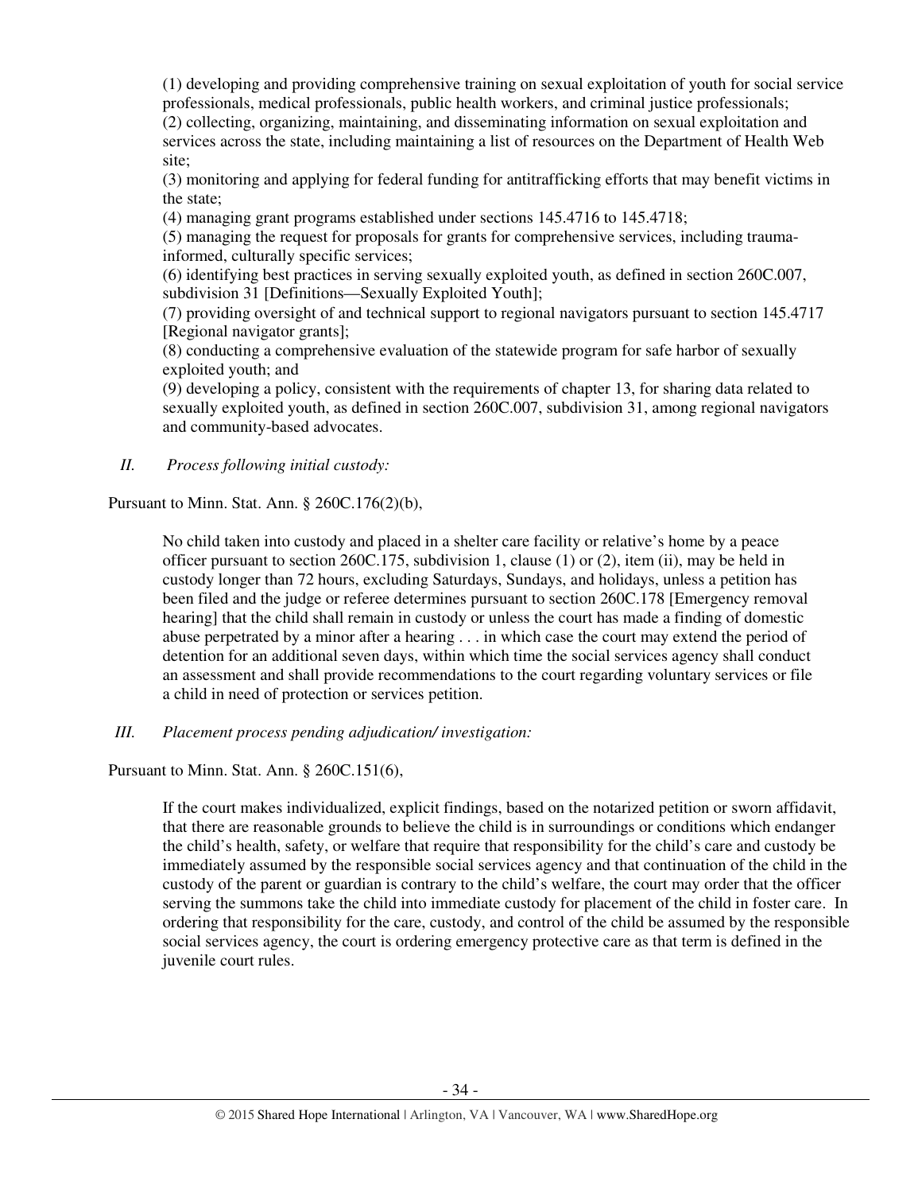(1) developing and providing comprehensive training on sexual exploitation of youth for social service professionals, medical professionals, public health workers, and criminal justice professionals;
(2) collecting, organizing, maintaining, and disseminating information on sexual exploitation and services across the state, including maintaining a list of resources on the Department of Health Web site;
(3) monitoring and applying for federal funding for antitrafficking efforts that may benefit victims in the state;
(4) managing grant programs established under sections 145.4716 to 145.4718;
(5) managing the request for proposals for grants for comprehensive services, including trauma-informed, culturally specific services;
(6) identifying best practices in serving sexually exploited youth, as defined in section 260C.007, subdivision 31 [Definitions—Sexually Exploited Youth];
(7) providing oversight of and technical support to regional navigators pursuant to section 145.4717 [Regional navigator grants];
(8) conducting a comprehensive evaluation of the statewide program for safe harbor of sexually exploited youth; and
(9) developing a policy, consistent with the requirements of chapter 13, for sharing data related to sexually exploited youth, as defined in section 260C.007, subdivision 31, among regional navigators and community-based advocates.

*II. Process following initial custody:*

Pursuant to Minn. Stat. Ann. § 260C.176(2)(b),

> No child taken into custody and placed in a shelter care facility or relative's home by a peace officer pursuant to section 260C.175, subdivision 1, clause (1) or (2), item (ii), may be held in custody longer than 72 hours, excluding Saturdays, Sundays, and holidays, unless a petition has been filed and the judge or referee determines pursuant to section 260C.178 [Emergency removal hearing] that the child shall remain in custody or unless the court has made a finding of domestic abuse perpetrated by a minor after a hearing . . . in which case the court may extend the period of detention for an additional seven days, within which time the social services agency shall conduct an assessment and shall provide recommendations to the court regarding voluntary services or file a child in need of protection or services petition.

*III. Placement process pending adjudication/ investigation:*

Pursuant to Minn. Stat. Ann. § 260C.151(6),

> If the court makes individualized, explicit findings, based on the notarized petition or sworn affidavit, that there are reasonable grounds to believe the child is in surroundings or conditions which endanger the child's health, safety, or welfare that require that responsibility for the child's care and custody be immediately assumed by the responsible social services agency and that continuation of the child in the custody of the parent or guardian is contrary to the child's welfare, the court may order that the officer serving the summons take the child into immediate custody for placement of the child in foster care. In ordering that responsibility for the care, custody, and control of the child be assumed by the responsible social services agency, the court is ordering emergency protective care as that term is defined in the juvenile court rules.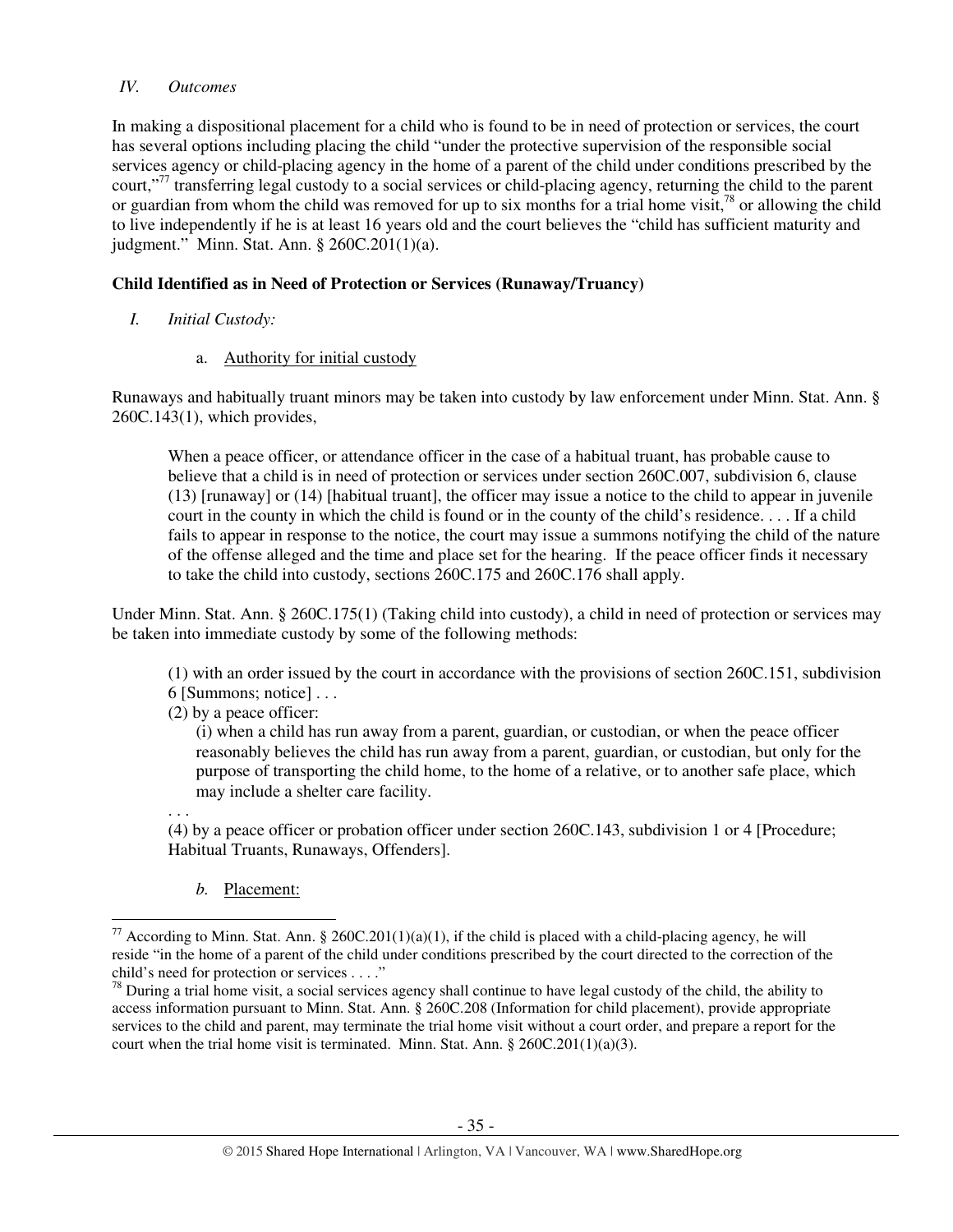*IV. Outcomes*

In making a dispositional placement for a child who is found to be in need of protection or services, the court has several options including placing the child "under the protective supervision of the responsible social services agency or child-placing agency in the home of a parent of the child under conditions prescribed by the court,"[77] transferring legal custody to a social services or child-placing agency, returning the child to the parent or guardian from whom the child was removed for up to six months for a trial home visit,[78] or allowing the child to live independently if he is at least 16 years old and the court believes the "child has sufficient maturity and judgment." Minn. Stat. Ann. § 260C.201(1)(a).

**Child Identified as in Need of Protection or Services (Runaway/Truancy)**

*I. Initial Custody:*

a. Authority for initial custody

Runaways and habitually truant minors may be taken into custody by law enforcement under Minn. Stat. Ann. § 260C.143(1), which provides,

> When a peace officer, or attendance officer in the case of a habitual truant, has probable cause to believe that a child is in need of protection or services under section 260C.007, subdivision 6, clause (13) [runaway] or (14) [habitual truant], the officer may issue a notice to the child to appear in juvenile court in the county in which the child is found or in the county of the child's residence. . . . If a child fails to appear in response to the notice, the court may issue a summons notifying the child of the nature of the offense alleged and the time and place set for the hearing. If the peace officer finds it necessary to take the child into custody, sections 260C.175 and 260C.176 shall apply.

Under Minn. Stat. Ann. § 260C.175(1) (Taking child into custody), a child in need of protection or services may be taken into immediate custody by some of the following methods:

> (1) with an order issued by the court in accordance with the provisions of section 260C.151, subdivision 6 [Summons; notice] . . .
> (2) by a peace officer:
> (i) when a child has run away from a parent, guardian, or custodian, or when the peace officer reasonably believes the child has run away from a parent, guardian, or custodian, but only for the purpose of transporting the child home, to the home of a relative, or to another safe place, which may include a shelter care facility.
> . . .
> (4) by a peace officer or probation officer under section 260C.143, subdivision 1 or 4 [Procedure; Habitual Truants, Runaways, Offenders].

*b.* Placement:

---

[77] According to Minn. Stat. Ann. § 260C.201(1)(a)(1), if the child is placed with a child-placing agency, he will reside "in the home of a parent of the child under conditions prescribed by the court directed to the correction of the child's need for protection or services . . . ."

[78] During a trial home visit, a social services agency shall continue to have legal custody of the child, the ability to access information pursuant to Minn. Stat. Ann. § 260C.208 (Information for child placement), provide appropriate services to the child and parent, may terminate the trial home visit without a court order, and prepare a report for the court when the trial home visit is terminated. Minn. Stat. Ann. § 260C.201(1)(a)(3).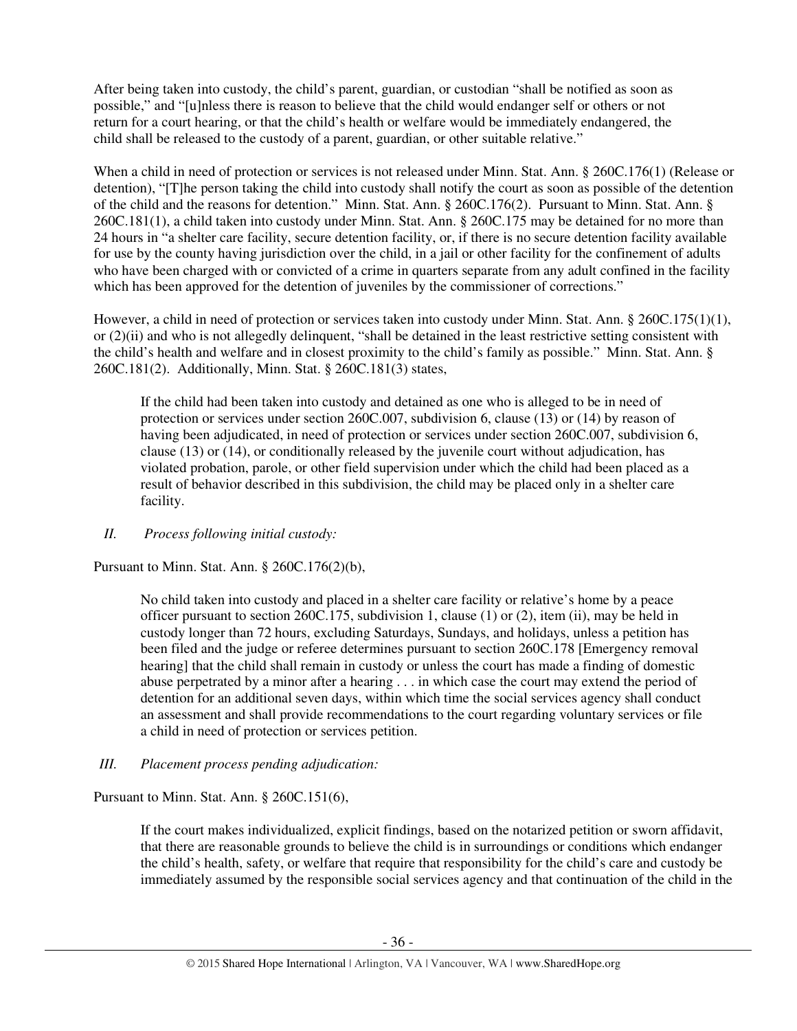After being taken into custody, the child's parent, guardian, or custodian "shall be notified as soon as possible," and "[u]nless there is reason to believe that the child would endanger self or others or not return for a court hearing, or that the child's health or welfare would be immediately endangered, the child shall be released to the custody of a parent, guardian, or other suitable relative."

When a child in need of protection or services is not released under Minn. Stat. Ann. § 260C.176(1) (Release or detention), "[T]he person taking the child into custody shall notify the court as soon as possible of the detention of the child and the reasons for detention." Minn. Stat. Ann. § 260C.176(2). Pursuant to Minn. Stat. Ann. § 260C.181(1), a child taken into custody under Minn. Stat. Ann. § 260C.175 may be detained for no more than 24 hours in "a shelter care facility, secure detention facility, or, if there is no secure detention facility available for use by the county having jurisdiction over the child, in a jail or other facility for the confinement of adults who have been charged with or convicted of a crime in quarters separate from any adult confined in the facility which has been approved for the detention of juveniles by the commissioner of corrections."

However, a child in need of protection or services taken into custody under Minn. Stat. Ann. § 260C.175(1)(1), or (2)(ii) and who is not allegedly delinquent, "shall be detained in the least restrictive setting consistent with the child's health and welfare and in closest proximity to the child's family as possible." Minn. Stat. Ann. § 260C.181(2). Additionally, Minn. Stat. § 260C.181(3) states,

> If the child had been taken into custody and detained as one who is alleged to be in need of protection or services under section 260C.007, subdivision 6, clause (13) or (14) by reason of having been adjudicated, in need of protection or services under section 260C.007, subdivision 6, clause (13) or (14), or conditionally released by the juvenile court without adjudication, has violated probation, parole, or other field supervision under which the child had been placed as a result of behavior described in this subdivision, the child may be placed only in a shelter care facility.

*II. Process following initial custody:*

Pursuant to Minn. Stat. Ann. § 260C.176(2)(b),

> No child taken into custody and placed in a shelter care facility or relative's home by a peace officer pursuant to section 260C.175, subdivision 1, clause (1) or (2), item (ii), may be held in custody longer than 72 hours, excluding Saturdays, Sundays, and holidays, unless a petition has been filed and the judge or referee determines pursuant to section 260C.178 [Emergency removal hearing] that the child shall remain in custody or unless the court has made a finding of domestic abuse perpetrated by a minor after a hearing . . . in which case the court may extend the period of detention for an additional seven days, within which time the social services agency shall conduct an assessment and shall provide recommendations to the court regarding voluntary services or file a child in need of protection or services petition.

*III. Placement process pending adjudication:*

Pursuant to Minn. Stat. Ann. § 260C.151(6),

> If the court makes individualized, explicit findings, based on the notarized petition or sworn affidavit, that there are reasonable grounds to believe the child is in surroundings or conditions which endanger the child's health, safety, or welfare that require that responsibility for the child's care and custody be immediately assumed by the responsible social services agency and that continuation of the child in the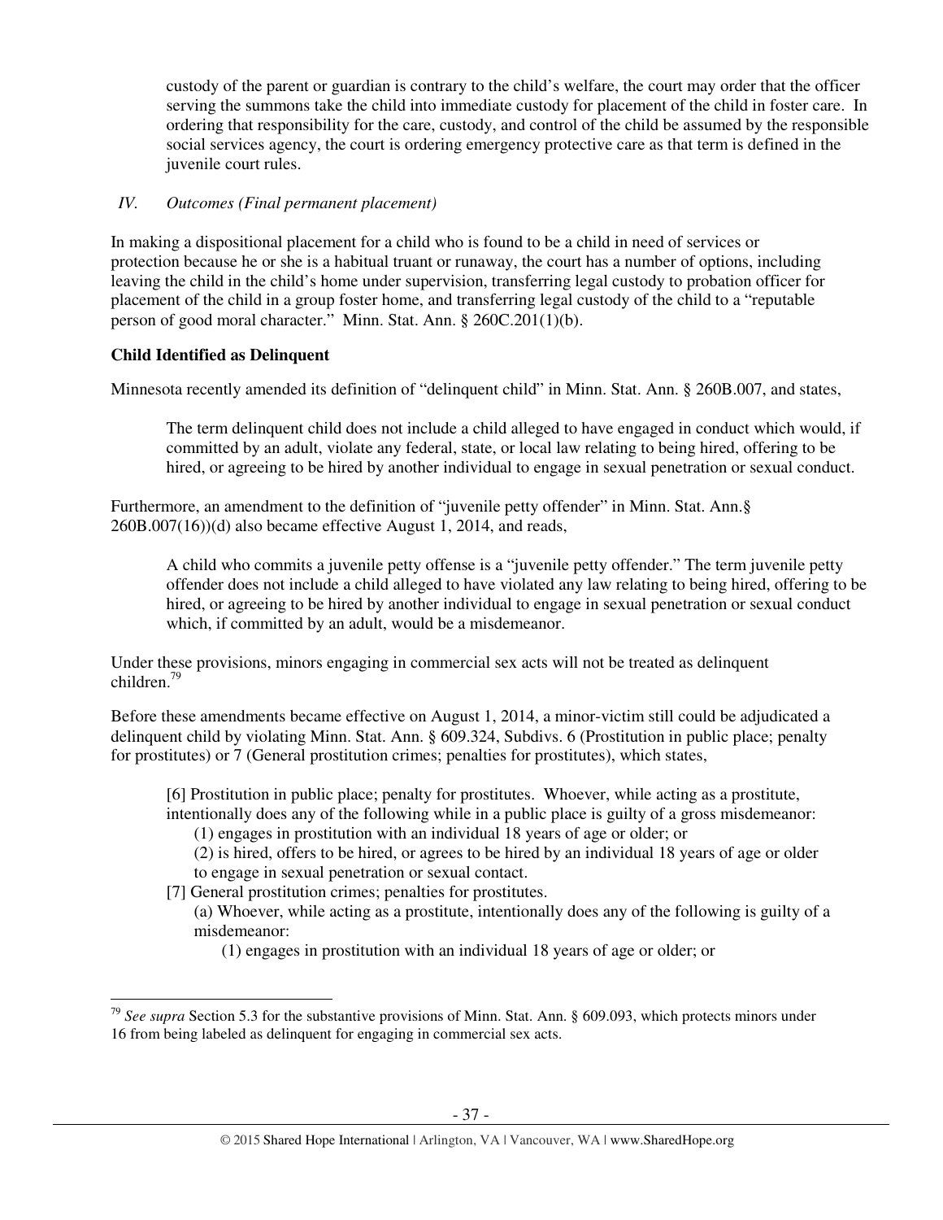custody of the parent or guardian is contrary to the child's welfare, the court may order that the officer serving the summons take the child into immediate custody for placement of the child in foster care. In ordering that responsibility for the care, custody, and control of the child be assumed by the responsible social services agency, the court is ordering emergency protective care as that term is defined in the juvenile court rules.

*IV. Outcomes (Final permanent placement)*

In making a dispositional placement for a child who is found to be a child in need of services or protection because he or she is a habitual truant or runaway, the court has a number of options, including leaving the child in the child's home under supervision, transferring legal custody to probation officer for placement of the child in a group foster home, and transferring legal custody of the child to a "reputable person of good moral character." Minn. Stat. Ann. § 260C.201(1)(b).

**Child Identified as Delinquent**

Minnesota recently amended its definition of "delinquent child" in Minn. Stat. Ann. § 260B.007, and states,

> The term delinquent child does not include a child alleged to have engaged in conduct which would, if committed by an adult, violate any federal, state, or local law relating to being hired, offering to be hired, or agreeing to be hired by another individual to engage in sexual penetration or sexual conduct.

Furthermore, an amendment to the definition of "juvenile petty offender" in Minn. Stat. Ann.§ 260B.007(16))(d) also became effective August 1, 2014, and reads,

> A child who commits a juvenile petty offense is a "juvenile petty offender." The term juvenile petty offender does not include a child alleged to have violated any law relating to being hired, offering to be hired, or agreeing to be hired by another individual to engage in sexual penetration or sexual conduct which, if committed by an adult, would be a misdemeanor.

Under these provisions, minors engaging in commercial sex acts will not be treated as delinquent children.[79]

Before these amendments became effective on August 1, 2014, a minor-victim still could be adjudicated a delinquent child by violating Minn. Stat. Ann. § 609.324, Subdivs. 6 (Prostitution in public place; penalty for prostitutes) or 7 (General prostitution crimes; penalties for prostitutes), which states,

> [6] Prostitution in public place; penalty for prostitutes. Whoever, while acting as a prostitute, intentionally does any of the following while in a public place is guilty of a gross misdemeanor:
> (1) engages in prostitution with an individual 18 years of age or older; or
> (2) is hired, offers to be hired, or agrees to be hired by an individual 18 years of age or older to engage in sexual penetration or sexual contact.
> [7] General prostitution crimes; penalties for prostitutes.
> (a) Whoever, while acting as a prostitute, intentionally does any of the following is guilty of a misdemeanor:
> (1) engages in prostitution with an individual 18 years of age or older; or

[79] *See supra* Section 5.3 for the substantive provisions of Minn. Stat. Ann. § 609.093, which protects minors under 16 from being labeled as delinquent for engaging in commercial sex acts.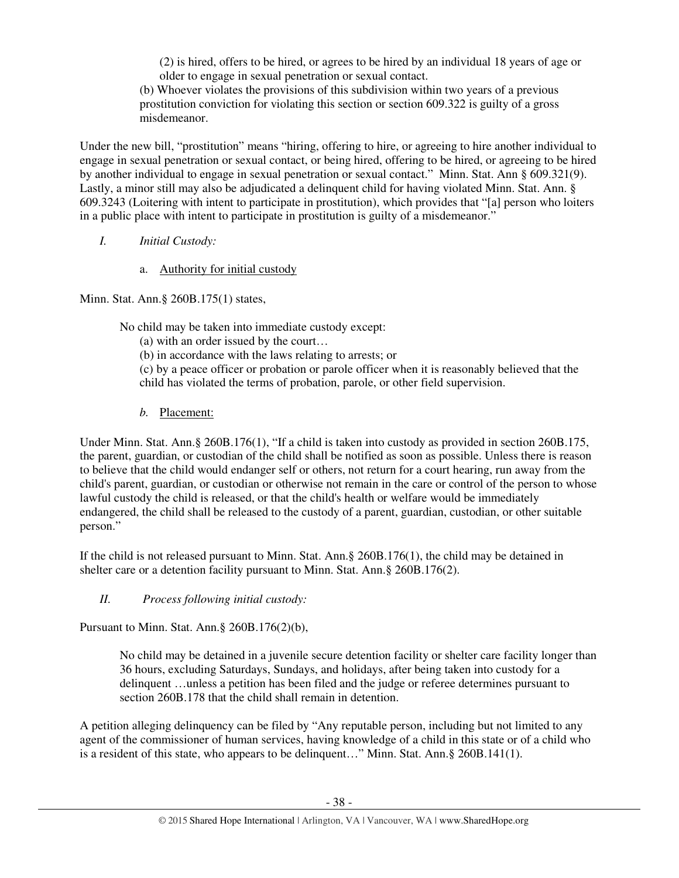> (2) is hired, offers to be hired, or agrees to be hired by an individual 18 years of age or older to engage in sexual penetration or sexual contact.
>
> (b) Whoever violates the provisions of this subdivision within two years of a previous prostitution conviction for violating this section or section 609.322 is guilty of a gross misdemeanor.

Under the new bill, "prostitution" means "hiring, offering to hire, or agreeing to hire another individual to engage in sexual penetration or sexual contact, or being hired, offering to be hired, or agreeing to be hired by another individual to engage in sexual penetration or sexual contact." Minn. Stat. Ann § 609.321(9). Lastly, a minor still may also be adjudicated a delinquent child for having violated Minn. Stat. Ann. § 609.3243 (Loitering with intent to participate in prostitution), which provides that "[a] person who loiters in a public place with intent to participate in prostitution is guilty of a misdemeanor."

*I. Initial Custody:*

a. Authority for initial custody

Minn. Stat. Ann.§ 260B.175(1) states,

> No child may be taken into immediate custody except:
>
> (a) with an order issued by the court…
>
> (b) in accordance with the laws relating to arrests; or
>
> (c) by a peace officer or probation or parole officer when it is reasonably believed that the child has violated the terms of probation, parole, or other field supervision.

*b.* Placement:

Under Minn. Stat. Ann.§ 260B.176(1), "If a child is taken into custody as provided in section 260B.175, the parent, guardian, or custodian of the child shall be notified as soon as possible. Unless there is reason to believe that the child would endanger self or others, not return for a court hearing, run away from the child's parent, guardian, or custodian or otherwise not remain in the care or control of the person to whose lawful custody the child is released, or that the child's health or welfare would be immediately endangered, the child shall be released to the custody of a parent, guardian, custodian, or other suitable person."

If the child is not released pursuant to Minn. Stat. Ann.§ 260B.176(1), the child may be detained in shelter care or a detention facility pursuant to Minn. Stat. Ann.§ 260B.176(2).

*II. Process following initial custody:*

Pursuant to Minn. Stat. Ann.§ 260B.176(2)(b),

> No child may be detained in a juvenile secure detention facility or shelter care facility longer than 36 hours, excluding Saturdays, Sundays, and holidays, after being taken into custody for a delinquent …unless a petition has been filed and the judge or referee determines pursuant to section 260B.178 that the child shall remain in detention.

A petition alleging delinquency can be filed by "Any reputable person, including but not limited to any agent of the commissioner of human services, having knowledge of a child in this state or of a child who is a resident of this state, who appears to be delinquent…" Minn. Stat. Ann.§ 260B.141(1).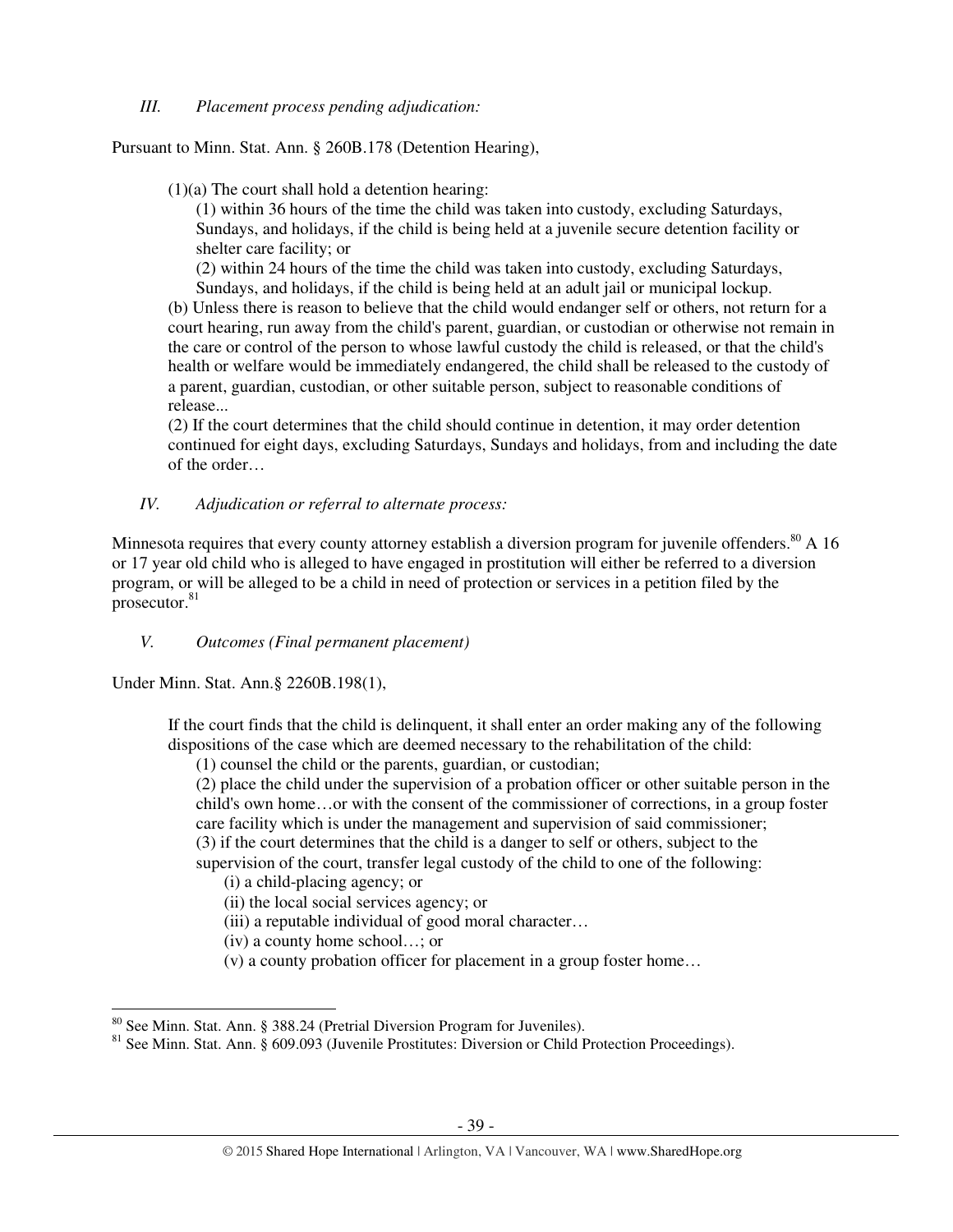*III. Placement process pending adjudication:*

Pursuant to Minn. Stat. Ann. § 260B.178 (Detention Hearing),

> (1)(a) The court shall hold a detention hearing:
>
> (1) within 36 hours of the time the child was taken into custody, excluding Saturdays, Sundays, and holidays, if the child is being held at a juvenile secure detention facility or shelter care facility; or
>
> (2) within 24 hours of the time the child was taken into custody, excluding Saturdays, Sundays, and holidays, if the child is being held at an adult jail or municipal lockup.
>
> (b) Unless there is reason to believe that the child would endanger self or others, not return for a court hearing, run away from the child's parent, guardian, or custodian or otherwise not remain in the care or control of the person to whose lawful custody the child is released, or that the child's health or welfare would be immediately endangered, the child shall be released to the custody of a parent, guardian, custodian, or other suitable person, subject to reasonable conditions of release...
>
> (2) If the court determines that the child should continue in detention, it may order detention continued for eight days, excluding Saturdays, Sundays and holidays, from and including the date of the order…

*IV. Adjudication or referral to alternate process:*

Minnesota requires that every county attorney establish a diversion program for juvenile offenders.[80] A 16 or 17 year old child who is alleged to have engaged in prostitution will either be referred to a diversion program, or will be alleged to be a child in need of protection or services in a petition filed by the prosecutor.[81]

*V. Outcomes (Final permanent placement)*

Under Minn. Stat. Ann.§ 2260B.198(1),

> If the court finds that the child is delinquent, it shall enter an order making any of the following dispositions of the case which are deemed necessary to the rehabilitation of the child:
>
> (1) counsel the child or the parents, guardian, or custodian;
>
> (2) place the child under the supervision of a probation officer or other suitable person in the child's own home…or with the consent of the commissioner of corrections, in a group foster care facility which is under the management and supervision of said commissioner;
>
> (3) if the court determines that the child is a danger to self or others, subject to the supervision of the court, transfer legal custody of the child to one of the following:
>
> (i) a child-placing agency; or
>
> (ii) the local social services agency; or
>
> (iii) a reputable individual of good moral character…
>
> (iv) a county home school…; or
>
> (v) a county probation officer for placement in a group foster home…

[80] See Minn. Stat. Ann. § 388.24 (Pretrial Diversion Program for Juveniles).

[81] See Minn. Stat. Ann. § 609.093 (Juvenile Prostitutes: Diversion or Child Protection Proceedings).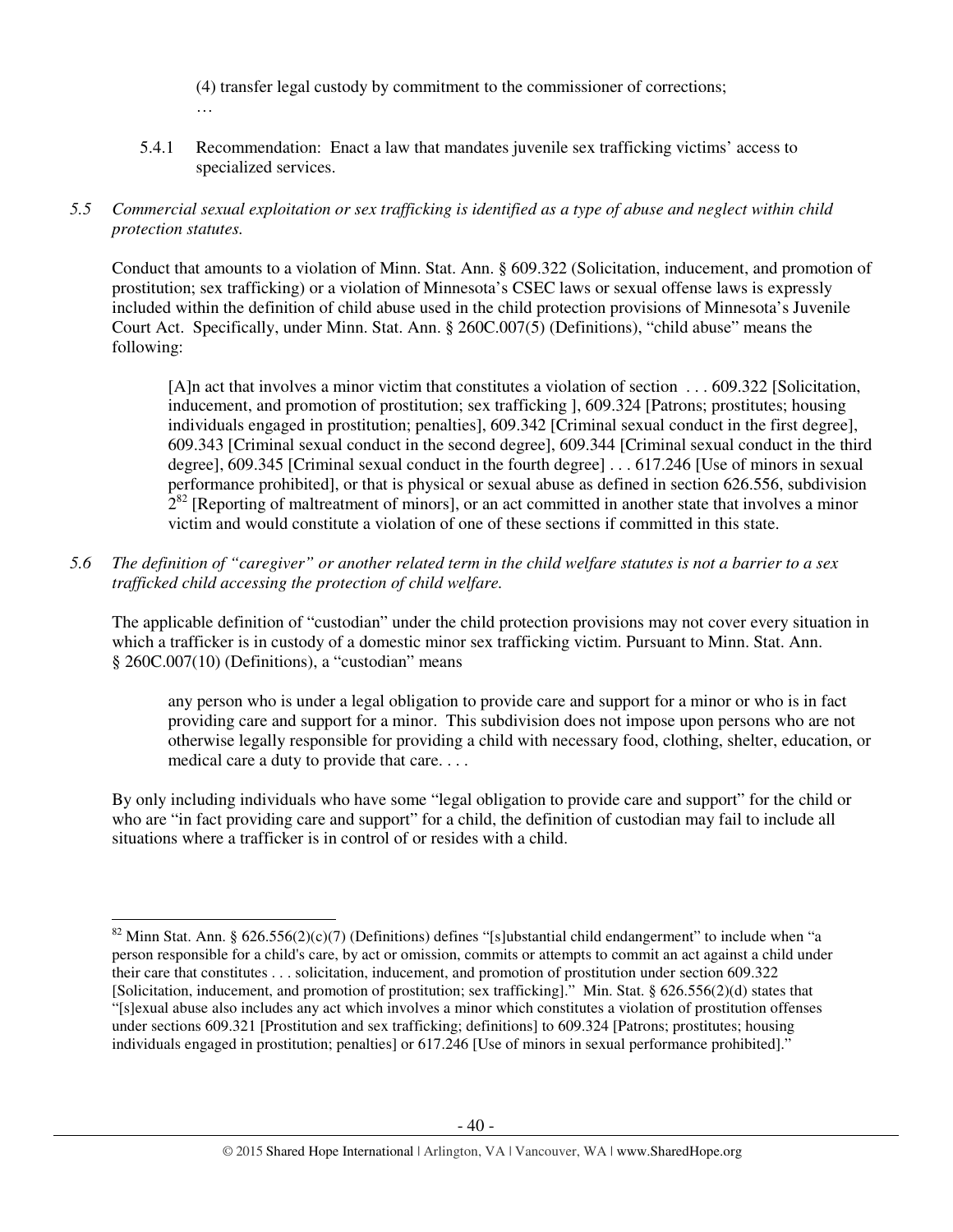(4) transfer legal custody by commitment to the commissioner of corrections;

…

5.4.1 Recommendation: Enact a law that mandates juvenile sex trafficking victims' access to specialized services.

*5.5 Commercial sexual exploitation or sex trafficking is identified as a type of abuse and neglect within child protection statutes.*

Conduct that amounts to a violation of Minn. Stat. Ann. § 609.322 (Solicitation, inducement, and promotion of prostitution; sex trafficking) or a violation of Minnesota's CSEC laws or sexual offense laws is expressly included within the definition of child abuse used in the child protection provisions of Minnesota's Juvenile Court Act. Specifically, under Minn. Stat. Ann. § 260C.007(5) (Definitions), "child abuse" means the following:

> [A]n act that involves a minor victim that constitutes a violation of section . . . 609.322 [Solicitation, inducement, and promotion of prostitution; sex trafficking ], 609.324 [Patrons; prostitutes; housing individuals engaged in prostitution; penalties], 609.342 [Criminal sexual conduct in the first degree], 609.343 [Criminal sexual conduct in the second degree], 609.344 [Criminal sexual conduct in the third degree], 609.345 [Criminal sexual conduct in the fourth degree] . . . 617.246 [Use of minors in sexual performance prohibited], or that is physical or sexual abuse as defined in section 626.556, subdivision 2[82] [Reporting of maltreatment of minors], or an act committed in another state that involves a minor victim and would constitute a violation of one of these sections if committed in this state.

*5.6 The definition of "caregiver" or another related term in the child welfare statutes is not a barrier to a sex trafficked child accessing the protection of child welfare.*

The applicable definition of "custodian" under the child protection provisions may not cover every situation in which a trafficker is in custody of a domestic minor sex trafficking victim. Pursuant to Minn. Stat. Ann. § 260C.007(10) (Definitions), a "custodian" means

> any person who is under a legal obligation to provide care and support for a minor or who is in fact providing care and support for a minor. This subdivision does not impose upon persons who are not otherwise legally responsible for providing a child with necessary food, clothing, shelter, education, or medical care a duty to provide that care. . . .

By only including individuals who have some "legal obligation to provide care and support" for the child or who are "in fact providing care and support" for a child, the definition of custodian may fail to include all situations where a trafficker is in control of or resides with a child.

---

[82] Minn Stat. Ann. § 626.556(2)(c)(7) (Definitions) defines "[s]ubstantial child endangerment" to include when "a person responsible for a child's care, by act or omission, commits or attempts to commit an act against a child under their care that constitutes . . . solicitation, inducement, and promotion of prostitution under section 609.322 [Solicitation, inducement, and promotion of prostitution; sex trafficking]." Min. Stat. § 626.556(2)(d) states that "[s]exual abuse also includes any act which involves a minor which constitutes a violation of prostitution offenses under sections 609.321 [Prostitution and sex trafficking; definitions] to 609.324 [Patrons; prostitutes; housing individuals engaged in prostitution; penalties] or 617.246 [Use of minors in sexual performance prohibited]."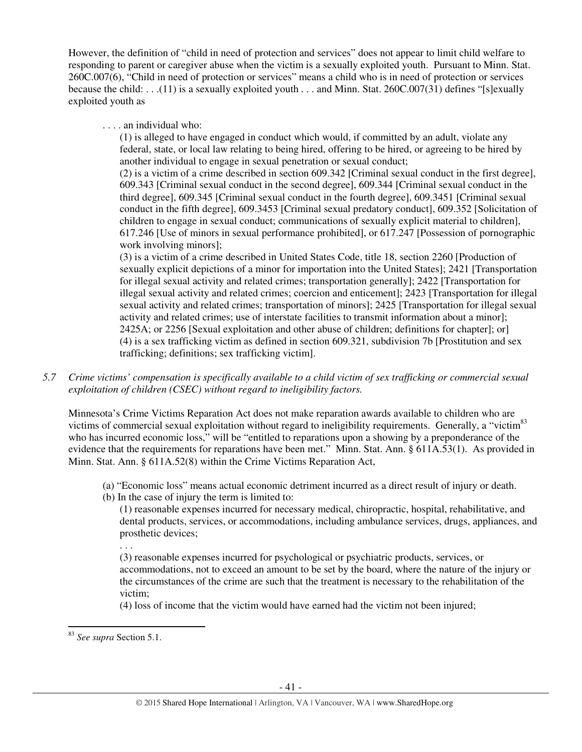However, the definition of "child in need of protection and services" does not appear to limit child welfare to responding to parent or caregiver abuse when the victim is a sexually exploited youth. Pursuant to Minn. Stat. 260C.007(6), "Child in need of protection or services" means a child who is in need of protection or services because the child: . . .(11) is a sexually exploited youth . . . and Minn. Stat. 260C.007(31) defines "[s]exually exploited youth as

> . . . . an individual who:
>
> (1) is alleged to have engaged in conduct which would, if committed by an adult, violate any federal, state, or local law relating to being hired, offering to be hired, or agreeing to be hired by another individual to engage in sexual penetration or sexual conduct;
>
> (2) is a victim of a crime described in section 609.342 [Criminal sexual conduct in the first degree], 609.343 [Criminal sexual conduct in the second degree], 609.344 [Criminal sexual conduct in the third degree], 609.345 [Criminal sexual conduct in the fourth degree], 609.3451 [Criminal sexual conduct in the fifth degree], 609.3453 [Criminal sexual predatory conduct], 609.352 [Solicitation of children to engage in sexual conduct; communications of sexually explicit material to children], 617.246 [Use of minors in sexual performance prohibited], or 617.247 [Possession of pornographic work involving minors];
>
> (3) is a victim of a crime described in United States Code, title 18, section 2260 [Production of sexually explicit depictions of a minor for importation into the United States]; 2421 [Transportation for illegal sexual activity and related crimes; transportation generally]; 2422 [Transportation for illegal sexual activity and related crimes; coercion and enticement]; 2423 [Transportation for illegal sexual activity and related crimes; transportation of minors]; 2425 [Transportation for illegal sexual activity and related crimes; use of interstate facilities to transmit information about a minor]; 2425A; or 2256 [Sexual exploitation and other abuse of children; definitions for chapter]; or]
>
> (4) is a sex trafficking victim as defined in section 609.321, subdivision 7b [Prostitution and sex trafficking; definitions; sex trafficking victim].

*5.7 Crime victims' compensation is specifically available to a child victim of sex trafficking or commercial sexual exploitation of children (CSEC) without regard to ineligibility factors.*

Minnesota's Crime Victims Reparation Act does not make reparation awards available to children who are victims of commercial sexual exploitation without regard to ineligibility requirements. Generally, a "victim[83] who has incurred economic loss," will be "entitled to reparations upon a showing by a preponderance of the evidence that the requirements for reparations have been met." Minn. Stat. Ann. § 611A.53(1). As provided in Minn. Stat. Ann. § 611A.52(8) within the Crime Victims Reparation Act,

> (a) "Economic loss" means actual economic detriment incurred as a direct result of injury or death.
>
> (b) In the case of injury the term is limited to:
>
> (1) reasonable expenses incurred for necessary medical, chiropractic, hospital, rehabilitative, and dental products, services, or accommodations, including ambulance services, drugs, appliances, and prosthetic devices;
>
> . . .
>
> (3) reasonable expenses incurred for psychological or psychiatric products, services, or accommodations, not to exceed an amount to be set by the board, where the nature of the injury or the circumstances of the crime are such that the treatment is necessary to the rehabilitation of the victim;
>
> (4) loss of income that the victim would have earned had the victim not been injured;

[83] *See supra* Section 5.1.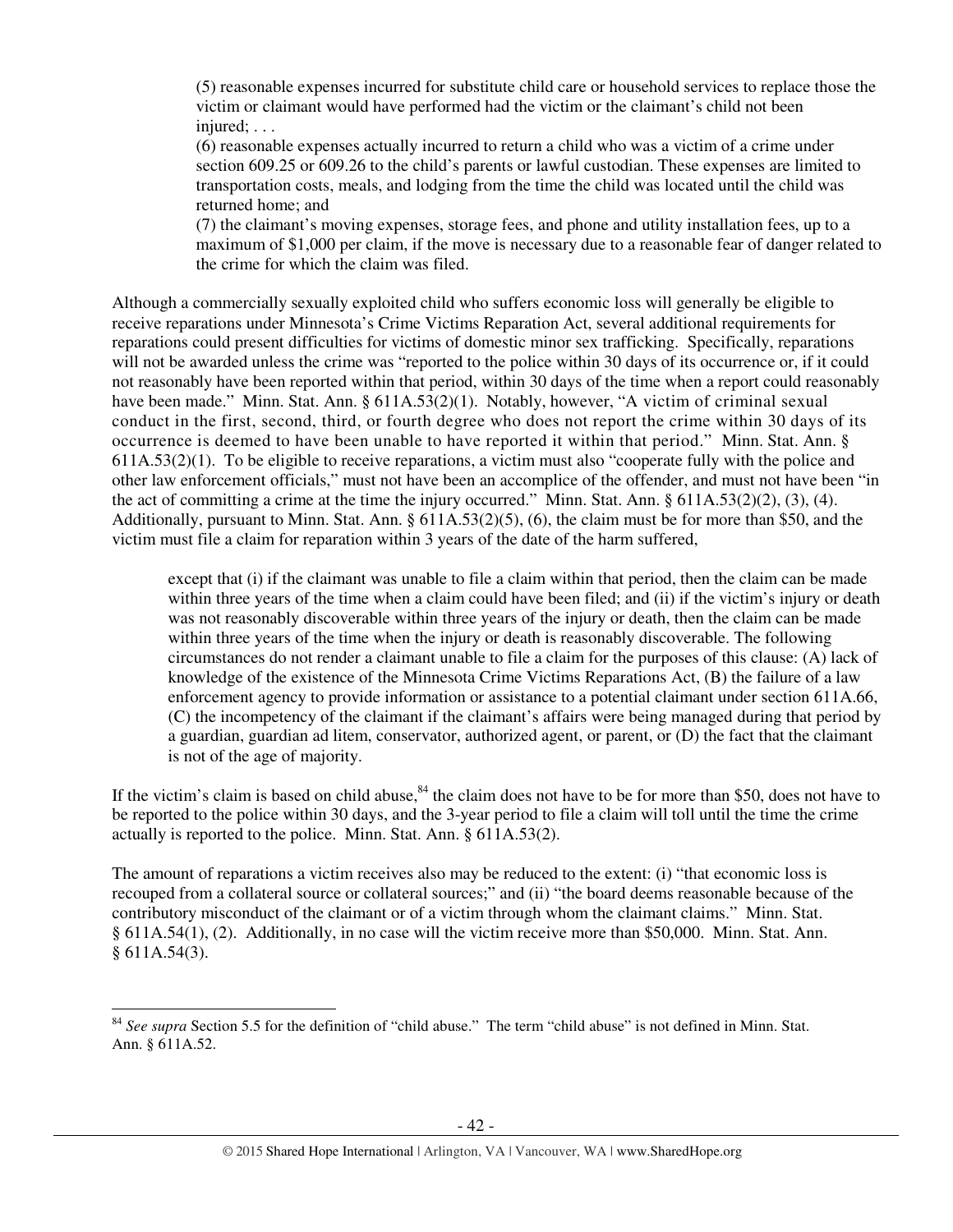> (5) reasonable expenses incurred for substitute child care or household services to replace those the victim or claimant would have performed had the victim or the claimant's child not been injured; . . .
>
> (6) reasonable expenses actually incurred to return a child who was a victim of a crime under section 609.25 or 609.26 to the child's parents or lawful custodian. These expenses are limited to transportation costs, meals, and lodging from the time the child was located until the child was returned home; and
>
> (7) the claimant's moving expenses, storage fees, and phone and utility installation fees, up to a maximum of $1,000 per claim, if the move is necessary due to a reasonable fear of danger related to the crime for which the claim was filed.

Although a commercially sexually exploited child who suffers economic loss will generally be eligible to receive reparations under Minnesota's Crime Victims Reparation Act, several additional requirements for reparations could present difficulties for victims of domestic minor sex trafficking. Specifically, reparations will not be awarded unless the crime was "reported to the police within 30 days of its occurrence or, if it could not reasonably have been reported within that period, within 30 days of the time when a report could reasonably have been made." Minn. Stat. Ann. § 611A.53(2)(1). Notably, however, "A victim of criminal sexual conduct in the first, second, third, or fourth degree who does not report the crime within 30 days of its occurrence is deemed to have been unable to have reported it within that period." Minn. Stat. Ann. § 611A.53(2)(1). To be eligible to receive reparations, a victim must also "cooperate fully with the police and other law enforcement officials," must not have been an accomplice of the offender, and must not have been "in the act of committing a crime at the time the injury occurred." Minn. Stat. Ann. § 611A.53(2)(2), (3), (4). Additionally, pursuant to Minn. Stat. Ann. § 611A.53(2)(5), (6), the claim must be for more than $50, and the victim must file a claim for reparation within 3 years of the date of the harm suffered,

> except that (i) if the claimant was unable to file a claim within that period, then the claim can be made within three years of the time when a claim could have been filed; and (ii) if the victim's injury or death was not reasonably discoverable within three years of the injury or death, then the claim can be made within three years of the time when the injury or death is reasonably discoverable. The following circumstances do not render a claimant unable to file a claim for the purposes of this clause: (A) lack of knowledge of the existence of the Minnesota Crime Victims Reparations Act, (B) the failure of a law enforcement agency to provide information or assistance to a potential claimant under section 611A.66, (C) the incompetency of the claimant if the claimant's affairs were being managed during that period by a guardian, guardian ad litem, conservator, authorized agent, or parent, or (D) the fact that the claimant is not of the age of majority.

If the victim's claim is based on child abuse,[84] the claim does not have to be for more than $50, does not have to be reported to the police within 30 days, and the 3-year period to file a claim will toll until the time the crime actually is reported to the police. Minn. Stat. Ann. § 611A.53(2).

The amount of reparations a victim receives also may be reduced to the extent: (i) "that economic loss is recouped from a collateral source or collateral sources;" and (ii) "the board deems reasonable because of the contributory misconduct of the claimant or of a victim through whom the claimant claims." Minn. Stat. § 611A.54(1), (2). Additionally, in no case will the victim receive more than $50,000. Minn. Stat. Ann. § 611A.54(3).

---

[84] *See supra* Section 5.5 for the definition of "child abuse." The term "child abuse" is not defined in Minn. Stat. Ann. § 611A.52.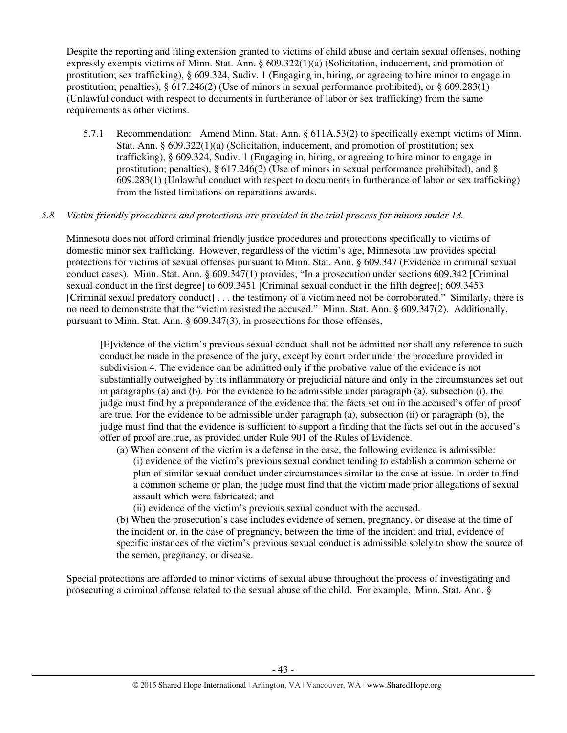Despite the reporting and filing extension granted to victims of child abuse and certain sexual offenses, nothing expressly exempts victims of Minn. Stat. Ann. § 609.322(1)(a) (Solicitation, inducement, and promotion of prostitution; sex trafficking), § 609.324, Sudiv. 1 (Engaging in, hiring, or agreeing to hire minor to engage in prostitution; penalties), § 617.246(2) (Use of minors in sexual performance prohibited), or § 609.283(1) (Unlawful conduct with respect to documents in furtherance of labor or sex trafficking) from the same requirements as other victims.

5.7.1 Recommendation: Amend Minn. Stat. Ann. § 611A.53(2) to specifically exempt victims of Minn. Stat. Ann. § 609.322(1)(a) (Solicitation, inducement, and promotion of prostitution; sex trafficking), § 609.324, Sudiv. 1 (Engaging in, hiring, or agreeing to hire minor to engage in prostitution; penalties), § 617.246(2) (Use of minors in sexual performance prohibited), and § 609.283(1) (Unlawful conduct with respect to documents in furtherance of labor or sex trafficking) from the listed limitations on reparations awards.

*5.8 Victim-friendly procedures and protections are provided in the trial process for minors under 18.*

Minnesota does not afford criminal friendly justice procedures and protections specifically to victims of domestic minor sex trafficking. However, regardless of the victim's age, Minnesota law provides special protections for victims of sexual offenses pursuant to Minn. Stat. Ann. § 609.347 (Evidence in criminal sexual conduct cases). Minn. Stat. Ann. § 609.347(1) provides, "In a prosecution under sections 609.342 [Criminal sexual conduct in the first degree] to 609.3451 [Criminal sexual conduct in the fifth degree]; 609.3453 [Criminal sexual predatory conduct] . . . the testimony of a victim need not be corroborated." Similarly, there is no need to demonstrate that the "victim resisted the accused." Minn. Stat. Ann. § 609.347(2). Additionally, pursuant to Minn. Stat. Ann. § 609.347(3), in prosecutions for those offenses,

> [E]vidence of the victim's previous sexual conduct shall not be admitted nor shall any reference to such conduct be made in the presence of the jury, except by court order under the procedure provided in subdivision 4. The evidence can be admitted only if the probative value of the evidence is not substantially outweighed by its inflammatory or prejudicial nature and only in the circumstances set out in paragraphs (a) and (b). For the evidence to be admissible under paragraph (a), subsection (i), the judge must find by a preponderance of the evidence that the facts set out in the accused's offer of proof are true. For the evidence to be admissible under paragraph (a), subsection (ii) or paragraph (b), the judge must find that the evidence is sufficient to support a finding that the facts set out in the accused's offer of proof are true, as provided under Rule 901 of the Rules of Evidence.
>
> (a) When consent of the victim is a defense in the case, the following evidence is admissible:
>
> (i) evidence of the victim's previous sexual conduct tending to establish a common scheme or plan of similar sexual conduct under circumstances similar to the case at issue. In order to find a common scheme or plan, the judge must find that the victim made prior allegations of sexual assault which were fabricated; and
>
> (ii) evidence of the victim's previous sexual conduct with the accused.
>
> (b) When the prosecution's case includes evidence of semen, pregnancy, or disease at the time of the incident or, in the case of pregnancy, between the time of the incident and trial, evidence of specific instances of the victim's previous sexual conduct is admissible solely to show the source of the semen, pregnancy, or disease.

Special protections are afforded to minor victims of sexual abuse throughout the process of investigating and prosecuting a criminal offense related to the sexual abuse of the child. For example, Minn. Stat. Ann. §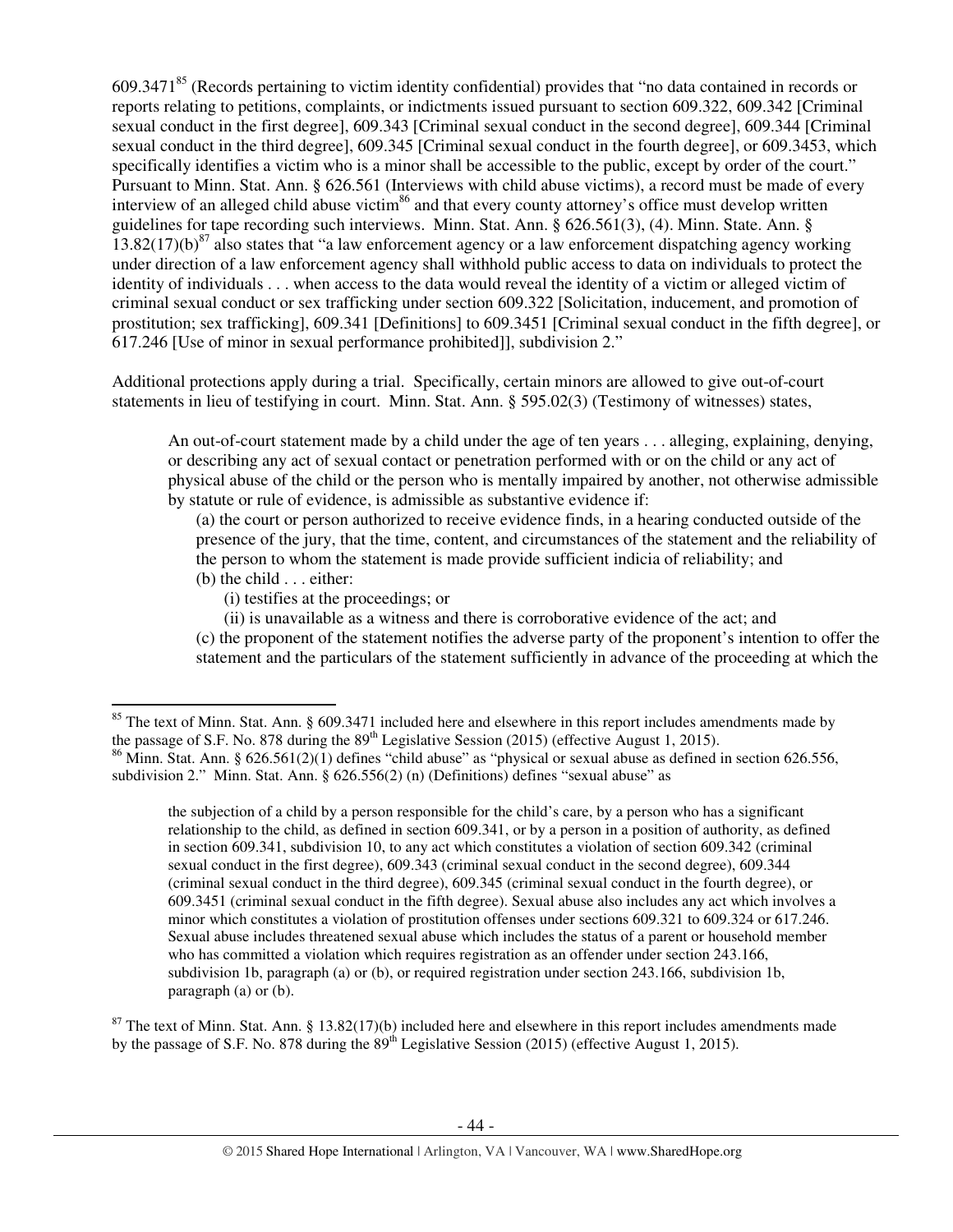609.3471[85] (Records pertaining to victim identity confidential) provides that "no data contained in records or reports relating to petitions, complaints, or indictments issued pursuant to section 609.322, 609.342 [Criminal sexual conduct in the first degree], 609.343 [Criminal sexual conduct in the second degree], 609.344 [Criminal sexual conduct in the third degree], 609.345 [Criminal sexual conduct in the fourth degree], or 609.3453, which specifically identifies a victim who is a minor shall be accessible to the public, except by order of the court." Pursuant to Minn. Stat. Ann. § 626.561 (Interviews with child abuse victims), a record must be made of every interview of an alleged child abuse victim[86] and that every county attorney's office must develop written guidelines for tape recording such interviews. Minn. Stat. Ann. § 626.561(3), (4). Minn. State. Ann. § 13.82(17)(b)[87] also states that "a law enforcement agency or a law enforcement dispatching agency working under direction of a law enforcement agency shall withhold public access to data on individuals to protect the identity of individuals . . . when access to the data would reveal the identity of a victim or alleged victim of criminal sexual conduct or sex trafficking under section 609.322 [Solicitation, inducement, and promotion of prostitution; sex trafficking], 609.341 [Definitions] to 609.3451 [Criminal sexual conduct in the fifth degree], or 617.246 [Use of minor in sexual performance prohibited]], subdivision 2."

Additional protections apply during a trial. Specifically, certain minors are allowed to give out-of-court statements in lieu of testifying in court. Minn. Stat. Ann. § 595.02(3) (Testimony of witnesses) states,

> An out-of-court statement made by a child under the age of ten years . . . alleging, explaining, denying, or describing any act of sexual contact or penetration performed with or on the child or any act of physical abuse of the child or the person who is mentally impaired by another, not otherwise admissible by statute or rule of evidence, is admissible as substantive evidence if:
>
> (a) the court or person authorized to receive evidence finds, in a hearing conducted outside of the presence of the jury, that the time, content, and circumstances of the statement and the reliability of the person to whom the statement is made provide sufficient indicia of reliability; and
>
> (b) the child . . . either:
>
> (i) testifies at the proceedings; or
>
> (ii) is unavailable as a witness and there is corroborative evidence of the act; and
>
> (c) the proponent of the statement notifies the adverse party of the proponent's intention to offer the statement and the particulars of the statement sufficiently in advance of the proceeding at which the

---

[85] The text of Minn. Stat. Ann. § 609.3471 included here and elsewhere in this report includes amendments made by the passage of S.F. No. 878 during the 89th Legislative Session (2015) (effective August 1, 2015).

[86] Minn. Stat. Ann. § 626.561(2)(1) defines "child abuse" as "physical or sexual abuse as defined in section 626.556, subdivision 2." Minn. Stat. Ann. § 626.556(2) (n) (Definitions) defines "sexual abuse" as

> the subjection of a child by a person responsible for the child's care, by a person who has a significant relationship to the child, as defined in section 609.341, or by a person in a position of authority, as defined in section 609.341, subdivision 10, to any act which constitutes a violation of section 609.342 (criminal sexual conduct in the first degree), 609.343 (criminal sexual conduct in the second degree), 609.344 (criminal sexual conduct in the third degree), 609.345 (criminal sexual conduct in the fourth degree), or 609.3451 (criminal sexual conduct in the fifth degree). Sexual abuse also includes any act which involves a minor which constitutes a violation of prostitution offenses under sections 609.321 to 609.324 or 617.246. Sexual abuse includes threatened sexual abuse which includes the status of a parent or household member who has committed a violation which requires registration as an offender under section 243.166, subdivision 1b, paragraph (a) or (b), or required registration under section 243.166, subdivision 1b, paragraph (a) or (b).

[87] The text of Minn. Stat. Ann. § 13.82(17)(b) included here and elsewhere in this report includes amendments made by the passage of S.F. No. 878 during the 89th Legislative Session (2015) (effective August 1, 2015).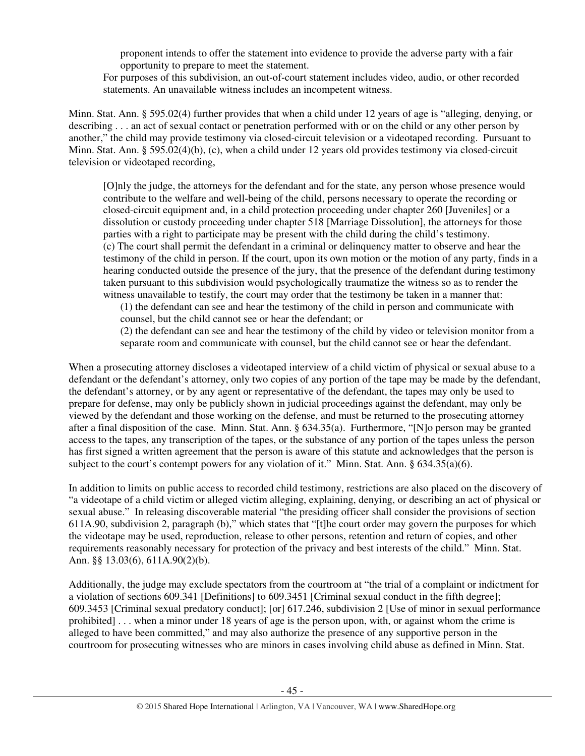> proponent intends to offer the statement into evidence to provide the adverse party with a fair opportunity to prepare to meet the statement.
>
> For purposes of this subdivision, an out-of-court statement includes video, audio, or other recorded statements. An unavailable witness includes an incompetent witness.

Minn. Stat. Ann. § 595.02(4) further provides that when a child under 12 years of age is "alleging, denying, or describing . . . an act of sexual contact or penetration performed with or on the child or any other person by another," the child may provide testimony via closed-circuit television or a videotaped recording. Pursuant to Minn. Stat. Ann. § 595.02(4)(b), (c), when a child under 12 years old provides testimony via closed-circuit television or videotaped recording,

> [O]nly the judge, the attorneys for the defendant and for the state, any person whose presence would contribute to the welfare and well-being of the child, persons necessary to operate the recording or closed-circuit equipment and, in a child protection proceeding under chapter 260 [Juveniles] or a dissolution or custody proceeding under chapter 518 [Marriage Dissolution], the attorneys for those parties with a right to participate may be present with the child during the child's testimony.
>
> (c) The court shall permit the defendant in a criminal or delinquency matter to observe and hear the testimony of the child in person. If the court, upon its own motion or the motion of any party, finds in a hearing conducted outside the presence of the jury, that the presence of the defendant during testimony taken pursuant to this subdivision would psychologically traumatize the witness so as to render the witness unavailable to testify, the court may order that the testimony be taken in a manner that:
>
> (1) the defendant can see and hear the testimony of the child in person and communicate with counsel, but the child cannot see or hear the defendant; or
>
> (2) the defendant can see and hear the testimony of the child by video or television monitor from a separate room and communicate with counsel, but the child cannot see or hear the defendant.

When a prosecuting attorney discloses a videotaped interview of a child victim of physical or sexual abuse to a defendant or the defendant's attorney, only two copies of any portion of the tape may be made by the defendant, the defendant's attorney, or by any agent or representative of the defendant, the tapes may only be used to prepare for defense, may only be publicly shown in judicial proceedings against the defendant, may only be viewed by the defendant and those working on the defense, and must be returned to the prosecuting attorney after a final disposition of the case. Minn. Stat. Ann. § 634.35(a). Furthermore, "[N]o person may be granted access to the tapes, any transcription of the tapes, or the substance of any portion of the tapes unless the person has first signed a written agreement that the person is aware of this statute and acknowledges that the person is subject to the court's contempt powers for any violation of it." Minn. Stat. Ann. § 634.35(a)(6).

In addition to limits on public access to recorded child testimony, restrictions are also placed on the discovery of "a videotape of a child victim or alleged victim alleging, explaining, denying, or describing an act of physical or sexual abuse." In releasing discoverable material "the presiding officer shall consider the provisions of section 611A.90, subdivision 2, paragraph (b)," which states that "[t]he court order may govern the purposes for which the videotape may be used, reproduction, release to other persons, retention and return of copies, and other requirements reasonably necessary for protection of the privacy and best interests of the child." Minn. Stat. Ann. §§ 13.03(6), 611A.90(2)(b).

Additionally, the judge may exclude spectators from the courtroom at "the trial of a complaint or indictment for a violation of sections 609.341 [Definitions] to 609.3451 [Criminal sexual conduct in the fifth degree]; 609.3453 [Criminal sexual predatory conduct]; [or] 617.246, subdivision 2 [Use of minor in sexual performance prohibited] . . . when a minor under 18 years of age is the person upon, with, or against whom the crime is alleged to have been committed," and may also authorize the presence of any supportive person in the courtroom for prosecuting witnesses who are minors in cases involving child abuse as defined in Minn. Stat.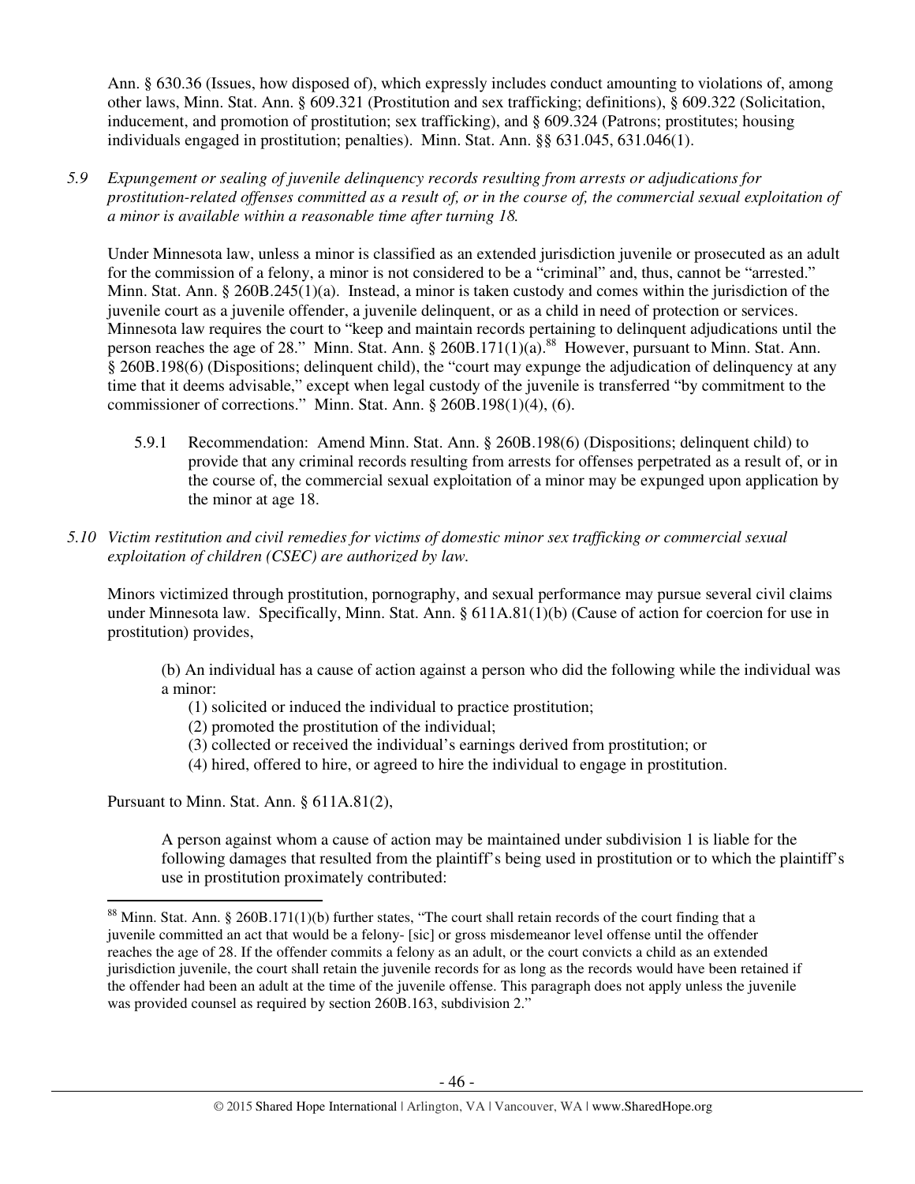Ann. § 630.36 (Issues, how disposed of), which expressly includes conduct amounting to violations of, among other laws, Minn. Stat. Ann. § 609.321 (Prostitution and sex trafficking; definitions), § 609.322 (Solicitation, inducement, and promotion of prostitution; sex trafficking), and § 609.324 (Patrons; prostitutes; housing individuals engaged in prostitution; penalties). Minn. Stat. Ann. §§ 631.045, 631.046(1).

*5.9 Expungement or sealing of juvenile delinquency records resulting from arrests or adjudications for prostitution-related offenses committed as a result of, or in the course of, the commercial sexual exploitation of a minor is available within a reasonable time after turning 18.*

Under Minnesota law, unless a minor is classified as an extended jurisdiction juvenile or prosecuted as an adult for the commission of a felony, a minor is not considered to be a "criminal" and, thus, cannot be "arrested." Minn. Stat. Ann. § 260B.245(1)(a). Instead, a minor is taken custody and comes within the jurisdiction of the juvenile court as a juvenile offender, a juvenile delinquent, or as a child in need of protection or services. Minnesota law requires the court to "keep and maintain records pertaining to delinquent adjudications until the person reaches the age of 28." Minn. Stat. Ann. § 260B.171(1)(a).[88] However, pursuant to Minn. Stat. Ann. § 260B.198(6) (Dispositions; delinquent child), the "court may expunge the adjudication of delinquency at any time that it deems advisable," except when legal custody of the juvenile is transferred "by commitment to the commissioner of corrections." Minn. Stat. Ann. § 260B.198(1)(4), (6).

> 5.9.1 Recommendation: Amend Minn. Stat. Ann. § 260B.198(6) (Dispositions; delinquent child) to provide that any criminal records resulting from arrests for offenses perpetrated as a result of, or in the course of, the commercial sexual exploitation of a minor may be expunged upon application by the minor at age 18.

*5.10 Victim restitution and civil remedies for victims of domestic minor sex trafficking or commercial sexual exploitation of children (CSEC) are authorized by law.*

Minors victimized through prostitution, pornography, and sexual performance may pursue several civil claims under Minnesota law. Specifically, Minn. Stat. Ann. § 611A.81(1)(b) (Cause of action for coercion for use in prostitution) provides,

> (b) An individual has a cause of action against a person who did the following while the individual was a minor:
> (1) solicited or induced the individual to practice prostitution;
> (2) promoted the prostitution of the individual;
> (3) collected or received the individual's earnings derived from prostitution; or
> (4) hired, offered to hire, or agreed to hire the individual to engage in prostitution.

Pursuant to Minn. Stat. Ann. § 611A.81(2),

> A person against whom a cause of action may be maintained under subdivision 1 is liable for the following damages that resulted from the plaintiff's being used in prostitution or to which the plaintiff's use in prostitution proximately contributed:

---

[88] Minn. Stat. Ann. § 260B.171(1)(b) further states, "The court shall retain records of the court finding that a juvenile committed an act that would be a felony- [sic] or gross misdemeanor level offense until the offender reaches the age of 28. If the offender commits a felony as an adult, or the court convicts a child as an extended jurisdiction juvenile, the court shall retain the juvenile records for as long as the records would have been retained if the offender had been an adult at the time of the juvenile offense. This paragraph does not apply unless the juvenile was provided counsel as required by section 260B.163, subdivision 2."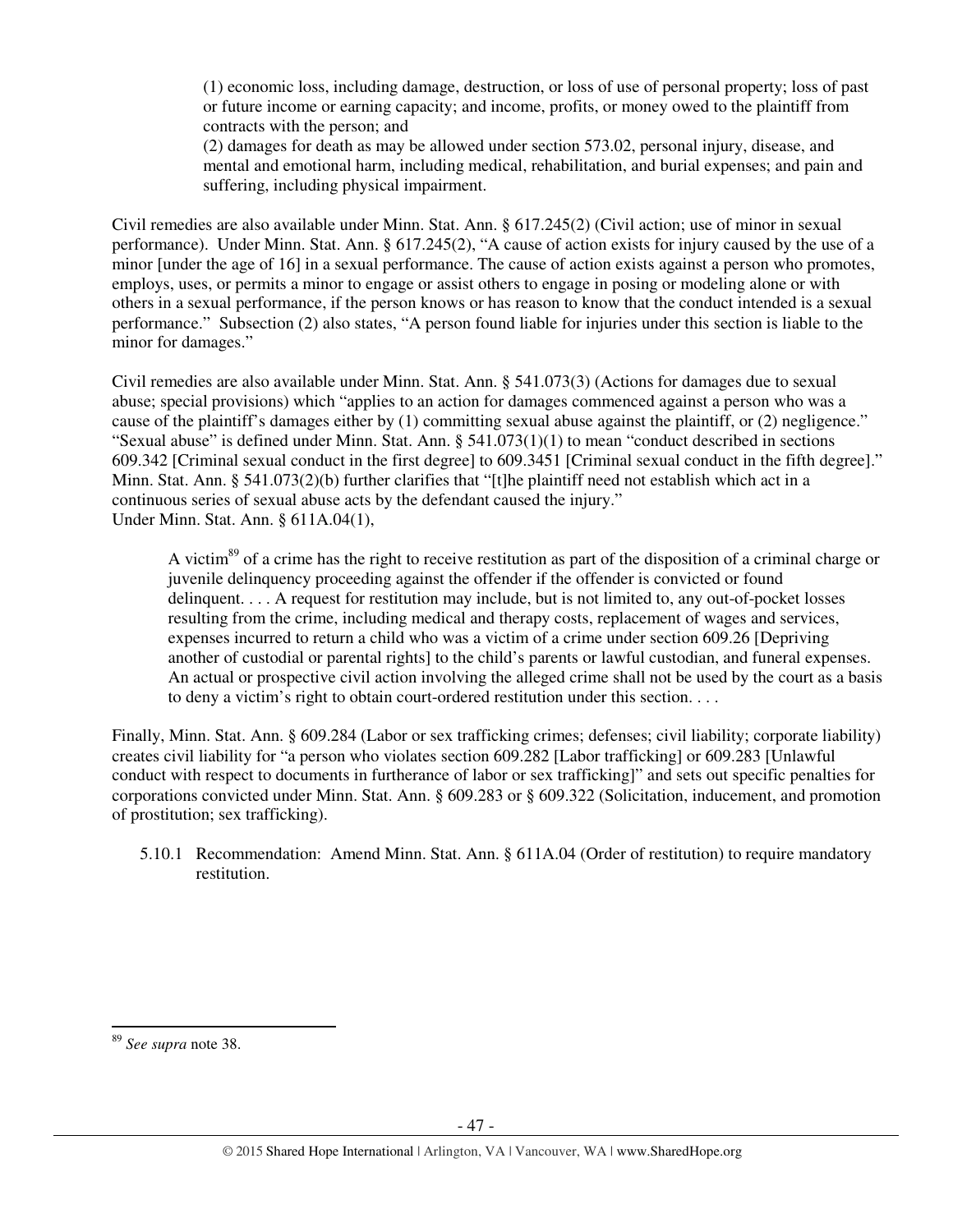> (1) economic loss, including damage, destruction, or loss of use of personal property; loss of past or future income or earning capacity; and income, profits, or money owed to the plaintiff from contracts with the person; and
> (2) damages for death as may be allowed under section 573.02, personal injury, disease, and mental and emotional harm, including medical, rehabilitation, and burial expenses; and pain and suffering, including physical impairment.

Civil remedies are also available under Minn. Stat. Ann. § 617.245(2) (Civil action; use of minor in sexual performance). Under Minn. Stat. Ann. § 617.245(2), "A cause of action exists for injury caused by the use of a minor [under the age of 16] in a sexual performance. The cause of action exists against a person who promotes, employs, uses, or permits a minor to engage or assist others to engage in posing or modeling alone or with others in a sexual performance, if the person knows or has reason to know that the conduct intended is a sexual performance." Subsection (2) also states, "A person found liable for injuries under this section is liable to the minor for damages."

Civil remedies are also available under Minn. Stat. Ann. § 541.073(3) (Actions for damages due to sexual abuse; special provisions) which "applies to an action for damages commenced against a person who was a cause of the plaintiff's damages either by (1) committing sexual abuse against the plaintiff, or (2) negligence." "Sexual abuse" is defined under Minn. Stat. Ann. § 541.073(1)(1) to mean "conduct described in sections 609.342 [Criminal sexual conduct in the first degree] to 609.3451 [Criminal sexual conduct in the fifth degree]." Minn. Stat. Ann. § 541.073(2)(b) further clarifies that "[t]he plaintiff need not establish which act in a continuous series of sexual abuse acts by the defendant caused the injury."
Under Minn. Stat. Ann. § 611A.04(1),

> A victim[89] of a crime has the right to receive restitution as part of the disposition of a criminal charge or juvenile delinquency proceeding against the offender if the offender is convicted or found delinquent. . . . A request for restitution may include, but is not limited to, any out-of-pocket losses resulting from the crime, including medical and therapy costs, replacement of wages and services, expenses incurred to return a child who was a victim of a crime under section 609.26 [Depriving another of custodial or parental rights] to the child's parents or lawful custodian, and funeral expenses. An actual or prospective civil action involving the alleged crime shall not be used by the court as a basis to deny a victim's right to obtain court-ordered restitution under this section. . . .

Finally, Minn. Stat. Ann. § 609.284 (Labor or sex trafficking crimes; defenses; civil liability; corporate liability) creates civil liability for "a person who violates section 609.282 [Labor trafficking] or 609.283 [Unlawful conduct with respect to documents in furtherance of labor or sex trafficking]" and sets out specific penalties for corporations convicted under Minn. Stat. Ann. § 609.283 or § 609.322 (Solicitation, inducement, and promotion of prostitution; sex trafficking).

5.10.1 Recommendation: Amend Minn. Stat. Ann. § 611A.04 (Order of restitution) to require mandatory restitution.

---

[89] *See supra* note 38.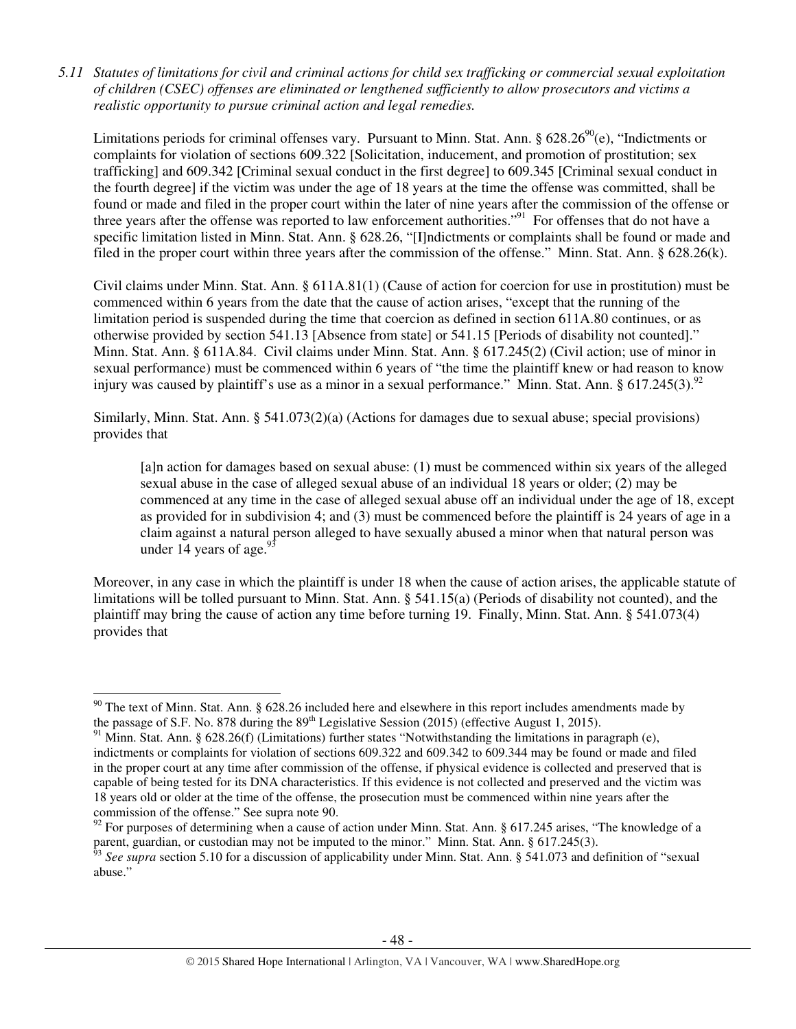*5.11 Statutes of limitations for civil and criminal actions for child sex trafficking or commercial sexual exploitation of children (CSEC) offenses are eliminated or lengthened sufficiently to allow prosecutors and victims a realistic opportunity to pursue criminal action and legal remedies.*

Limitations periods for criminal offenses vary. Pursuant to Minn. Stat. Ann. § 628.26[90](e), "Indictments or complaints for violation of sections 609.322 [Solicitation, inducement, and promotion of prostitution; sex trafficking] and 609.342 [Criminal sexual conduct in the first degree] to 609.345 [Criminal sexual conduct in the fourth degree] if the victim was under the age of 18 years at the time the offense was committed, shall be found or made and filed in the proper court within the later of nine years after the commission of the offense or three years after the offense was reported to law enforcement authorities."[91] For offenses that do not have a specific limitation listed in Minn. Stat. Ann. § 628.26, "[I]ndictments or complaints shall be found or made and filed in the proper court within three years after the commission of the offense." Minn. Stat. Ann. § 628.26(k).

Civil claims under Minn. Stat. Ann. § 611A.81(1) (Cause of action for coercion for use in prostitution) must be commenced within 6 years from the date that the cause of action arises, "except that the running of the limitation period is suspended during the time that coercion as defined in section 611A.80 continues, or as otherwise provided by section 541.13 [Absence from state] or 541.15 [Periods of disability not counted]." Minn. Stat. Ann. § 611A.84. Civil claims under Minn. Stat. Ann. § 617.245(2) (Civil action; use of minor in sexual performance) must be commenced within 6 years of "the time the plaintiff knew or had reason to know injury was caused by plaintiff's use as a minor in a sexual performance." Minn. Stat. Ann. § 617.245(3).[92]

Similarly, Minn. Stat. Ann. § 541.073(2)(a) (Actions for damages due to sexual abuse; special provisions) provides that

> [a]n action for damages based on sexual abuse: (1) must be commenced within six years of the alleged sexual abuse in the case of alleged sexual abuse of an individual 18 years or older; (2) may be commenced at any time in the case of alleged sexual abuse off an individual under the age of 18, except as provided for in subdivision 4; and (3) must be commenced before the plaintiff is 24 years of age in a claim against a natural person alleged to have sexually abused a minor when that natural person was under 14 years of age.[93]

Moreover, in any case in which the plaintiff is under 18 when the cause of action arises, the applicable statute of limitations will be tolled pursuant to Minn. Stat. Ann. § 541.15(a) (Periods of disability not counted), and the plaintiff may bring the cause of action any time before turning 19. Finally, Minn. Stat. Ann. § 541.073(4) provides that

---

[90] The text of Minn. Stat. Ann. § 628.26 included here and elsewhere in this report includes amendments made by the passage of S.F. No. 878 during the 89th Legislative Session (2015) (effective August 1, 2015).

[91] Minn. Stat. Ann. § 628.26(f) (Limitations) further states "Notwithstanding the limitations in paragraph (e), indictments or complaints for violation of sections 609.322 and 609.342 to 609.344 may be found or made and filed in the proper court at any time after commission of the offense, if physical evidence is collected and preserved that is capable of being tested for its DNA characteristics. If this evidence is not collected and preserved and the victim was 18 years old or older at the time of the offense, the prosecution must be commenced within nine years after the commission of the offense." See supra note 90.

[92] For purposes of determining when a cause of action under Minn. Stat. Ann. § 617.245 arises, "The knowledge of a parent, guardian, or custodian may not be imputed to the minor." Minn. Stat. Ann. § 617.245(3).

[93] *See supra* section 5.10 for a discussion of applicability under Minn. Stat. Ann. § 541.073 and definition of "sexual abuse."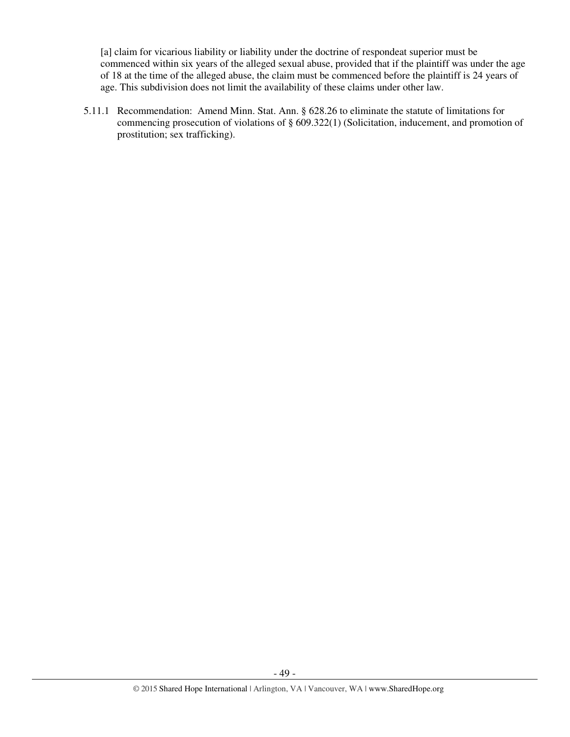[a] claim for vicarious liability or liability under the doctrine of respondeat superior must be commenced within six years of the alleged sexual abuse, provided that if the plaintiff was under the age of 18 at the time of the alleged abuse, the claim must be commenced before the plaintiff is 24 years of age. This subdivision does not limit the availability of these claims under other law.

5.11.1 Recommendation: Amend Minn. Stat. Ann. § 628.26 to eliminate the statute of limitations for commencing prosecution of violations of § 609.322(1) (Solicitation, inducement, and promotion of prostitution; sex trafficking).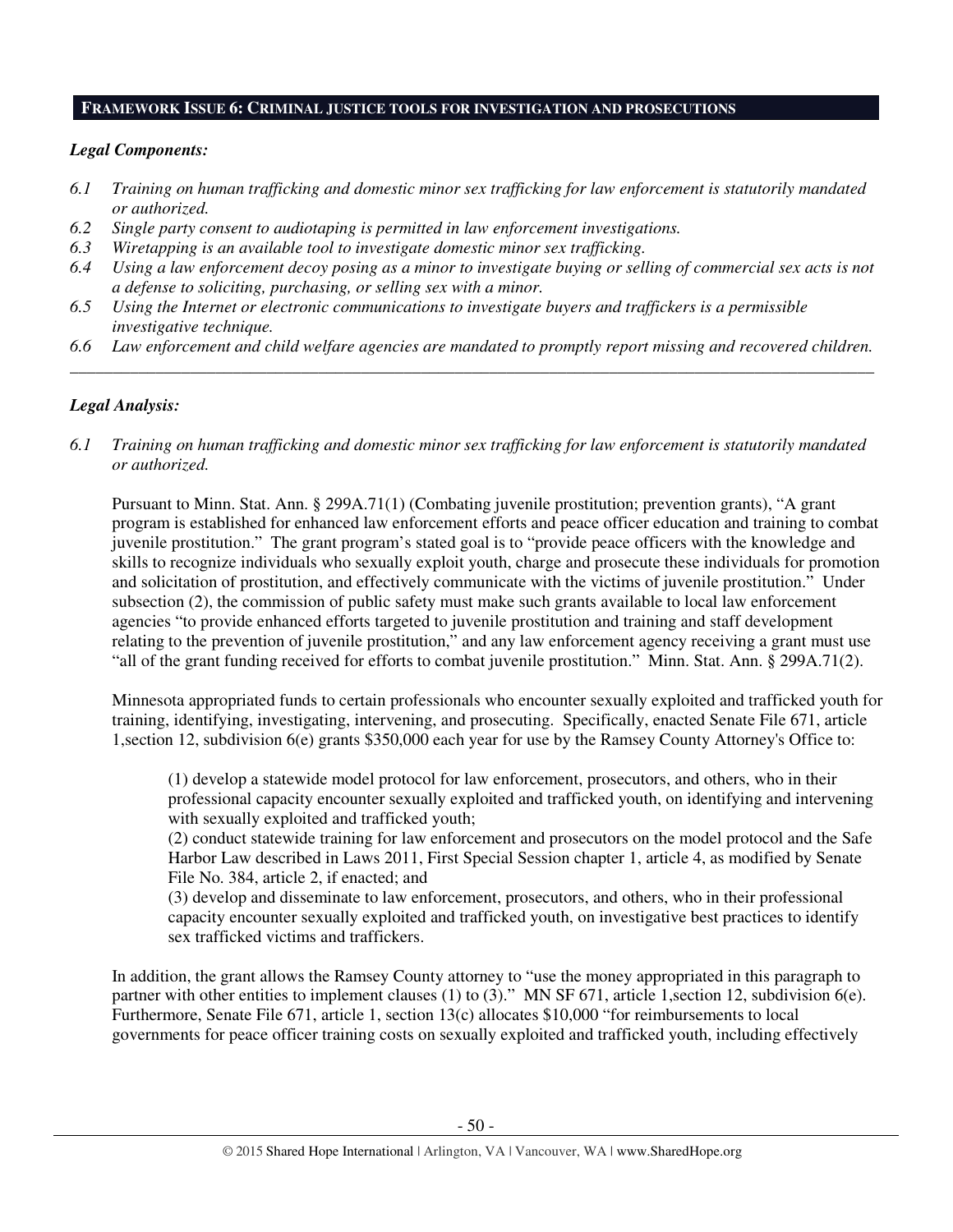## FRAMEWORK ISSUE 6: CRIMINAL JUSTICE TOOLS FOR INVESTIGATION AND PROSECUTIONS

### *Legal Components:*

*6.1 Training on human trafficking and domestic minor sex trafficking for law enforcement is statutorily mandated or authorized.*

*6.2 Single party consent to audiotaping is permitted in law enforcement investigations.*

*6.3 Wiretapping is an available tool to investigate domestic minor sex trafficking.*

*6.4 Using a law enforcement decoy posing as a minor to investigate buying or selling of commercial sex acts is not a defense to soliciting, purchasing, or selling sex with a minor.*

*6.5 Using the Internet or electronic communications to investigate buyers and traffickers is a permissible investigative technique.*

*6.6 Law enforcement and child welfare agencies are mandated to promptly report missing and recovered children.*

---

### *Legal Analysis:*

*6.1 Training on human trafficking and domestic minor sex trafficking for law enforcement is statutorily mandated or authorized.*

Pursuant to Minn. Stat. Ann. § 299A.71(1) (Combating juvenile prostitution; prevention grants), "A grant program is established for enhanced law enforcement efforts and peace officer education and training to combat juvenile prostitution." The grant program's stated goal is to "provide peace officers with the knowledge and skills to recognize individuals who sexually exploit youth, charge and prosecute these individuals for promotion and solicitation of prostitution, and effectively communicate with the victims of juvenile prostitution." Under subsection (2), the commission of public safety must make such grants available to local law enforcement agencies "to provide enhanced efforts targeted to juvenile prostitution and training and staff development relating to the prevention of juvenile prostitution," and any law enforcement agency receiving a grant must use "all of the grant funding received for efforts to combat juvenile prostitution." Minn. Stat. Ann. § 299A.71(2).

Minnesota appropriated funds to certain professionals who encounter sexually exploited and trafficked youth for training, identifying, investigating, intervening, and prosecuting. Specifically, enacted Senate File 671, article 1,section 12, subdivision 6(e) grants $350,000 each year for use by the Ramsey County Attorney's Office to:

> (1) develop a statewide model protocol for law enforcement, prosecutors, and others, who in their professional capacity encounter sexually exploited and trafficked youth, on identifying and intervening with sexually exploited and trafficked youth;
> (2) conduct statewide training for law enforcement and prosecutors on the model protocol and the Safe Harbor Law described in Laws 2011, First Special Session chapter 1, article 4, as modified by Senate File No. 384, article 2, if enacted; and
> (3) develop and disseminate to law enforcement, prosecutors, and others, who in their professional capacity encounter sexually exploited and trafficked youth, on investigative best practices to identify sex trafficked victims and traffickers.

In addition, the grant allows the Ramsey County attorney to "use the money appropriated in this paragraph to partner with other entities to implement clauses (1) to (3)." MN SF 671, article 1,section 12, subdivision 6(e). Furthermore, Senate File 671, article 1, section 13(c) allocates $10,000 "for reimbursements to local governments for peace officer training costs on sexually exploited and trafficked youth, including effectively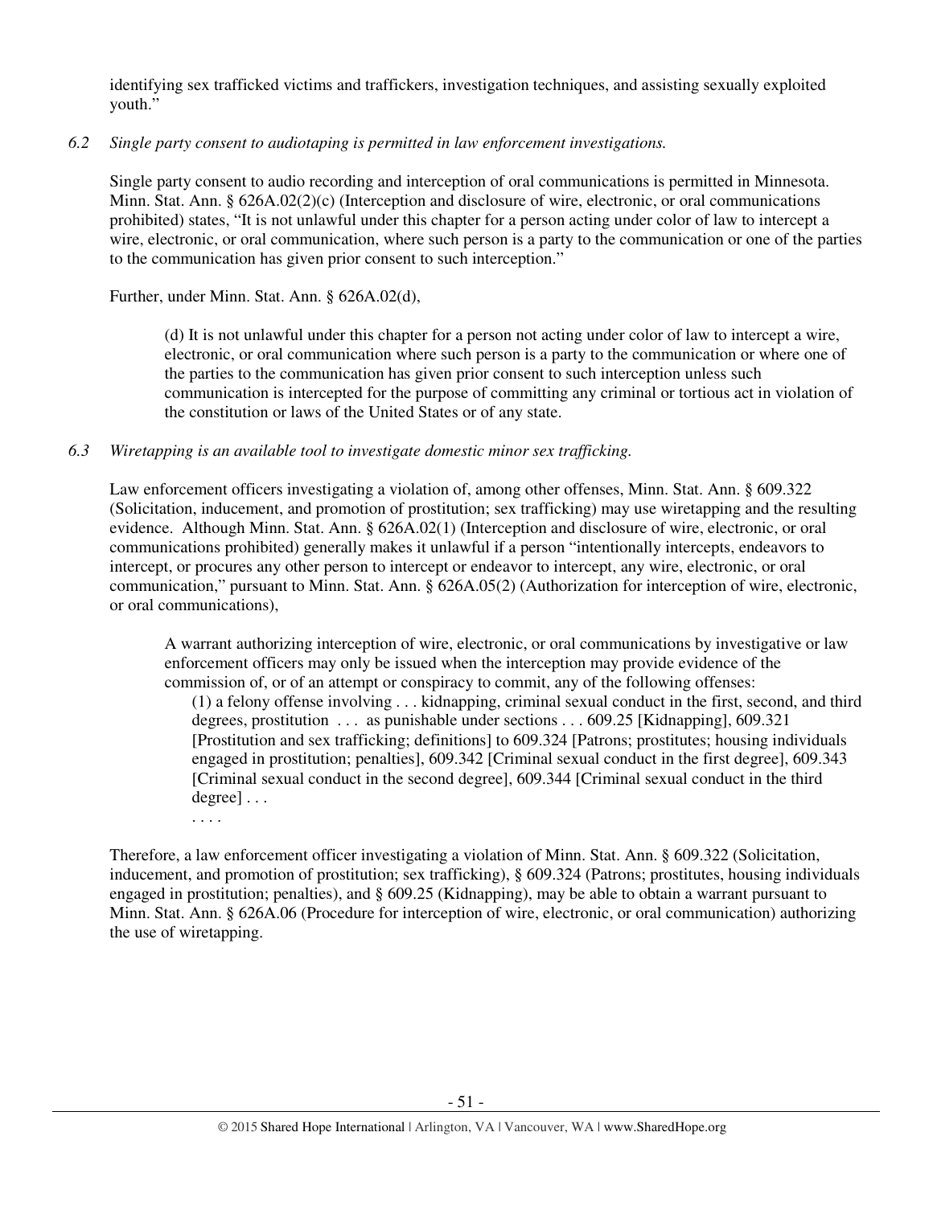identifying sex trafficked victims and traffickers, investigation techniques, and assisting sexually exploited youth."

*6.2 Single party consent to audiotaping is permitted in law enforcement investigations.*

Single party consent to audio recording and interception of oral communications is permitted in Minnesota. Minn. Stat. Ann. § 626A.02(2)(c) (Interception and disclosure of wire, electronic, or oral communications prohibited) states, "It is not unlawful under this chapter for a person acting under color of law to intercept a wire, electronic, or oral communication, where such person is a party to the communication or one of the parties to the communication has given prior consent to such interception."

Further, under Minn. Stat. Ann. § 626A.02(d),

> (d) It is not unlawful under this chapter for a person not acting under color of law to intercept a wire, electronic, or oral communication where such person is a party to the communication or where one of the parties to the communication has given prior consent to such interception unless such communication is intercepted for the purpose of committing any criminal or tortious act in violation of the constitution or laws of the United States or of any state.

*6.3 Wiretapping is an available tool to investigate domestic minor sex trafficking.*

Law enforcement officers investigating a violation of, among other offenses, Minn. Stat. Ann. § 609.322 (Solicitation, inducement, and promotion of prostitution; sex trafficking) may use wiretapping and the resulting evidence. Although Minn. Stat. Ann. § 626A.02(1) (Interception and disclosure of wire, electronic, or oral communications prohibited) generally makes it unlawful if a person "intentionally intercepts, endeavors to intercept, or procures any other person to intercept or endeavor to intercept, any wire, electronic, or oral communication," pursuant to Minn. Stat. Ann. § 626A.05(2) (Authorization for interception of wire, electronic, or oral communications),

> A warrant authorizing interception of wire, electronic, or oral communications by investigative or law enforcement officers may only be issued when the interception may provide evidence of the commission of, or of an attempt or conspiracy to commit, any of the following offenses:
>
> (1) a felony offense involving . . . kidnapping, criminal sexual conduct in the first, second, and third degrees, prostitution . . . as punishable under sections . . . 609.25 [Kidnapping], 609.321 [Prostitution and sex trafficking; definitions] to 609.324 [Patrons; prostitutes; housing individuals engaged in prostitution; penalties], 609.342 [Criminal sexual conduct in the first degree], 609.343 [Criminal sexual conduct in the second degree], 609.344 [Criminal sexual conduct in the third degree] . . .
>
> . . . .

Therefore, a law enforcement officer investigating a violation of Minn. Stat. Ann. § 609.322 (Solicitation, inducement, and promotion of prostitution; sex trafficking), § 609.324 (Patrons; prostitutes, housing individuals engaged in prostitution; penalties), and § 609.25 (Kidnapping), may be able to obtain a warrant pursuant to Minn. Stat. Ann. § 626A.06 (Procedure for interception of wire, electronic, or oral communication) authorizing the use of wiretapping.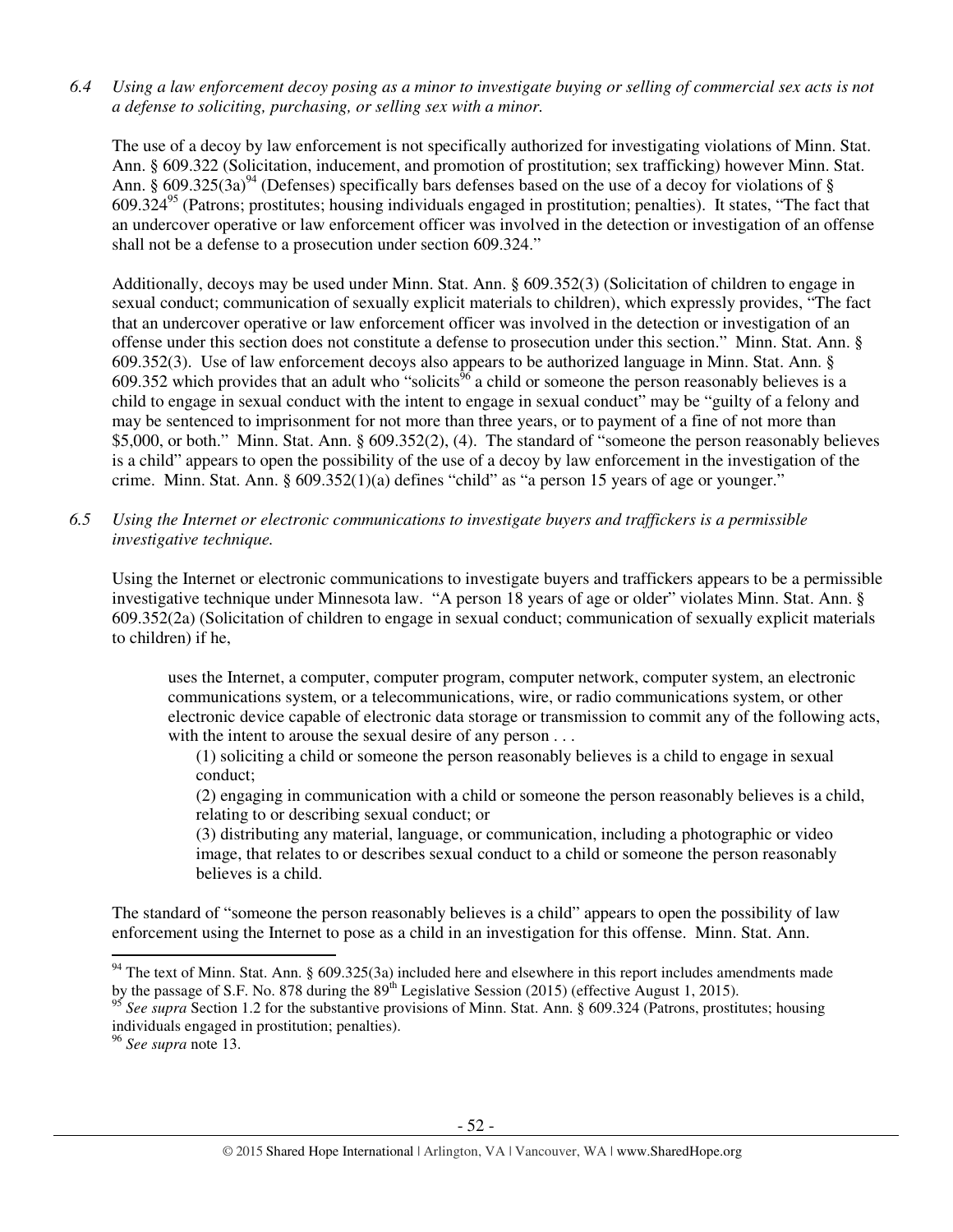*6.4 Using a law enforcement decoy posing as a minor to investigate buying or selling of commercial sex acts is not a defense to soliciting, purchasing, or selling sex with a minor.*

The use of a decoy by law enforcement is not specifically authorized for investigating violations of Minn. Stat. Ann. § 609.322 (Solicitation, inducement, and promotion of prostitution; sex trafficking) however Minn. Stat. Ann. § 609.325(3a)[94] (Defenses) specifically bars defenses based on the use of a decoy for violations of § 609.324[95] (Patrons; prostitutes; housing individuals engaged in prostitution; penalties). It states, "The fact that an undercover operative or law enforcement officer was involved in the detection or investigation of an offense shall not be a defense to a prosecution under section 609.324."

Additionally, decoys may be used under Minn. Stat. Ann. § 609.352(3) (Solicitation of children to engage in sexual conduct; communication of sexually explicit materials to children), which expressly provides, "The fact that an undercover operative or law enforcement officer was involved in the detection or investigation of an offense under this section does not constitute a defense to prosecution under this section." Minn. Stat. Ann. § 609.352(3). Use of law enforcement decoys also appears to be authorized language in Minn. Stat. Ann. § 609.352 which provides that an adult who "solicits[96] a child or someone the person reasonably believes is a child to engage in sexual conduct with the intent to engage in sexual conduct" may be "guilty of a felony and may be sentenced to imprisonment for not more than three years, or to payment of a fine of not more than $5,000, or both." Minn. Stat. Ann. § 609.352(2), (4). The standard of "someone the person reasonably believes is a child" appears to open the possibility of the use of a decoy by law enforcement in the investigation of the crime. Minn. Stat. Ann. § 609.352(1)(a) defines "child" as "a person 15 years of age or younger."

*6.5 Using the Internet or electronic communications to investigate buyers and traffickers is a permissible investigative technique.*

Using the Internet or electronic communications to investigate buyers and traffickers appears to be a permissible investigative technique under Minnesota law. "A person 18 years of age or older" violates Minn. Stat. Ann. § 609.352(2a) (Solicitation of children to engage in sexual conduct; communication of sexually explicit materials to children) if he,

> uses the Internet, a computer, computer program, computer network, computer system, an electronic communications system, or a telecommunications, wire, or radio communications system, or other electronic device capable of electronic data storage or transmission to commit any of the following acts, with the intent to arouse the sexual desire of any person . . .
>
> (1) soliciting a child or someone the person reasonably believes is a child to engage in sexual conduct;
>
> (2) engaging in communication with a child or someone the person reasonably believes is a child, relating to or describing sexual conduct; or
>
> (3) distributing any material, language, or communication, including a photographic or video image, that relates to or describes sexual conduct to a child or someone the person reasonably believes is a child.

The standard of "someone the person reasonably believes is a child" appears to open the possibility of law enforcement using the Internet to pose as a child in an investigation for this offense. Minn. Stat. Ann.

---

[94] The text of Minn. Stat. Ann. § 609.325(3a) included here and elsewhere in this report includes amendments made by the passage of S.F. No. 878 during the 89th Legislative Session (2015) (effective August 1, 2015).

[95] *See supra* Section 1.2 for the substantive provisions of Minn. Stat. Ann. § 609.324 (Patrons, prostitutes; housing individuals engaged in prostitution; penalties).

[96] *See supra* note 13.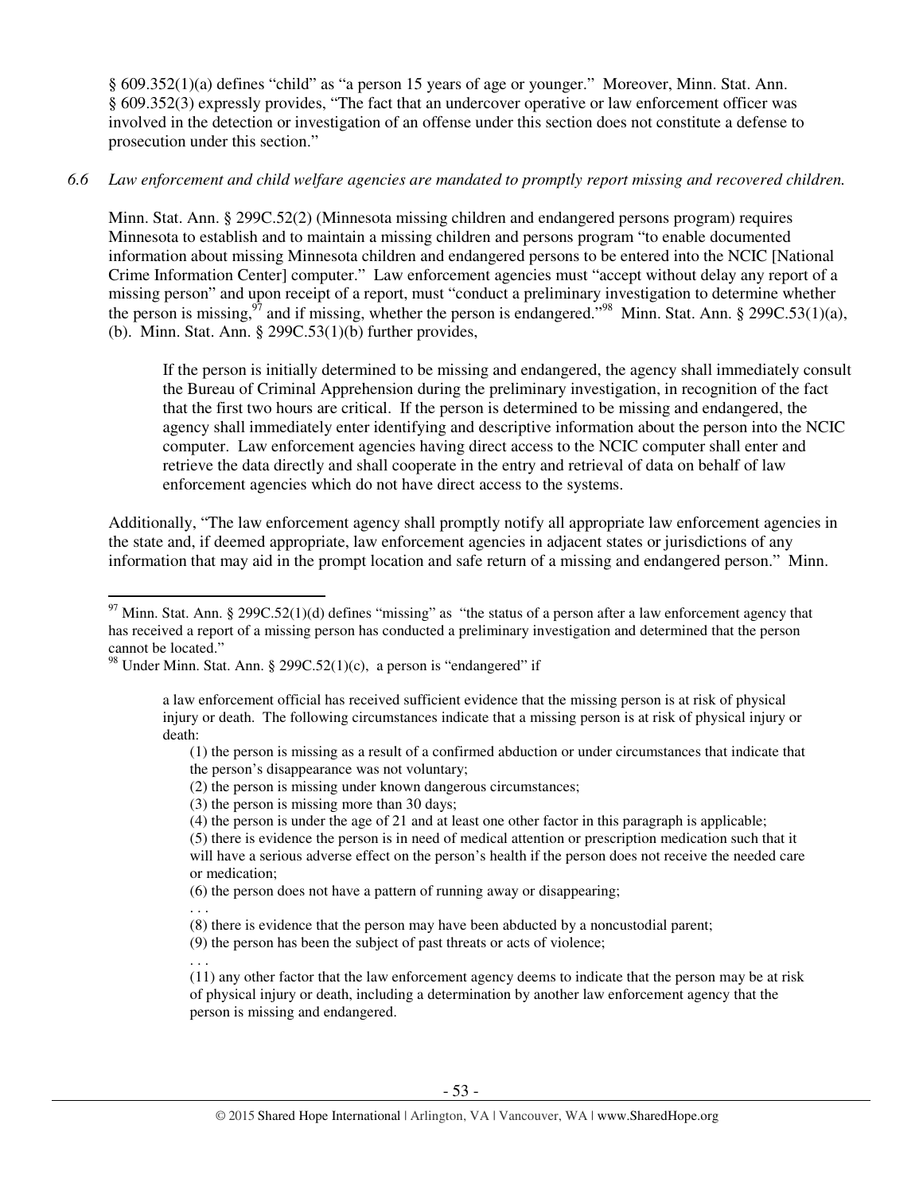§ 609.352(1)(a) defines "child" as "a person 15 years of age or younger." Moreover, Minn. Stat. Ann. § 609.352(3) expressly provides, "The fact that an undercover operative or law enforcement officer was involved in the detection or investigation of an offense under this section does not constitute a defense to prosecution under this section."

*6.6 Law enforcement and child welfare agencies are mandated to promptly report missing and recovered children.*

Minn. Stat. Ann. § 299C.52(2) (Minnesota missing children and endangered persons program) requires Minnesota to establish and to maintain a missing children and persons program "to enable documented information about missing Minnesota children and endangered persons to be entered into the NCIC [National Crime Information Center] computer." Law enforcement agencies must "accept without delay any report of a missing person" and upon receipt of a report, must "conduct a preliminary investigation to determine whether the person is missing,[97] and if missing, whether the person is endangered."[98] Minn. Stat. Ann. § 299C.53(1)(a), (b). Minn. Stat. Ann. § 299C.53(1)(b) further provides,

> If the person is initially determined to be missing and endangered, the agency shall immediately consult the Bureau of Criminal Apprehension during the preliminary investigation, in recognition of the fact that the first two hours are critical. If the person is determined to be missing and endangered, the agency shall immediately enter identifying and descriptive information about the person into the NCIC computer. Law enforcement agencies having direct access to the NCIC computer shall enter and retrieve the data directly and shall cooperate in the entry and retrieval of data on behalf of law enforcement agencies which do not have direct access to the systems.

Additionally, "The law enforcement agency shall promptly notify all appropriate law enforcement agencies in the state and, if deemed appropriate, law enforcement agencies in adjacent states or jurisdictions of any information that may aid in the prompt location and safe return of a missing and endangered person." Minn.

---

[97] Minn. Stat. Ann. § 299C.52(1)(d) defines "missing" as "the status of a person after a law enforcement agency that has received a report of a missing person has conducted a preliminary investigation and determined that the person cannot be located."

[98] Under Minn. Stat. Ann. § 299C.52(1)(c), a person is "endangered" if

> a law enforcement official has received sufficient evidence that the missing person is at risk of physical injury or death. The following circumstances indicate that a missing person is at risk of physical injury or death:
>
> (1) the person is missing as a result of a confirmed abduction or under circumstances that indicate that the person's disappearance was not voluntary;
>
> (2) the person is missing under known dangerous circumstances;
>
> (3) the person is missing more than 30 days;
>
> (4) the person is under the age of 21 and at least one other factor in this paragraph is applicable;
>
> (5) there is evidence the person is in need of medical attention or prescription medication such that it will have a serious adverse effect on the person's health if the person does not receive the needed care or medication;
>
> (6) the person does not have a pattern of running away or disappearing;
>
> . . .
>
> (8) there is evidence that the person may have been abducted by a noncustodial parent;
>
> (9) the person has been the subject of past threats or acts of violence;
>
> . . .
>
> (11) any other factor that the law enforcement agency deems to indicate that the person may be at risk of physical injury or death, including a determination by another law enforcement agency that the person is missing and endangered.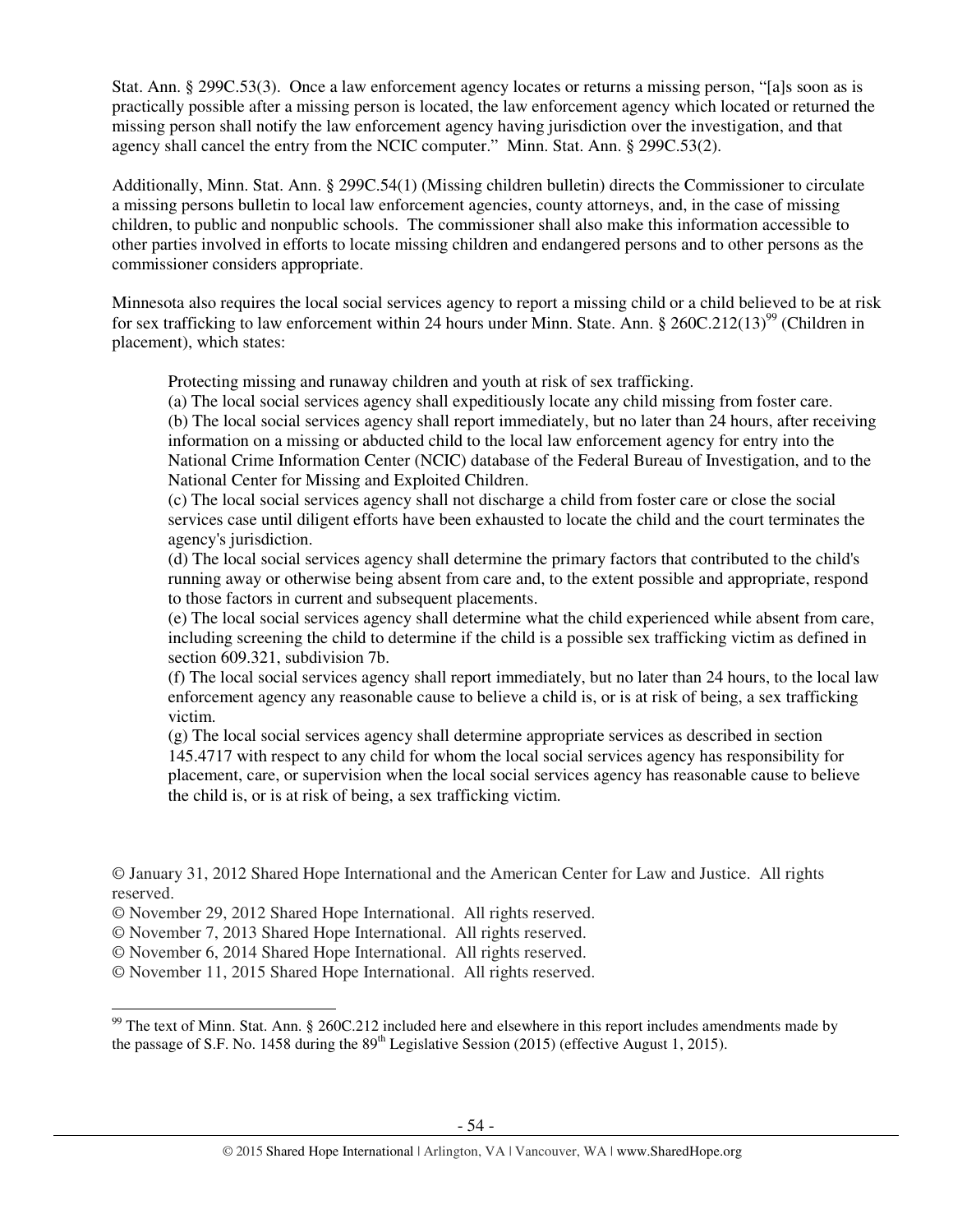Stat. Ann. § 299C.53(3). Once a law enforcement agency locates or returns a missing person, "[a]s soon as is practically possible after a missing person is located, the law enforcement agency which located or returned the missing person shall notify the law enforcement agency having jurisdiction over the investigation, and that agency shall cancel the entry from the NCIC computer." Minn. Stat. Ann. § 299C.53(2).

Additionally, Minn. Stat. Ann. § 299C.54(1) (Missing children bulletin) directs the Commissioner to circulate a missing persons bulletin to local law enforcement agencies, county attorneys, and, in the case of missing children, to public and nonpublic schools. The commissioner shall also make this information accessible to other parties involved in efforts to locate missing children and endangered persons and to other persons as the commissioner considers appropriate.

Minnesota also requires the local social services agency to report a missing child or a child believed to be at risk for sex trafficking to law enforcement within 24 hours under Minn. State. Ann. § 260C.212(13)[99] (Children in placement), which states:

> Protecting missing and runaway children and youth at risk of sex trafficking.
> (a) The local social services agency shall expeditiously locate any child missing from foster care.
> (b) The local social services agency shall report immediately, but no later than 24 hours, after receiving information on a missing or abducted child to the local law enforcement agency for entry into the National Crime Information Center (NCIC) database of the Federal Bureau of Investigation, and to the National Center for Missing and Exploited Children.
> (c) The local social services agency shall not discharge a child from foster care or close the social services case until diligent efforts have been exhausted to locate the child and the court terminates the agency's jurisdiction.
> (d) The local social services agency shall determine the primary factors that contributed to the child's running away or otherwise being absent from care and, to the extent possible and appropriate, respond to those factors in current and subsequent placements.
> (e) The local social services agency shall determine what the child experienced while absent from care, including screening the child to determine if the child is a possible sex trafficking victim as defined in section 609.321, subdivision 7b.
> (f) The local social services agency shall report immediately, but no later than 24 hours, to the local law enforcement agency any reasonable cause to believe a child is, or is at risk of being, a sex trafficking victim.
> (g) The local social services agency shall determine appropriate services as described in section 145.4717 with respect to any child for whom the local social services agency has responsibility for placement, care, or supervision when the local social services agency has reasonable cause to believe the child is, or is at risk of being, a sex trafficking victim.

© January 31, 2012 Shared Hope International and the American Center for Law and Justice. All rights reserved.
© November 29, 2012 Shared Hope International. All rights reserved.
© November 7, 2013 Shared Hope International. All rights reserved.
© November 6, 2014 Shared Hope International. All rights reserved.
© November 11, 2015 Shared Hope International. All rights reserved.

[99] The text of Minn. Stat. Ann. § 260C.212 included here and elsewhere in this report includes amendments made by the passage of S.F. No. 1458 during the 89th Legislative Session (2015) (effective August 1, 2015).